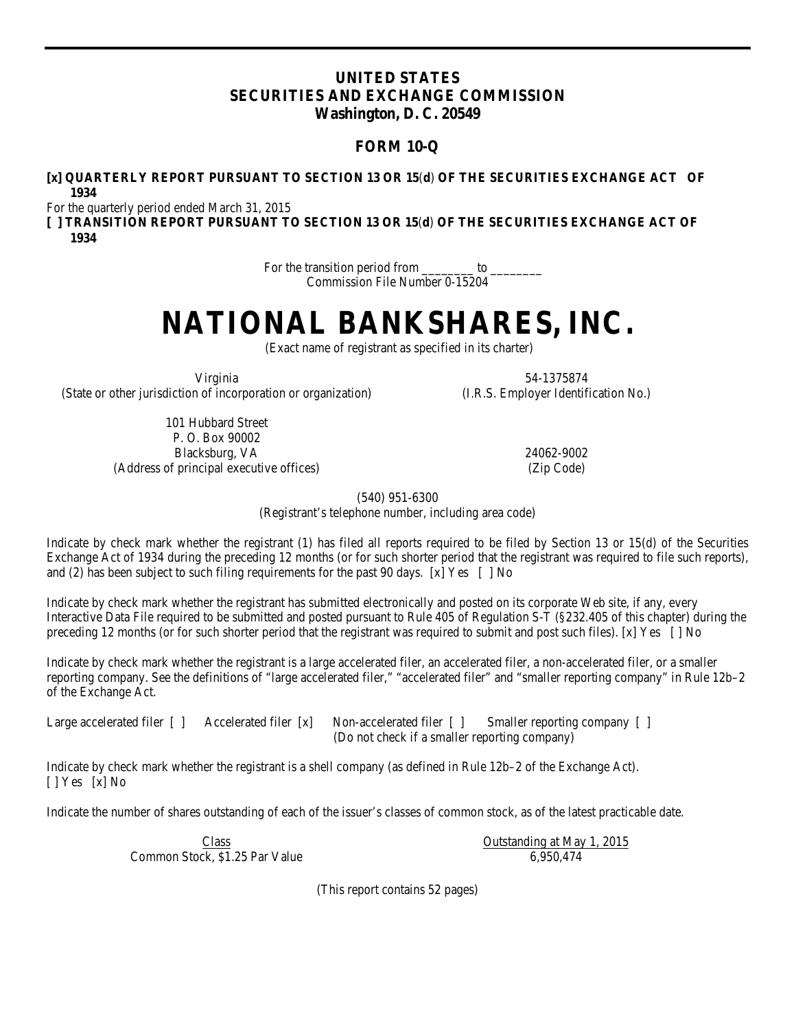# UNITED STATES
# SECURITIES AND EXCHANGE COMMISSION
**Washington, D. C. 20549**

## FORM 10-Q

**[x] QUARTERLY REPORT PURSUANT TO SECTION 13 OR 15(d) OF THE SECURITIES EXCHANGE ACT OF 1934**

For the quarterly period ended March 31, 2015

**[ ] TRANSITION REPORT PURSUANT TO SECTION 13 OR 15(d) OF THE SECURITIES EXCHANGE ACT OF 1934**

For the transition period from ________ to ________

Commission File Number 0-15204

# NATIONAL BANKSHARES, INC.

(Exact name of registrant as specified in its charter)

| | |
|---|---|
| Virginia | 54-1375874 |
| (State or other jurisdiction of incorporation or organization) | (I.R.S. Employer Identification No.) |
| 101 Hubbard Street<br>P. O. Box 90002<br>Blacksburg, VA | 24062-9002 |
| (Address of principal executive offices) | (Zip Code) |

(540) 951-6300

(Registrant's telephone number, including area code)

Indicate by check mark whether the registrant (1) has filed all reports required to be filed by Section 13 or 15(d) of the Securities Exchange Act of 1934 during the preceding 12 months (or for such shorter period that the registrant was required to file such reports), and (2) has been subject to such filing requirements for the past 90 days. [x] Yes [ ] No

Indicate by check mark whether the registrant has submitted electronically and posted on its corporate Web site, if any, every Interactive Data File required to be submitted and posted pursuant to Rule 405 of Regulation S-T (§232.405 of this chapter) during the preceding 12 months (or for such shorter period that the registrant was required to submit and post such files). [x] Yes [ ] No

Indicate by check mark whether the registrant is a large accelerated filer, an accelerated filer, a non-accelerated filer, or a smaller reporting company. See the definitions of "large accelerated filer," "accelerated filer" and "smaller reporting company" in Rule 12b–2 of the Exchange Act.

Large accelerated filer [ ] Accelerated filer [x] Non-accelerated filer [ ] Smaller reporting company [ ]
(Do not check if a smaller reporting company)

Indicate by check mark whether the registrant is a shell company (as defined in Rule 12b–2 of the Exchange Act).
[ ] Yes [x] No

Indicate the number of shares outstanding of each of the issuer's classes of common stock, as of the latest practicable date.

| Class | Outstanding at May 1, 2015 |
|---|---|
| Common Stock, $1.25 Par Value | 6,950,474 |

(This report contains 52 pages)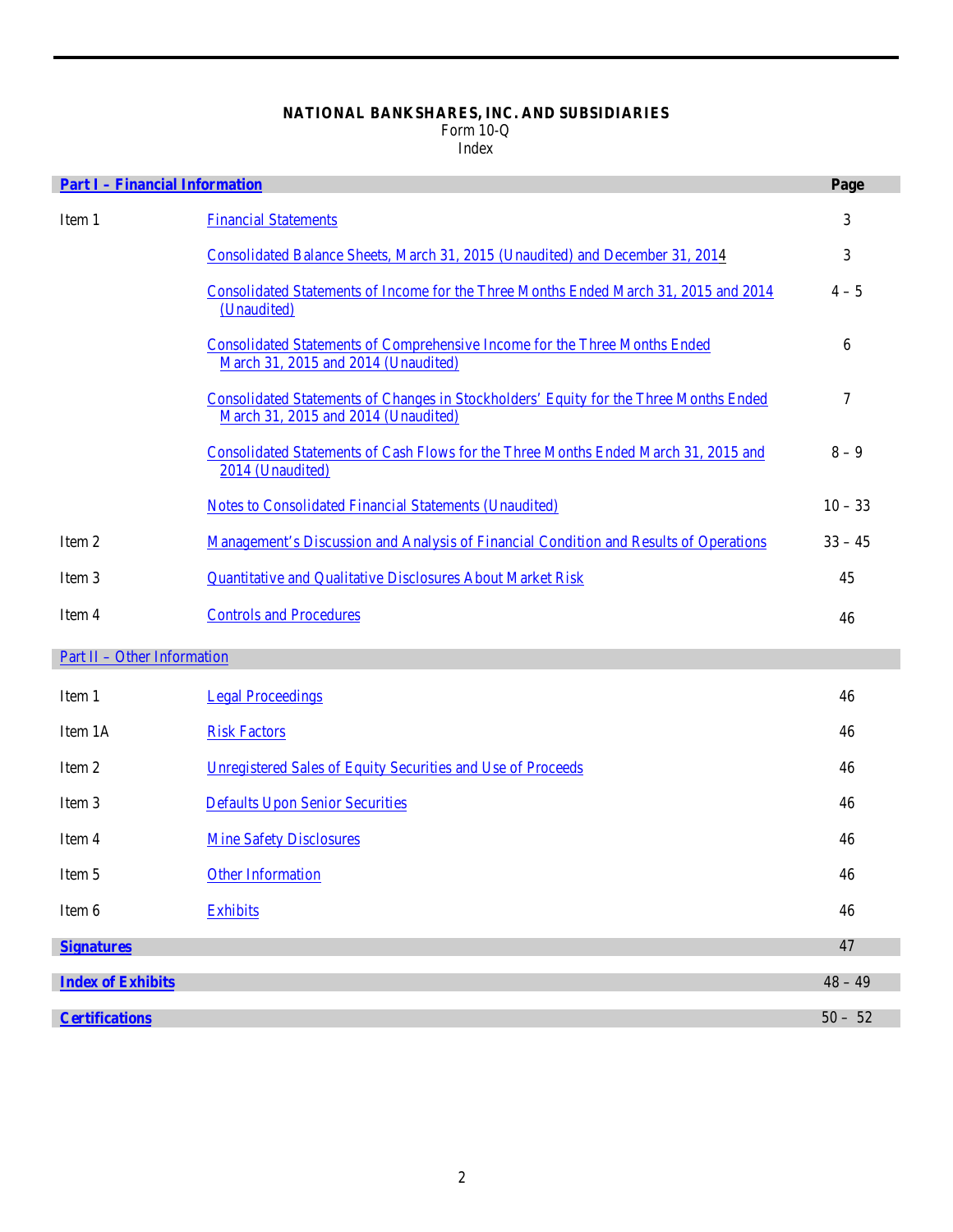**NATIONAL BANKSHARES, INC. AND SUBSIDIARIES**
Form 10-Q
Index

| **Part I – Financial Information** | | **Page** |
|---|---|---|
| Item 1 | Financial Statements | 3 |
| | Consolidated Balance Sheets, March 31, 2015 (Unaudited) and December 31, 2014 | 3 |
| | Consolidated Statements of Income for the Three Months Ended March 31, 2015 and 2014 (Unaudited) | 4 – 5 |
| | Consolidated Statements of Comprehensive Income for the Three Months Ended March 31, 2015 and 2014 (Unaudited) | 6 |
| | Consolidated Statements of Changes in Stockholders' Equity for the Three Months Ended March 31, 2015 and 2014 (Unaudited) | 7 |
| | Consolidated Statements of Cash Flows for the Three Months Ended March 31, 2015 and 2014 (Unaudited) | 8 – 9 |
| | Notes to Consolidated Financial Statements (Unaudited) | 10 – 33 |
| Item 2 | Management's Discussion and Analysis of Financial Condition and Results of Operations | 33 – 45 |
| Item 3 | Quantitative and Qualitative Disclosures About Market Risk | 45 |
| Item 4 | Controls and Procedures | 46 |
| **Part II – Other Information** | | |
| Item 1 | Legal Proceedings | 46 |
| Item 1A | Risk Factors | 46 |
| Item 2 | Unregistered Sales of Equity Securities and Use of Proceeds | 46 |
| Item 3 | Defaults Upon Senior Securities | 46 |
| Item 4 | Mine Safety Disclosures | 46 |
| Item 5 | Other Information | 46 |
| Item 6 | Exhibits | 46 |
| **Signatures** | | 47 |
| **Index of Exhibits** | | 48 – 49 |
| **Certifications** | | 50 – 52 |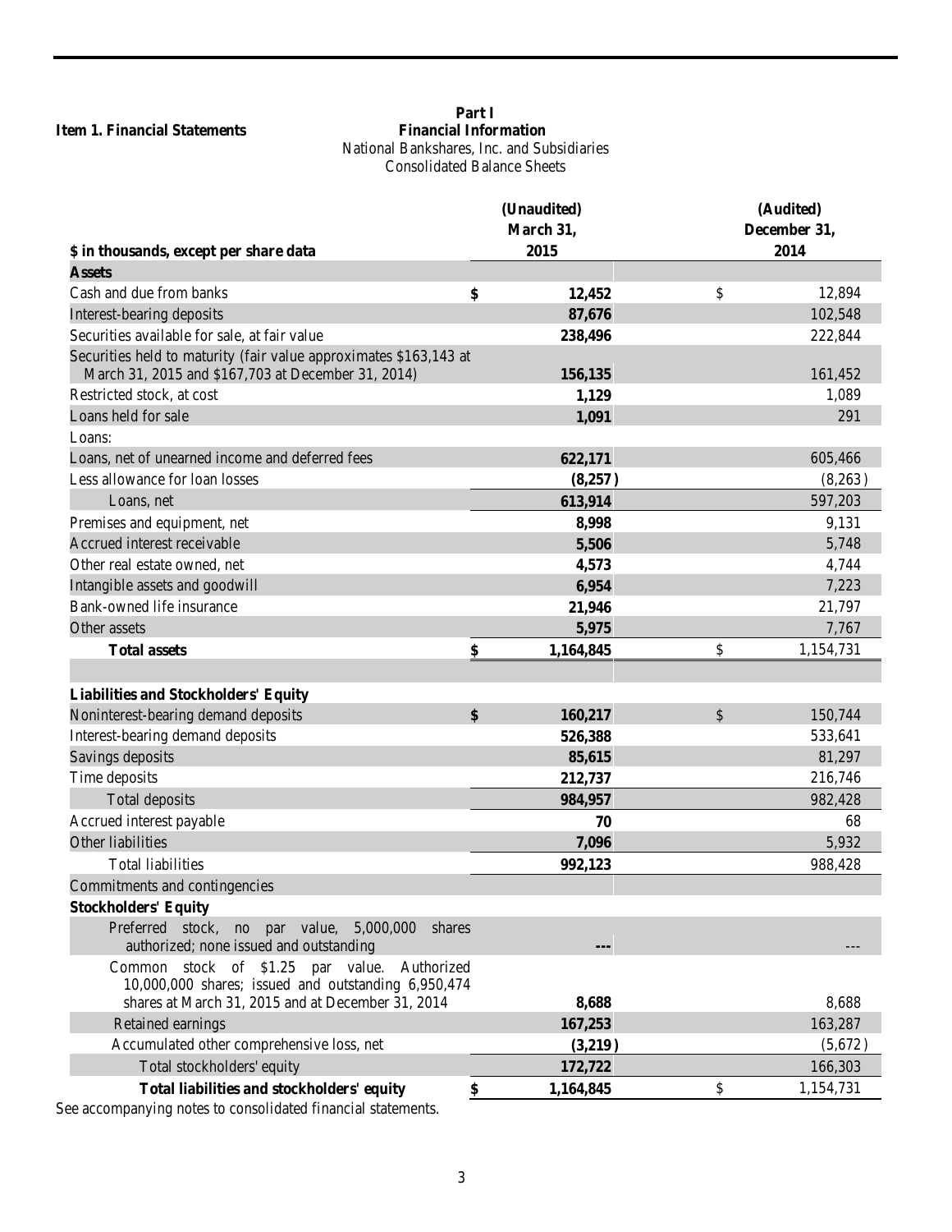**Item 1. Financial Statements**

**Part I**
**Financial Information**

National Bankshares, Inc. and Subsidiaries
Consolidated Balance Sheets

| $ in thousands, except per share data | | (Unaudited) March 31, 2015 | | (Audited) December 31, 2014 |
|---|---|---|---|---|
| **Assets** | | | | |
| Cash and due from banks | $ | 12,452 | $ | 12,894 |
| Interest-bearing deposits | | 87,676 | | 102,548 |
| Securities available for sale, at fair value | | 238,496 | | 222,844 |
| Securities held to maturity (fair value approximates $163,143 at March 31, 2015 and $167,703 at December 31, 2014) | | 156,135 | | 161,452 |
| Restricted stock, at cost | | 1,129 | | 1,089 |
| Loans held for sale | | 1,091 | | 291 |
| Loans: | | | | |
| Loans, net of unearned income and deferred fees | | 622,171 | | 605,466 |
| Less allowance for loan losses | | (8,257) | | (8,263) |
| Loans, net | | 613,914 | | 597,203 |
| Premises and equipment, net | | 8,998 | | 9,131 |
| Accrued interest receivable | | 5,506 | | 5,748 |
| Other real estate owned, net | | 4,573 | | 4,744 |
| Intangible assets and goodwill | | 6,954 | | 7,223 |
| Bank-owned life insurance | | 21,946 | | 21,797 |
| Other assets | | 5,975 | | 7,767 |
| **Total assets** | $ | 1,164,845 | $ | 1,154,731 |
| | | | | |
| **Liabilities and Stockholders' Equity** | | | | |
| Noninterest-bearing demand deposits | $ | 160,217 | $ | 150,744 |
| Interest-bearing demand deposits | | 526,388 | | 533,641 |
| Savings deposits | | 85,615 | | 81,297 |
| Time deposits | | 212,737 | | 216,746 |
| Total deposits | | 984,957 | | 982,428 |
| Accrued interest payable | | 70 | | 68 |
| Other liabilities | | 7,096 | | 5,932 |
| Total liabilities | | 992,123 | | 988,428 |
| Commitments and contingencies | | | | |
| **Stockholders' Equity** | | | | |
| Preferred stock, no par value, 5,000,000 shares authorized; none issued and outstanding | | --- | | --- |
| Common stock of $1.25 par value. Authorized 10,000,000 shares; issued and outstanding 6,950,474 shares at March 31, 2015 and at December 31, 2014 | | 8,688 | | 8,688 |
| Retained earnings | | 167,253 | | 163,287 |
| Accumulated other comprehensive loss, net | | (3,219) | | (5,672) |
| Total stockholders' equity | | 172,722 | | 166,303 |
| **Total liabilities and stockholders' equity** | $ | 1,164,845 | $ | 1,154,731 |

See accompanying notes to consolidated financial statements.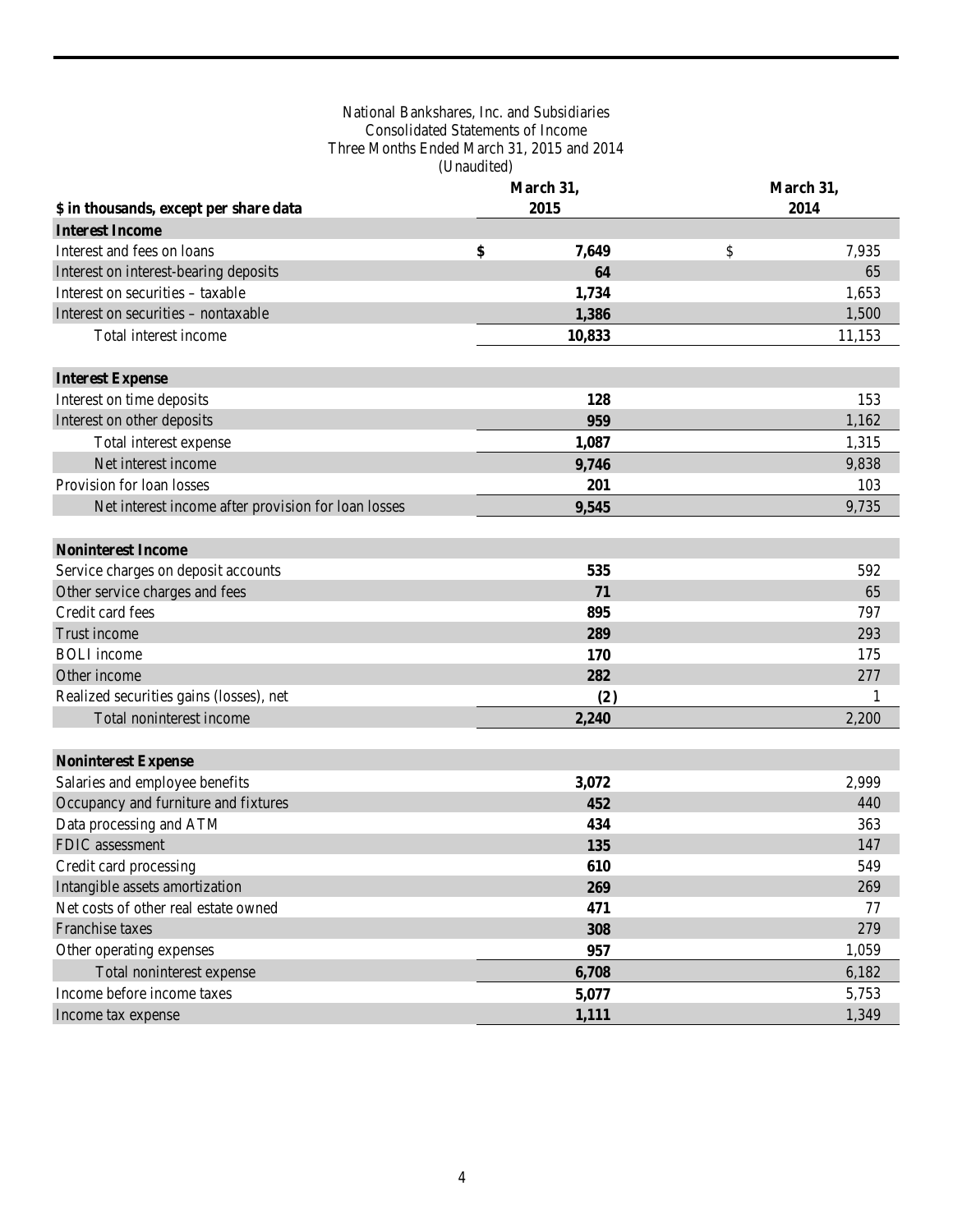National Bankshares, Inc. and Subsidiaries
Consolidated Statements of Income
Three Months Ended March 31, 2015 and 2014
(Unaudited)

| $ in thousands, except per share data | March 31, 2015 | March 31, 2014 |
|---|---|---|
| **Interest Income** | | |
| Interest and fees on loans | **$ 7,649** | $ 7,935 |
| Interest on interest-bearing deposits | **64** | 65 |
| Interest on securities – taxable | **1,734** | 1,653 |
| Interest on securities – nontaxable | **1,386** | 1,500 |
| Total interest income | **10,833** | 11,153 |
| **Interest Expense** | | |
| Interest on time deposits | **128** | 153 |
| Interest on other deposits | **959** | 1,162 |
| Total interest expense | **1,087** | 1,315 |
| Net interest income | **9,746** | 9,838 |
| Provision for loan losses | **201** | 103 |
| Net interest income after provision for loan losses | **9,545** | 9,735 |
| **Noninterest Income** | | |
| Service charges on deposit accounts | **535** | 592 |
| Other service charges and fees | **71** | 65 |
| Credit card fees | **895** | 797 |
| Trust income | **289** | 293 |
| BOLI income | **170** | 175 |
| Other income | **282** | 277 |
| Realized securities gains (losses), net | **(2)** | 1 |
| Total noninterest income | **2,240** | 2,200 |
| **Noninterest Expense** | | |
| Salaries and employee benefits | **3,072** | 2,999 |
| Occupancy and furniture and fixtures | **452** | 440 |
| Data processing and ATM | **434** | 363 |
| FDIC assessment | **135** | 147 |
| Credit card processing | **610** | 549 |
| Intangible assets amortization | **269** | 269 |
| Net costs of other real estate owned | **471** | 77 |
| Franchise taxes | **308** | 279 |
| Other operating expenses | **957** | 1,059 |
| Total noninterest expense | **6,708** | 6,182 |
| Income before income taxes | **5,077** | 5,753 |
| Income tax expense | **1,111** | 1,349 |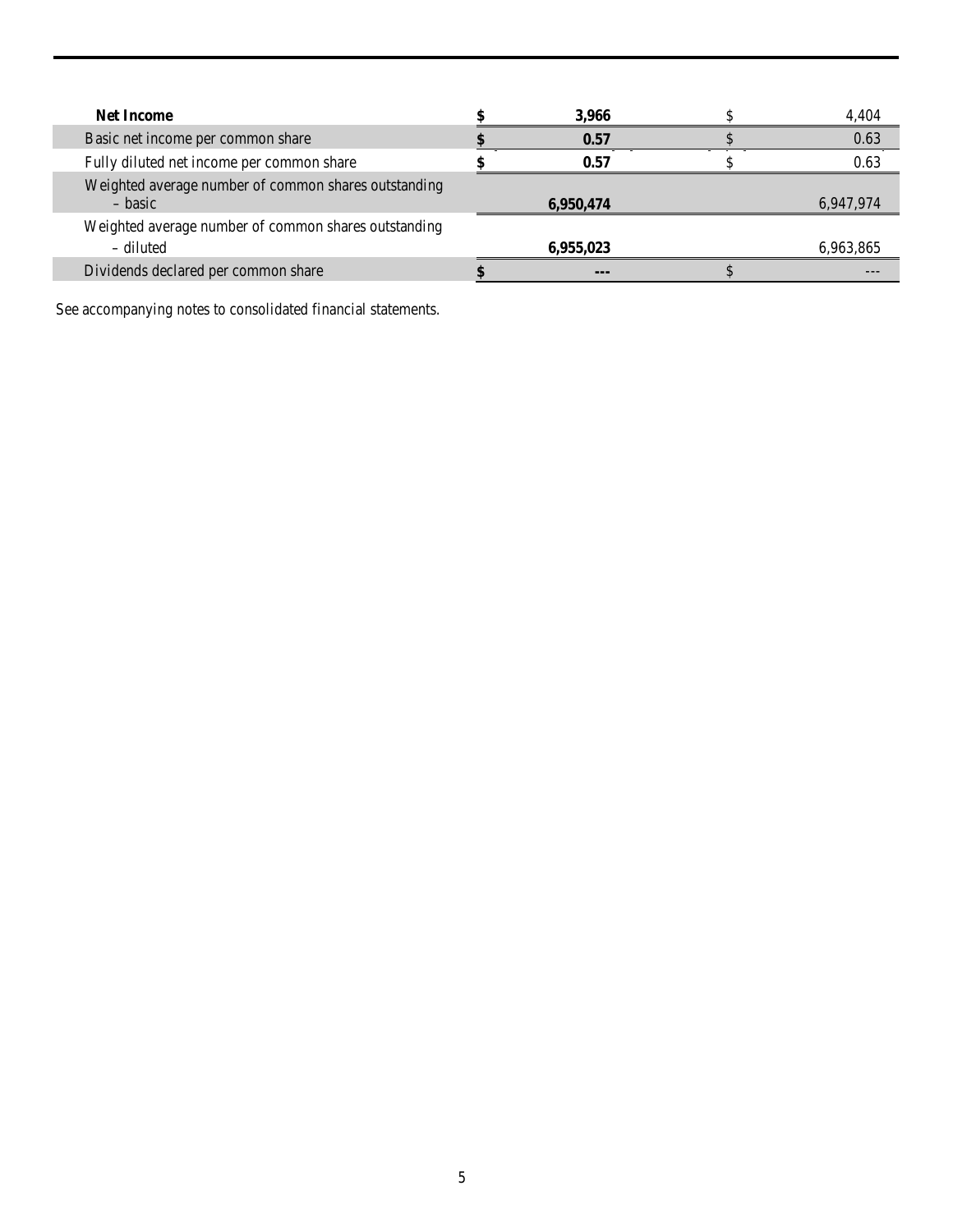| | | |
|---|---|---|
| **Net Income** | **$ 3,966** | $ 4,404 |
| Basic net income per common share | **$ 0.57** | $ 0.63 |
| Fully diluted net income per common share | **$ 0.57** | $ 0.63 |
| Weighted average number of common shares outstanding – basic | **6,950,474** | 6,947,974 |
| Weighted average number of common shares outstanding – diluted | **6,955,023** | 6,963,865 |
| Dividends declared per common share | **$ ---** | $ --- |

See accompanying notes to consolidated financial statements.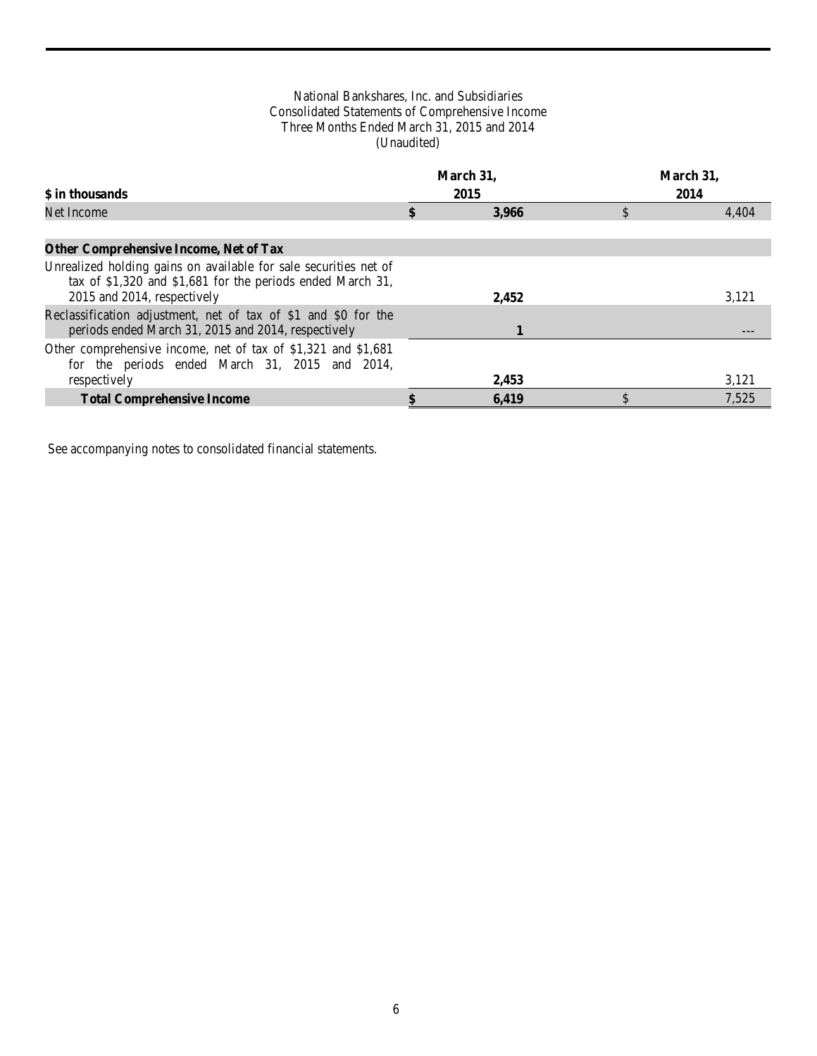National Bankshares, Inc. and Subsidiaries
Consolidated Statements of Comprehensive Income
Three Months Ended March 31, 2015 and 2014
(Unaudited)

| $ in thousands | March 31, 2015 | March 31, 2014 |
|---|---|---|
| Net Income | $ **3,966** | $ 4,404 |
| | | |
| **Other Comprehensive Income, Net of Tax** | | |
| Unrealized holding gains on available for sale securities net of tax of $1,320 and $1,681 for the periods ended March 31, 2015 and 2014, respectively | **2,452** | 3,121 |
| Reclassification adjustment, net of tax of $1 and $0 for the periods ended March 31, 2015 and 2014, respectively | **1** | --- |
| Other comprehensive income, net of tax of $1,321 and $1,681 for the periods ended March 31, 2015 and 2014, respectively | **2,453** | 3,121 |
| **Total Comprehensive Income** | $ **6,419** | $ 7,525 |

See accompanying notes to consolidated financial statements.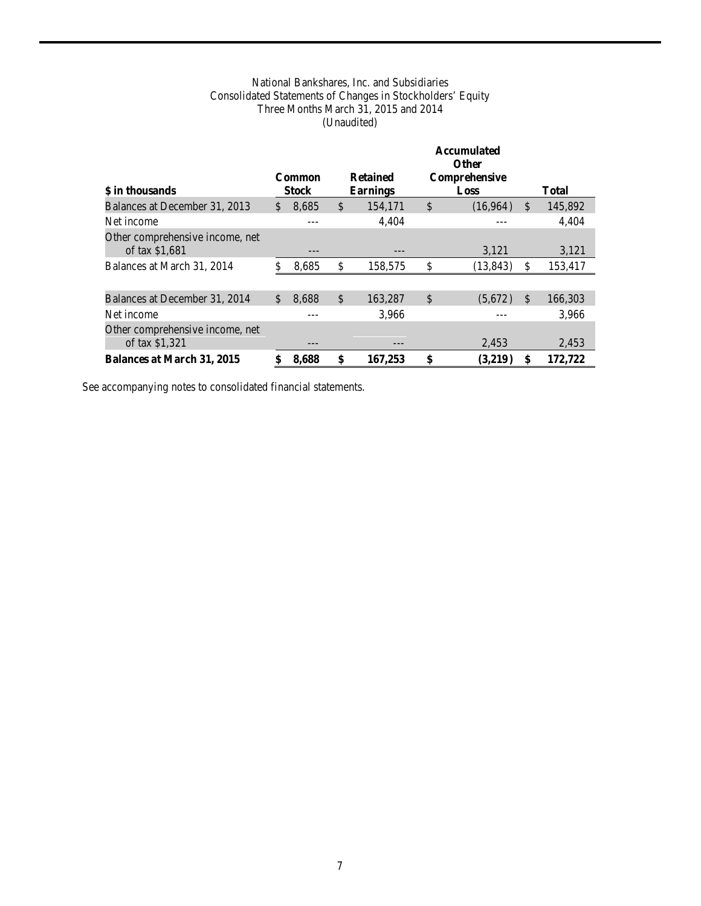National Bankshares, Inc. and Subsidiaries
Consolidated Statements of Changes in Stockholders' Equity
Three Months March 31, 2015 and 2014
(Unaudited)

| $ in thousands | Common Stock | Retained Earnings | Accumulated Other Comprehensive Loss | Total |
|---|---|---|---|---|
| Balances at December 31, 2013 | $ 8,685 | $ 154,171 | $ (16,964) | $ 145,892 |
| Net income | --- | 4,404 | --- | 4,404 |
| Other comprehensive income, net of tax $1,681 | --- | --- | 3,121 | 3,121 |
| Balances at March 31, 2014 | $ 8,685 | $ 158,575 | $ (13,843) | $ 153,417 |
| | | | | |
| Balances at December 31, 2014 | $ 8,688 | $ 163,287 | $ (5,672) | $ 166,303 |
| Net income | --- | 3,966 | --- | 3,966 |
| Other comprehensive income, net of tax $1,321 | --- | --- | 2,453 | 2,453 |
| **Balances at March 31, 2015** | **$ 8,688** | **$ 167,253** | **$ (3,219)** | **$ 172,722** |

See accompanying notes to consolidated financial statements.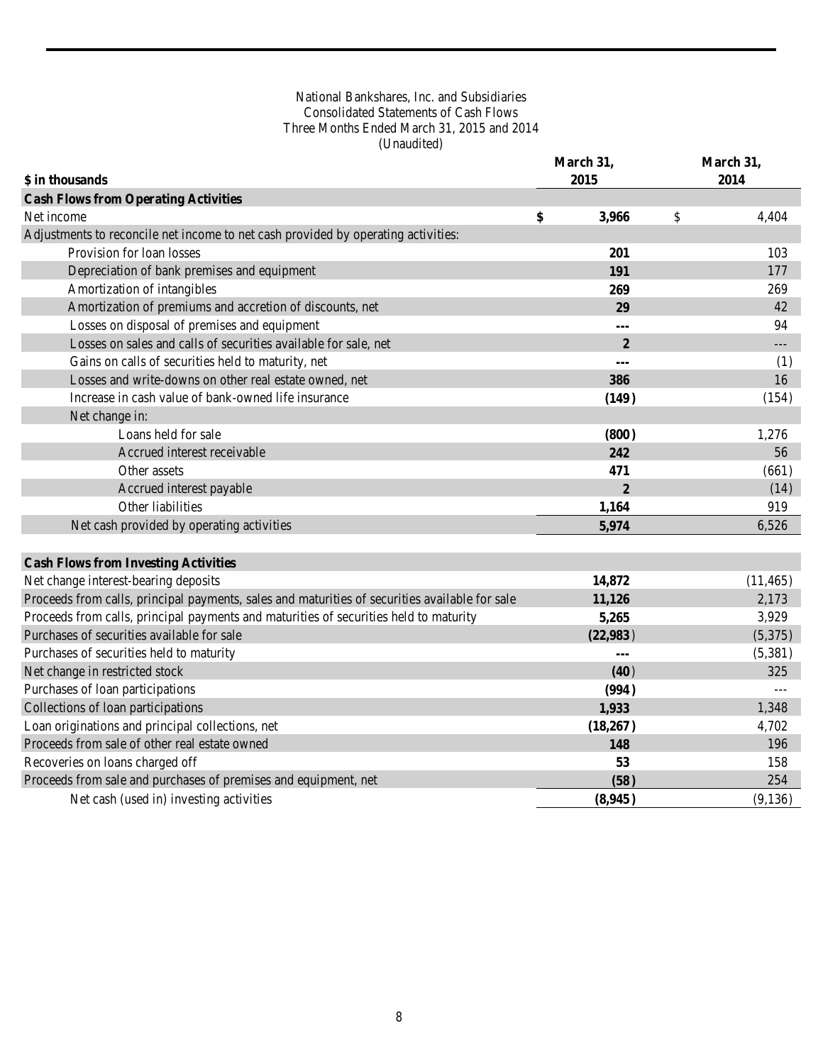National Bankshares, Inc. and Subsidiaries
Consolidated Statements of Cash Flows
Three Months Ended March 31, 2015 and 2014
(Unaudited)

| $ in thousands | March 31, 2015 | March 31, 2014 |
|---|---|---|
| **Cash Flows from Operating Activities** | | |
| Net income | **$ 3,966** | $ 4,404 |
| Adjustments to reconcile net income to net cash provided by operating activities: | | |
| Provision for loan losses | **201** | 103 |
| Depreciation of bank premises and equipment | **191** | 177 |
| Amortization of intangibles | **269** | 269 |
| Amortization of premiums and accretion of discounts, net | **29** | 42 |
| Losses on disposal of premises and equipment | **---** | 94 |
| Losses on sales and calls of securities available for sale, net | **2** | --- |
| Gains on calls of securities held to maturity, net | **---** | (1) |
| Losses and write-downs on other real estate owned, net | **386** | 16 |
| Increase in cash value of bank-owned life insurance | **(149)** | (154) |
| Net change in: | | |
| Loans held for sale | **(800)** | 1,276 |
| Accrued interest receivable | **242** | 56 |
| Other assets | **471** | (661) |
| Accrued interest payable | **2** | (14) |
| Other liabilities | **1,164** | 919 |
| Net cash provided by operating activities | **5,974** | 6,526 |
| | | |
| **Cash Flows from Investing Activities** | | |
| Net change interest-bearing deposits | **14,872** | (11,465) |
| Proceeds from calls, principal payments, sales and maturities of securities available for sale | **11,126** | 2,173 |
| Proceeds from calls, principal payments and maturities of securities held to maturity | **5,265** | 3,929 |
| Purchases of securities available for sale | **(22,983)** | (5,375) |
| Purchases of securities held to maturity | **---** | (5,381) |
| Net change in restricted stock | **(40)** | 325 |
| Purchases of loan participations | **(994)** | --- |
| Collections of loan participations | **1,933** | 1,348 |
| Loan originations and principal collections, net | **(18,267)** | 4,702 |
| Proceeds from sale of other real estate owned | **148** | 196 |
| Recoveries on loans charged off | **53** | 158 |
| Proceeds from sale and purchases of premises and equipment, net | **(58)** | 254 |
| Net cash (used in) investing activities | **(8,945)** | (9,136) |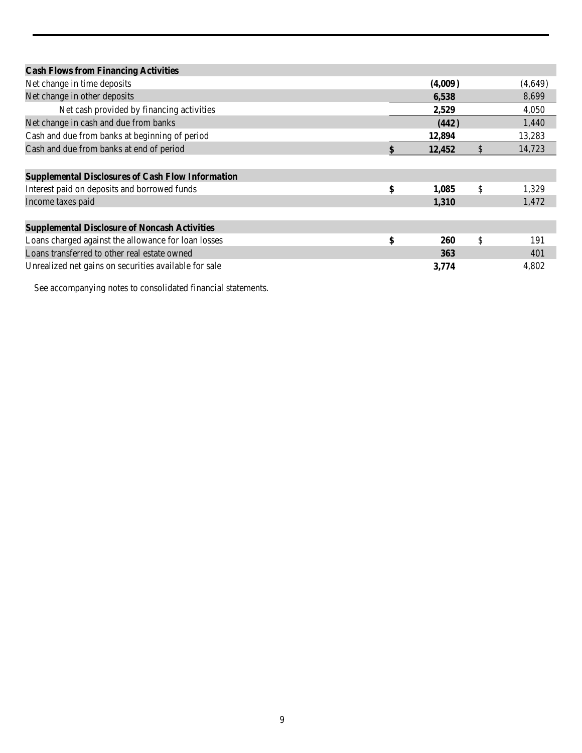| | | |
|---|---|---|
| **Cash Flows from Financing Activities** | | |
| Net change in time deposits | **(4,009)** | (4,649) |
| Net change in other deposits | **6,538** | 8,699 |
| Net cash provided by financing activities | **2,529** | 4,050 |
| Net change in cash and due from banks | **(442)** | 1,440 |
| Cash and due from banks at beginning of period | **12,894** | 13,283 |
| Cash and due from banks at end of period | **$ 12,452** | $ 14,723 |
| | | |
| **Supplemental Disclosures of Cash Flow Information** | | |
| Interest paid on deposits and borrowed funds | **$ 1,085** | $ 1,329 |
| Income taxes paid | **1,310** | 1,472 |
| | | |
| **Supplemental Disclosure of Noncash Activities** | | |
| Loans charged against the allowance for loan losses | **$ 260** | $ 191 |
| Loans transferred to other real estate owned | **363** | 401 |
| Unrealized net gains on securities available for sale | **3,774** | 4,802 |

See accompanying notes to consolidated financial statements.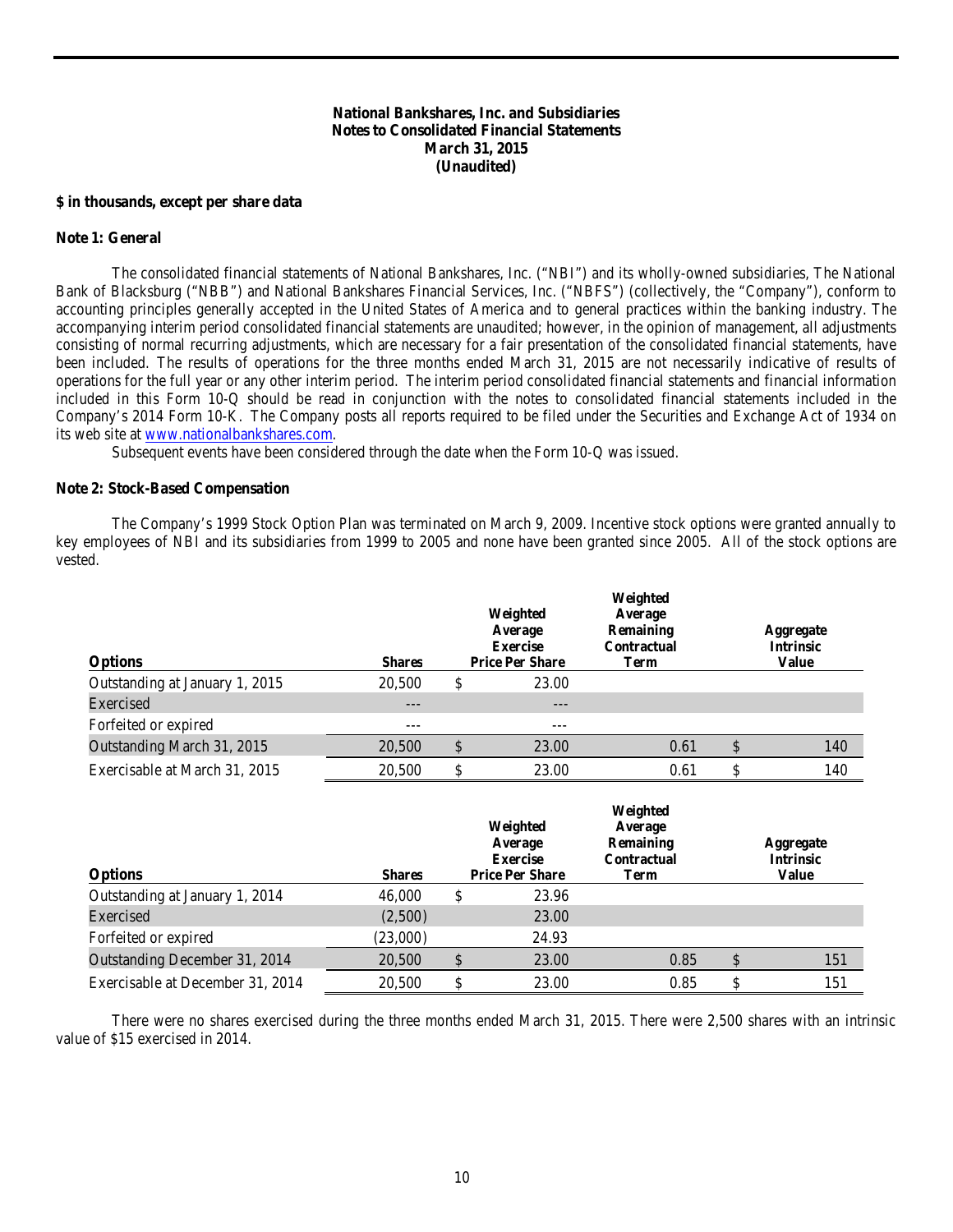**National Bankshares, Inc. and Subsidiaries**
**Notes to Consolidated Financial Statements**
**March 31, 2015**
**(Unaudited)**

**$ in thousands, except per share data**

**Note 1: General**

The consolidated financial statements of National Bankshares, Inc. ("NBI") and its wholly-owned subsidiaries, The National Bank of Blacksburg ("NBB") and National Bankshares Financial Services, Inc. ("NBFS") (collectively, the "Company"), conform to accounting principles generally accepted in the United States of America and to general practices within the banking industry. The accompanying interim period consolidated financial statements are unaudited; however, in the opinion of management, all adjustments consisting of normal recurring adjustments, which are necessary for a fair presentation of the consolidated financial statements, have been included. The results of operations for the three months ended March 31, 2015 are not necessarily indicative of results of operations for the full year or any other interim period. The interim period consolidated financial statements and financial information included in this Form 10-Q should be read in conjunction with the notes to consolidated financial statements included in the Company's 2014 Form 10-K. The Company posts all reports required to be filed under the Securities and Exchange Act of 1934 on its web site at www.nationalbankshares.com.

Subsequent events have been considered through the date when the Form 10-Q was issued.

**Note 2: Stock-Based Compensation**

The Company's 1999 Stock Option Plan was terminated on March 9, 2009. Incentive stock options were granted annually to key employees of NBI and its subsidiaries from 1999 to 2005 and none have been granted since 2005. All of the stock options are vested.

| Options | Shares | Weighted Average Exercise Price Per Share | Weighted Average Remaining Contractual Term | Aggregate Intrinsic Value |
|---|---|---|---|---|
| Outstanding at January 1, 2015 | 20,500 | $ 23.00 | | |
| Exercised | --- | --- | | |
| Forfeited or expired | --- | --- | | |
| Outstanding March 31, 2015 | 20,500 | $ 23.00 | 0.61 | $ 140 |
| Exercisable at March 31, 2015 | 20,500 | $ 23.00 | 0.61 | $ 140 |

| Options | Shares | Weighted Average Exercise Price Per Share | Weighted Average Remaining Contractual Term | Aggregate Intrinsic Value |
|---|---|---|---|---|
| Outstanding at January 1, 2014 | 46,000 | $ 23.96 | | |
| Exercised | (2,500) | 23.00 | | |
| Forfeited or expired | (23,000) | 24.93 | | |
| Outstanding December 31, 2014 | 20,500 | $ 23.00 | 0.85 | $ 151 |
| Exercisable at December 31, 2014 | 20,500 | $ 23.00 | 0.85 | $ 151 |

There were no shares exercised during the three months ended March 31, 2015. There were 2,500 shares with an intrinsic value of $15 exercised in 2014.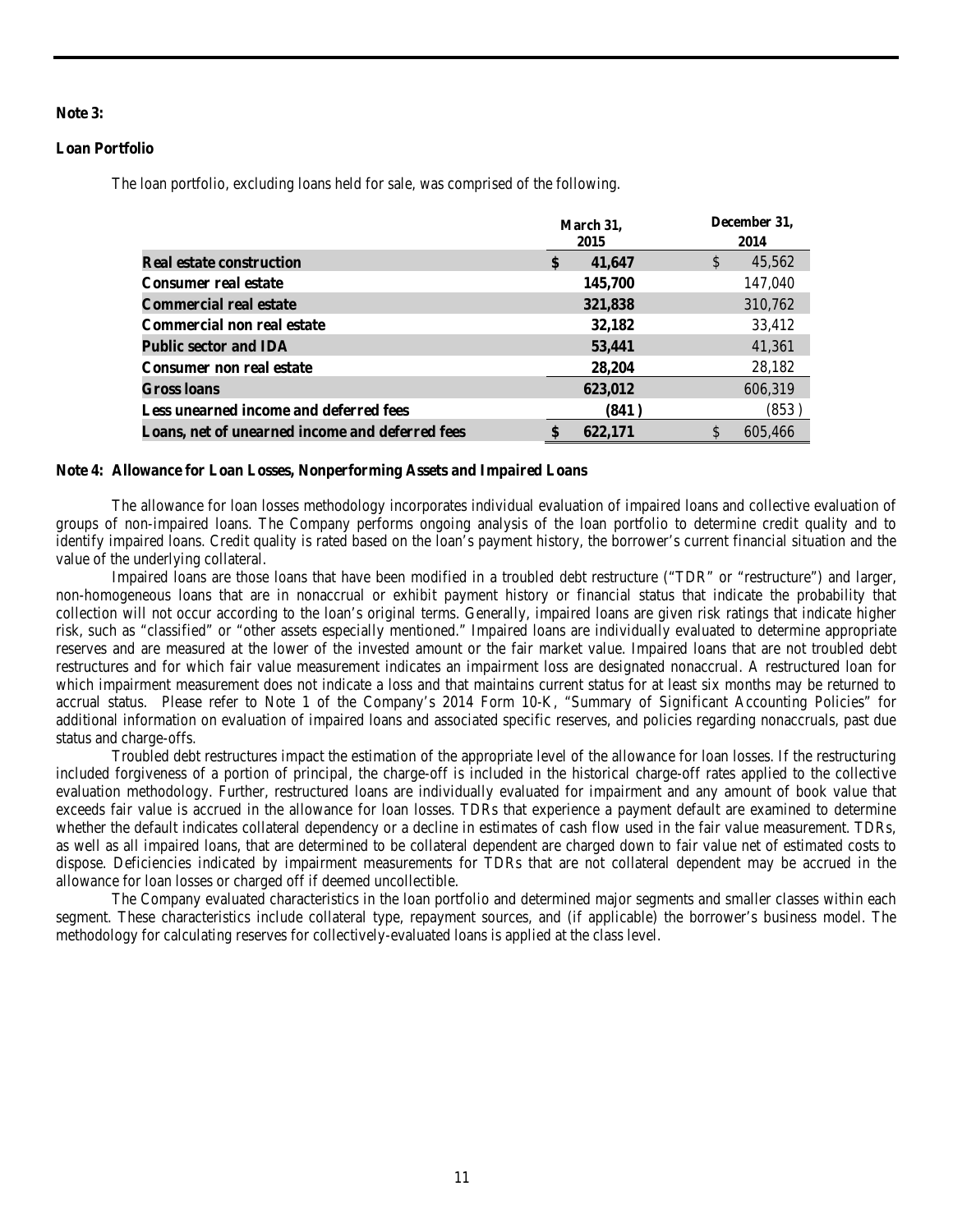**Note 3:**

**Loan Portfolio**

The loan portfolio, excluding loans held for sale, was comprised of the following.

| | March 31, 2015 | December 31, 2014 |
|---|---|---|
| **Real estate construction** | **$ 41,647** | $ 45,562 |
| **Consumer real estate** | **145,700** | 147,040 |
| **Commercial real estate** | **321,838** | 310,762 |
| **Commercial non real estate** | **32,182** | 33,412 |
| **Public sector and IDA** | **53,441** | 41,361 |
| **Consumer non real estate** | **28,204** | 28,182 |
| **Gross loans** | **623,012** | 606,319 |
| **Less unearned income and deferred fees** | **(841 )** | (853 ) |
| **Loans, net of unearned income and deferred fees** | **$ 622,171** | $ 605,466 |

**Note 4: Allowance for Loan Losses, Nonperforming Assets and Impaired Loans**

The allowance for loan losses methodology incorporates individual evaluation of impaired loans and collective evaluation of groups of non-impaired loans. The Company performs ongoing analysis of the loan portfolio to determine credit quality and to identify impaired loans. Credit quality is rated based on the loan's payment history, the borrower's current financial situation and the value of the underlying collateral.

Impaired loans are those loans that have been modified in a troubled debt restructure ("TDR" or "restructure") and larger, non-homogeneous loans that are in nonaccrual or exhibit payment history or financial status that indicate the probability that collection will not occur according to the loan's original terms. Generally, impaired loans are given risk ratings that indicate higher risk, such as "classified" or "other assets especially mentioned." Impaired loans are individually evaluated to determine appropriate reserves and are measured at the lower of the invested amount or the fair market value. Impaired loans that are not troubled debt restructures and for which fair value measurement indicates an impairment loss are designated nonaccrual. A restructured loan for which impairment measurement does not indicate a loss and that maintains current status for at least six months may be returned to accrual status. Please refer to Note 1 of the Company's 2014 Form 10-K, "Summary of Significant Accounting Policies" for additional information on evaluation of impaired loans and associated specific reserves, and policies regarding nonaccruals, past due status and charge-offs.

Troubled debt restructures impact the estimation of the appropriate level of the allowance for loan losses. If the restructuring included forgiveness of a portion of principal, the charge-off is included in the historical charge-off rates applied to the collective evaluation methodology. Further, restructured loans are individually evaluated for impairment and any amount of book value that exceeds fair value is accrued in the allowance for loan losses. TDRs that experience a payment default are examined to determine whether the default indicates collateral dependency or a decline in estimates of cash flow used in the fair value measurement. TDRs, as well as all impaired loans, that are determined to be collateral dependent are charged down to fair value net of estimated costs to dispose. Deficiencies indicated by impairment measurements for TDRs that are not collateral dependent may be accrued in the allowance for loan losses or charged off if deemed uncollectible.

The Company evaluated characteristics in the loan portfolio and determined major segments and smaller classes within each segment. These characteristics include collateral type, repayment sources, and (if applicable) the borrower's business model. The methodology for calculating reserves for collectively-evaluated loans is applied at the class level.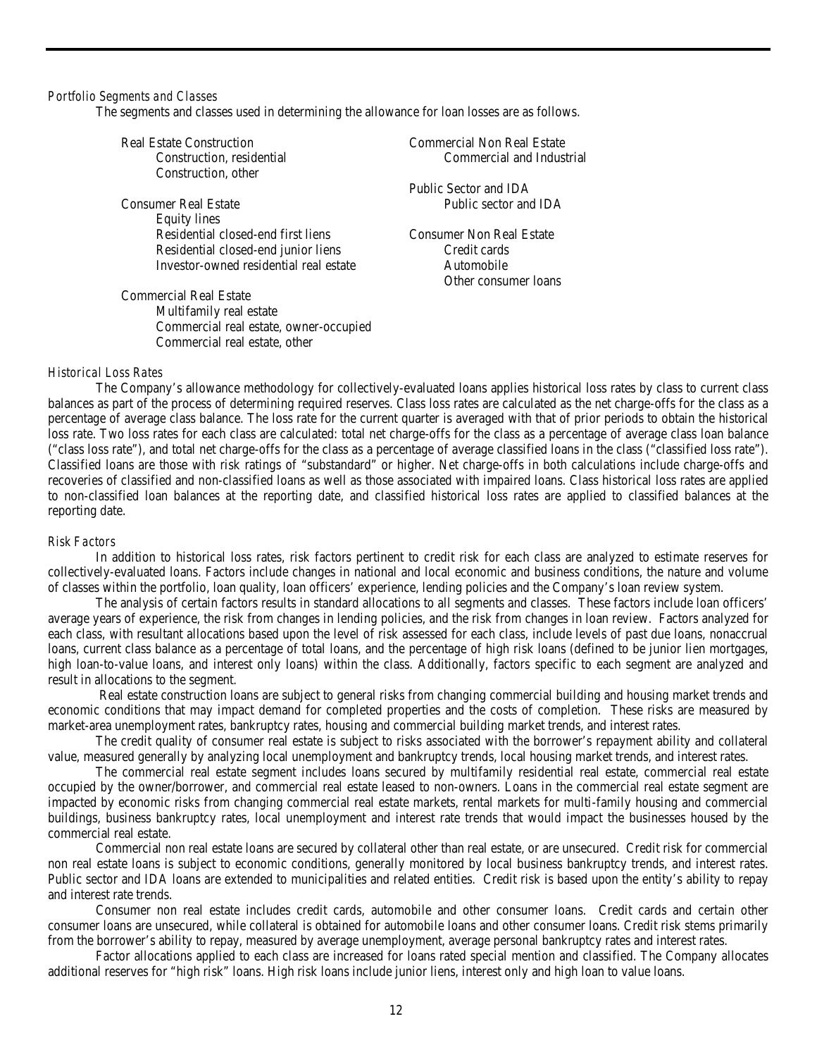*Portfolio Segments and Classes*

The segments and classes used in determining the allowance for loan losses are as follows.

- Real Estate Construction
  - Construction, residential
  - Construction, other
- Consumer Real Estate
  - Equity lines
  - Residential closed-end first liens
  - Residential closed-end junior liens
  - Investor-owned residential real estate
- Commercial Real Estate
  - Multifamily real estate
  - Commercial real estate, owner-occupied
  - Commercial real estate, other
- Commercial Non Real Estate
  - Commercial and Industrial
- Public Sector and IDA
  - Public sector and IDA
- Consumer Non Real Estate
  - Credit cards
  - Automobile
  - Other consumer loans

*Historical Loss Rates*

The Company's allowance methodology for collectively-evaluated loans applies historical loss rates by class to current class balances as part of the process of determining required reserves. Class loss rates are calculated as the net charge-offs for the class as a percentage of average class balance. The loss rate for the current quarter is averaged with that of prior periods to obtain the historical loss rate. Two loss rates for each class are calculated: total net charge-offs for the class as a percentage of average class loan balance ("class loss rate"), and total net charge-offs for the class as a percentage of average classified loans in the class ("classified loss rate"). Classified loans are those with risk ratings of "substandard" or higher. Net charge-offs in both calculations include charge-offs and recoveries of classified and non-classified loans as well as those associated with impaired loans. Class historical loss rates are applied to non-classified loan balances at the reporting date, and classified historical loss rates are applied to classified balances at the reporting date.

*Risk Factors*

In addition to historical loss rates, risk factors pertinent to credit risk for each class are analyzed to estimate reserves for collectively-evaluated loans. Factors include changes in national and local economic and business conditions, the nature and volume of classes within the portfolio, loan quality, loan officers' experience, lending policies and the Company's loan review system.

The analysis of certain factors results in standard allocations to all segments and classes. These factors include loan officers' average years of experience, the risk from changes in lending policies, and the risk from changes in loan review. Factors analyzed for each class, with resultant allocations based upon the level of risk assessed for each class, include levels of past due loans, nonaccrual loans, current class balance as a percentage of total loans, and the percentage of high risk loans (defined to be junior lien mortgages, high loan-to-value loans, and interest only loans) within the class. Additionally, factors specific to each segment are analyzed and result in allocations to the segment.

Real estate construction loans are subject to general risks from changing commercial building and housing market trends and economic conditions that may impact demand for completed properties and the costs of completion. These risks are measured by market-area unemployment rates, bankruptcy rates, housing and commercial building market trends, and interest rates.

The credit quality of consumer real estate is subject to risks associated with the borrower's repayment ability and collateral value, measured generally by analyzing local unemployment and bankruptcy trends, local housing market trends, and interest rates.

The commercial real estate segment includes loans secured by multifamily residential real estate, commercial real estate occupied by the owner/borrower, and commercial real estate leased to non-owners. Loans in the commercial real estate segment are impacted by economic risks from changing commercial real estate markets, rental markets for multi-family housing and commercial buildings, business bankruptcy rates, local unemployment and interest rate trends that would impact the businesses housed by the commercial real estate.

Commercial non real estate loans are secured by collateral other than real estate, or are unsecured. Credit risk for commercial non real estate loans is subject to economic conditions, generally monitored by local business bankruptcy trends, and interest rates. Public sector and IDA loans are extended to municipalities and related entities. Credit risk is based upon the entity's ability to repay and interest rate trends.

Consumer non real estate includes credit cards, automobile and other consumer loans. Credit cards and certain other consumer loans are unsecured, while collateral is obtained for automobile loans and other consumer loans. Credit risk stems primarily from the borrower's ability to repay, measured by average unemployment, average personal bankruptcy rates and interest rates.

Factor allocations applied to each class are increased for loans rated special mention and classified. The Company allocates additional reserves for "high risk" loans. High risk loans include junior liens, interest only and high loan to value loans.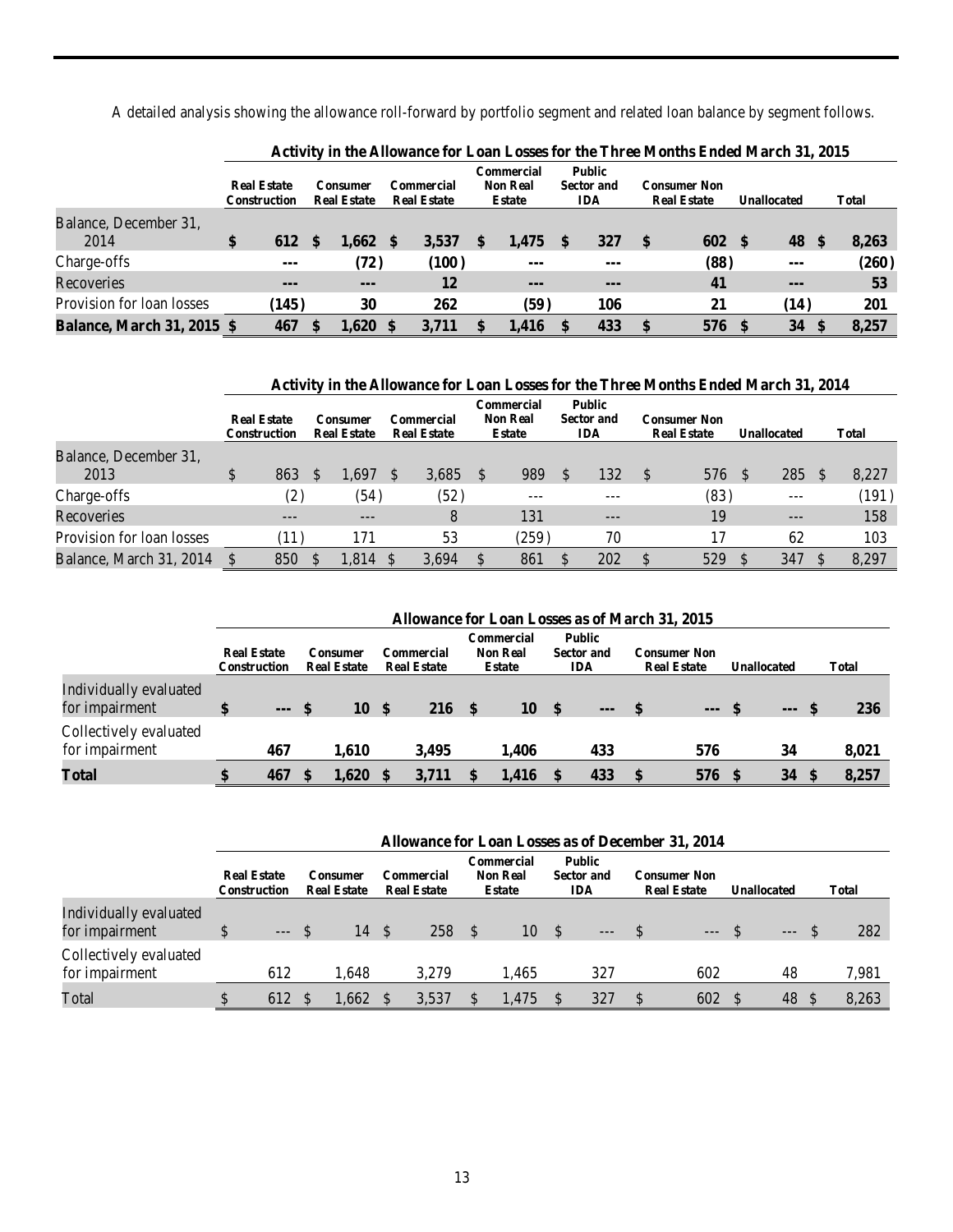A detailed analysis showing the allowance roll-forward by portfolio segment and related loan balance by segment follows.

| Activity in the Allowance for Loan Losses for the Three Months Ended March 31, 2015 | | | | | | | | |
|---|---|---|---|---|---|---|---|---|
| | Real Estate Construction | Consumer Real Estate | Commercial Real Estate | Commercial Non Real Estate | Public Sector and IDA | Consumer Non Real Estate | Unallocated | Total |
| Balance, December 31, 2014 | $ 612 | $ 1,662 | $ 3,537 | $ 1,475 | $ 327 | $ 602 | $ 48 | $ 8,263 |
| Charge-offs | --- | (72) | (100) | --- | --- | (88) | --- | (260) |
| Recoveries | --- | --- | 12 | --- | --- | 41 | --- | 53 |
| Provision for loan losses | (145) | 30 | 262 | (59) | 106 | 21 | (14) | 201 |
| **Balance, March 31, 2015** | **$ 467** | **$ 1,620** | **$ 3,711** | **$ 1,416** | **$ 433** | **$ 576** | **$ 34** | **$ 8,257** |

| Activity in the Allowance for Loan Losses for the Three Months Ended March 31, 2014 | | | | | | | | |
|---|---|---|---|---|---|---|---|---|
| | Real Estate Construction | Consumer Real Estate | Commercial Real Estate | Commercial Non Real Estate | Public Sector and IDA | Consumer Non Real Estate | Unallocated | Total |
| Balance, December 31, 2013 | $ 863 | $ 1,697 | $ 3,685 | $ 989 | $ 132 | $ 576 | $ 285 | $ 8,227 |
| Charge-offs | (2) | (54) | (52) | --- | --- | (83) | --- | (191) |
| Recoveries | --- | --- | 8 | 131 | --- | 19 | --- | 158 |
| Provision for loan losses | (11) | 171 | 53 | (259) | 70 | 17 | 62 | 103 |
| Balance, March 31, 2014 | $ 850 | $ 1,814 | $ 3,694 | $ 861 | $ 202 | $ 529 | $ 347 | $ 8,297 |

| Allowance for Loan Losses as of March 31, 2015 | | | | | | | | |
|---|---|---|---|---|---|---|---|---|
| | Real Estate Construction | Consumer Real Estate | Commercial Real Estate | Commercial Non Real Estate | Public Sector and IDA | Consumer Non Real Estate | Unallocated | Total |
| Individually evaluated for impairment | $ --- | $ 10 | $ 216 | $ 10 | $ --- | $ --- | $ --- | $ 236 |
| Collectively evaluated for impairment | 467 | 1,610 | 3,495 | 1,406 | 433 | 576 | 34 | 8,021 |
| **Total** | **$ 467** | **$ 1,620** | **$ 3,711** | **$ 1,416** | **$ 433** | **$ 576** | **$ 34** | **$ 8,257** |

| Allowance for Loan Losses as of December 31, 2014 | | | | | | | | |
|---|---|---|---|---|---|---|---|---|
| | Real Estate Construction | Consumer Real Estate | Commercial Real Estate | Commercial Non Real Estate | Public Sector and IDA | Consumer Non Real Estate | Unallocated | Total |
| Individually evaluated for impairment | $ --- | $ 14 | $ 258 | $ 10 | $ --- | $ --- | $ --- | $ 282 |
| Collectively evaluated for impairment | 612 | 1,648 | 3,279 | 1,465 | 327 | 602 | 48 | 7,981 |
| Total | $ 612 | $ 1,662 | $ 3,537 | $ 1,475 | $ 327 | $ 602 | $ 48 | $ 8,263 |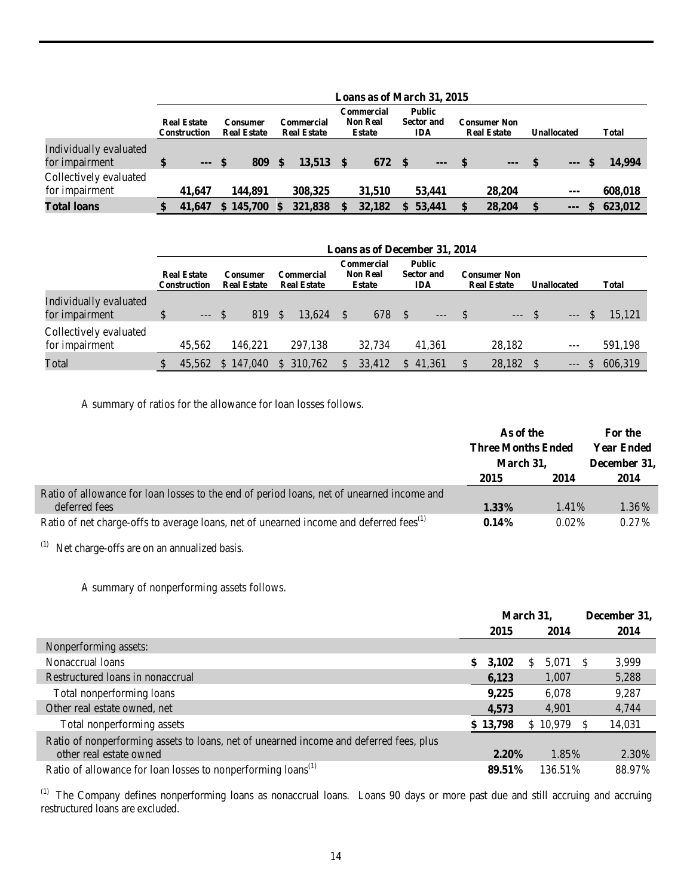| | Loans as of March 31, 2015 | | | | | | | |
|---|---|---|---|---|---|---|---|---|
| | Real Estate Construction | Consumer Real Estate | Commercial Real Estate | Commercial Non Real Estate | Public Sector and IDA | Consumer Non Real Estate | Unallocated | Total |
| Individually evaluated for impairment | **$ ---** | **$ 809** | **$ 13,513** | **$ 672** | **$ ---** | **$ ---** | **$ ---** | **$ 14,994** |
| Collectively evaluated for impairment | **41,647** | **144,891** | **308,325** | **31,510** | **53,441** | **28,204** | **---** | **608,018** |
| **Total loans** | **$ 41,647** | **$ 145,700** | **$ 321,838** | **$ 32,182** | **$ 53,441** | **$ 28,204** | **$ ---** | **$ 623,012** |

| | Loans as of December 31, 2014 | | | | | | | |
|---|---|---|---|---|---|---|---|---|
| | Real Estate Construction | Consumer Real Estate | Commercial Real Estate | Commercial Non Real Estate | Public Sector and IDA | Consumer Non Real Estate | Unallocated | Total |
| Individually evaluated for impairment | $ --- | $ 819 | $ 13,624 | $ 678 | $ --- | $ --- | $ --- | $ 15,121 |
| Collectively evaluated for impairment | 45,562 | 146,221 | 297,138 | 32,734 | 41,361 | 28,182 | --- | 591,198 |
| Total | $ 45,562 | $ 147,040 | $ 310,762 | $ 33,412 | $ 41,361 | $ 28,182 | $ --- | $ 606,319 |

A summary of ratios for the allowance for loan losses follows.

| | As of the Three Months Ended March 31, | | For the Year Ended December 31, |
|---|---|---|---|
| | 2015 | 2014 | 2014 |
| Ratio of allowance for loan losses to the end of period loans, net of unearned income and deferred fees | **1.33%** | 1.41% | 1.36% |
| Ratio of net charge-offs to average loans, net of unearned income and deferred fees[1] | **0.14%** | 0.02% | 0.27% |

[1] Net charge-offs are on an annualized basis.

A summary of nonperforming assets follows.

| | March 31, | | December 31, |
|---|---|---|---|
| | 2015 | 2014 | 2014 |
| Nonperforming assets: | | | |
| Nonaccrual loans | **$ 3,102** | $ 5,071 | $ 3,999 |
| Restructured loans in nonaccrual | **6,123** | 1,007 | 5,288 |
| Total nonperforming loans | **9,225** | 6,078 | 9,287 |
| Other real estate owned, net | **4,573** | 4,901 | 4,744 |
| Total nonperforming assets | **$ 13,798** | $ 10,979 | $ 14,031 |
| Ratio of nonperforming assets to loans, net of unearned income and deferred fees, plus other real estate owned | **2.20%** | 1.85% | 2.30% |
| Ratio of allowance for loan losses to nonperforming loans[1] | **89.51%** | 136.51% | 88.97% |

[1] The Company defines nonperforming loans as nonaccrual loans. Loans 90 days or more past due and still accruing and accruing restructured loans are excluded.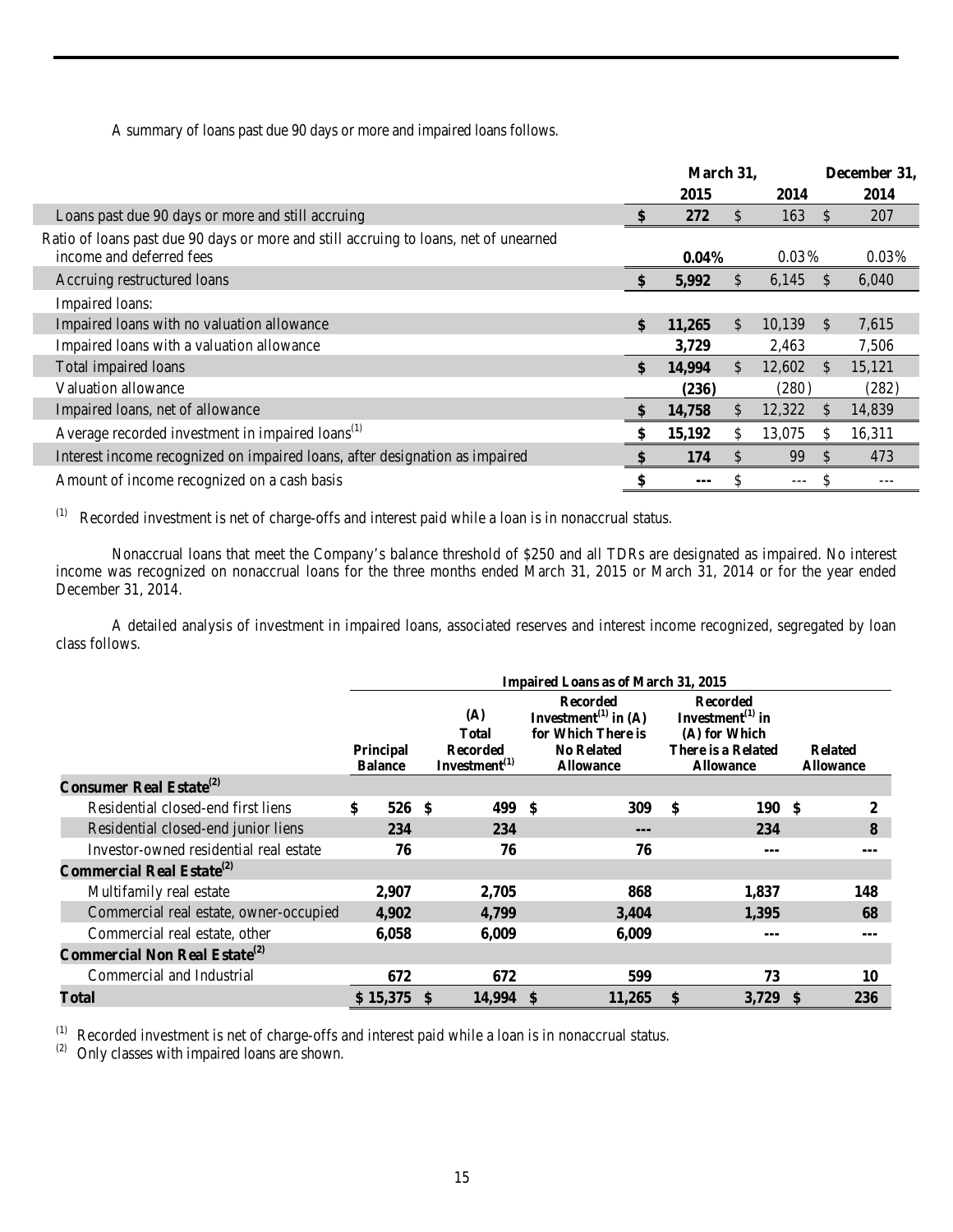A summary of loans past due 90 days or more and impaired loans follows.

| | March 31, 2015 | March 31, 2014 | December 31, 2014 |
|---|---|---|---|
| Loans past due 90 days or more and still accruing | **$ 272** | $ 163 | $ 207 |
| Ratio of loans past due 90 days or more and still accruing to loans, net of unearned income and deferred fees | **0.04%** | 0.03% | 0.03% |
| Accruing restructured loans | **$ 5,992** | $ 6,145 | $ 6,040 |
| Impaired loans: | | | |
| Impaired loans with no valuation allowance | **$ 11,265** | $ 10,139 | $ 7,615 |
| Impaired loans with a valuation allowance | **3,729** | 2,463 | 7,506 |
| Total impaired loans | **$ 14,994** | $ 12,602 | $ 15,121 |
| Valuation allowance | **(236)** | (280) | (282) |
| Impaired loans, net of allowance | **$ 14,758** | $ 12,322 | $ 14,839 |
| Average recorded investment in impaired loans[(1)] | **$ 15,192** | $ 13,075 | $ 16,311 |
| Interest income recognized on impaired loans, after designation as impaired | **$ 174** | $ 99 | $ 473 |
| Amount of income recognized on a cash basis | **$ ---** | $ --- | $ --- |

[(1)] Recorded investment is net of charge-offs and interest paid while a loan is in nonaccrual status.

Nonaccrual loans that meet the Company's balance threshold of $250 and all TDRs are designated as impaired. No interest income was recognized on nonaccrual loans for the three months ended March 31, 2015 or March 31, 2014 or for the year ended December 31, 2014.

A detailed analysis of investment in impaired loans, associated reserves and interest income recognized, segregated by loan class follows.

| | Impaired Loans as of March 31, 2015 | | | | |
|---|---|---|---|---|---|
| | **Principal Balance** | **(A) Total Recorded Investment[(1)]** | **Recorded Investment[(1)] in (A) for Which There is No Related Allowance** | **Recorded Investment[(1)] in (A) for Which There is a Related Allowance** | **Related Allowance** |
| **Consumer Real Estate[(2)]** | | | | | |
| Residential closed-end first liens | **$ 526** | **$ 499** | **$ 309** | **$ 190** | **$ 2** |
| Residential closed-end junior liens | **234** | **234** | **---** | **234** | **8** |
| Investor-owned residential real estate | **76** | **76** | **76** | **---** | **---** |
| **Commercial Real Estate[(2)]** | | | | | |
| Multifamily real estate | **2,907** | **2,705** | **868** | **1,837** | **148** |
| Commercial real estate, owner-occupied | **4,902** | **4,799** | **3,404** | **1,395** | **68** |
| Commercial real estate, other | **6,058** | **6,009** | **6,009** | **---** | **---** |
| **Commercial Non Real Estate[(2)]** | | | | | |
| Commercial and Industrial | **672** | **672** | **599** | **73** | **10** |
| **Total** | **$ 15,375** | **$ 14,994** | **$ 11,265** | **$ 3,729** | **$ 236** |

[(1)] Recorded investment is net of charge-offs and interest paid while a loan is in nonaccrual status.
[(2)] Only classes with impaired loans are shown.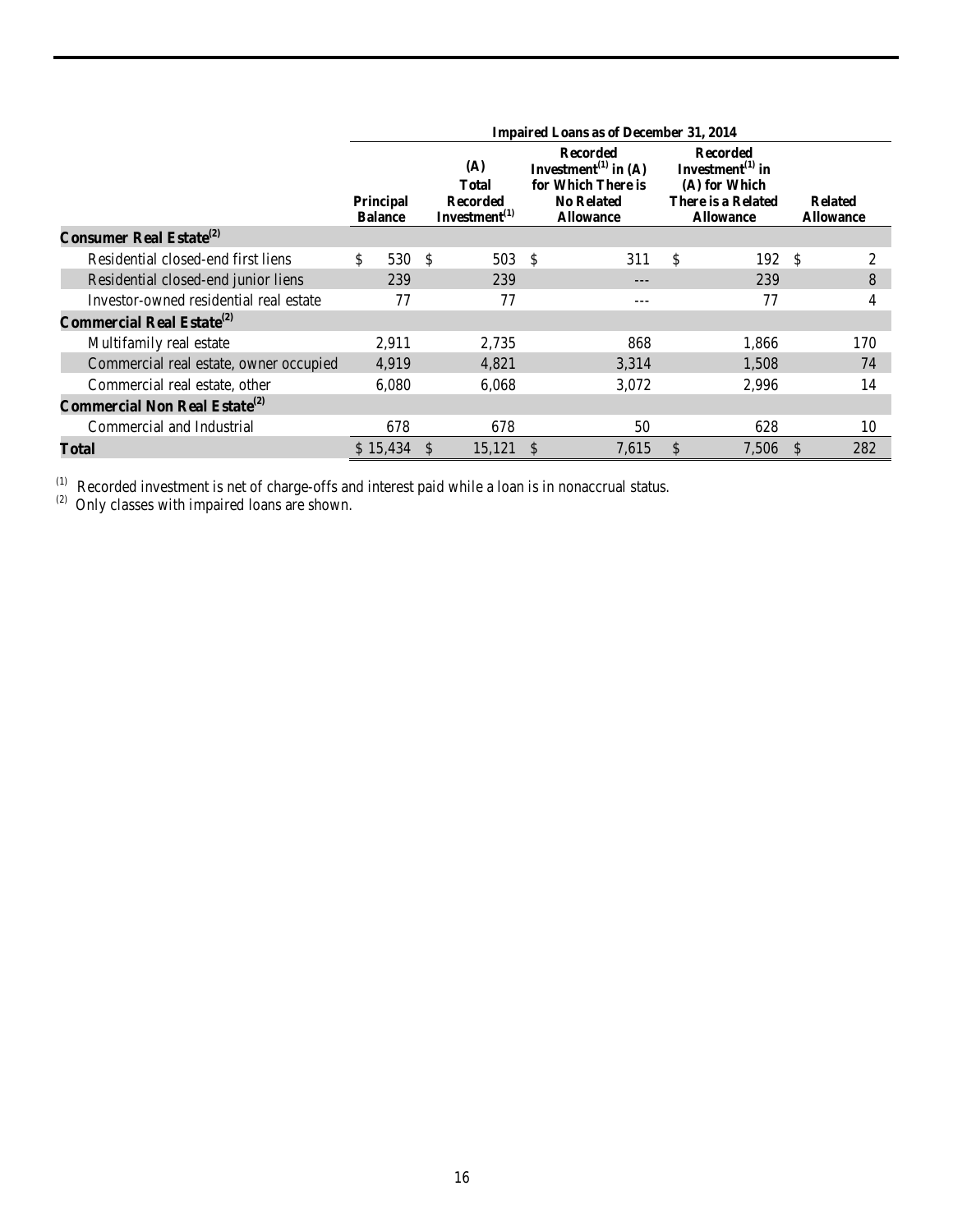| | Impaired Loans as of December 31, 2014 | | | | |
|---|---|---|---|---|---|
| | Principal Balance | (A) Total Recorded Investment[1] | Recorded Investment[1] in (A) for Which There is No Related Allowance | Recorded Investment[1] in (A) for Which There is a Related Allowance | Related Allowance |
| **Consumer Real Estate[2]** | | | | | |
| Residential closed-end first liens | $ 530 | $ 503 | $ 311 | $ 192 | $ 2 |
| Residential closed-end junior liens | 239 | 239 | --- | 239 | 8 |
| Investor-owned residential real estate | 77 | 77 | --- | 77 | 4 |
| **Commercial Real Estate[2]** | | | | | |
| Multifamily real estate | 2,911 | 2,735 | 868 | 1,866 | 170 |
| Commercial real estate, owner occupied | 4,919 | 4,821 | 3,314 | 1,508 | 74 |
| Commercial real estate, other | 6,080 | 6,068 | 3,072 | 2,996 | 14 |
| **Commercial Non Real Estate[2]** | | | | | |
| Commercial and Industrial | 678 | 678 | 50 | 628 | 10 |
| **Total** | $ 15,434 | $ 15,121 | $ 7,615 | $ 7,506 | $ 282 |

[1] Recorded investment is net of charge-offs and interest paid while a loan is in nonaccrual status.
[2] Only classes with impaired loans are shown.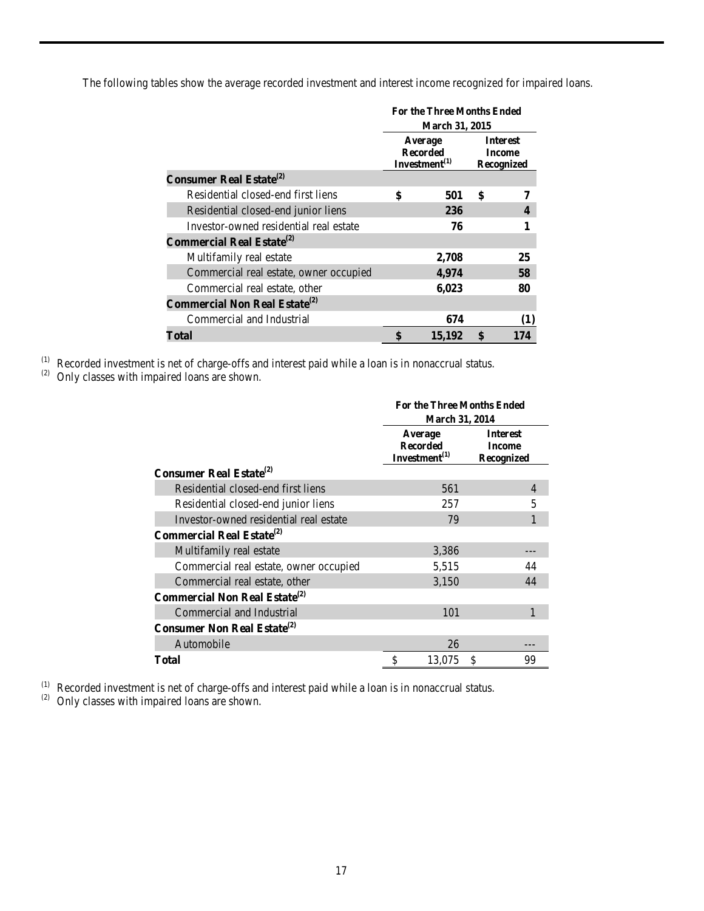The following tables show the average recorded investment and interest income recognized for impaired loans.

| | For the Three Months Ended March 31, 2015 | |
|---|---|---|
| | Average Recorded Investment[(1)] | Interest Income Recognized |
| **Consumer Real Estate[(2)]** | | |
| Residential closed-end first liens | **$ 501** | **$ 7** |
| Residential closed-end junior liens | **236** | **4** |
| Investor-owned residential real estate | **76** | **1** |
| **Commercial Real Estate[(2)]** | | |
| Multifamily real estate | **2,708** | **25** |
| Commercial real estate, owner occupied | **4,974** | **58** |
| Commercial real estate, other | **6,023** | **80** |
| **Commercial Non Real Estate[(2)]** | | |
| Commercial and Industrial | **674** | **(1)** |
| **Total** | **$ 15,192** | **$ 174** |

(1) Recorded investment is net of charge-offs and interest paid while a loan is in nonaccrual status.
(2) Only classes with impaired loans are shown.

| | For the Three Months Ended March 31, 2014 | |
|---|---|---|
| | Average Recorded Investment[(1)] | Interest Income Recognized |
| **Consumer Real Estate[(2)]** | | |
| Residential closed-end first liens | 561 | 4 |
| Residential closed-end junior liens | 257 | 5 |
| Investor-owned residential real estate | 79 | 1 |
| **Commercial Real Estate[(2)]** | | |
| Multifamily real estate | 3,386 | --- |
| Commercial real estate, owner occupied | 5,515 | 44 |
| Commercial real estate, other | 3,150 | 44 |
| **Commercial Non Real Estate[(2)]** | | |
| Commercial and Industrial | 101 | 1 |
| **Consumer Non Real Estate[(2)]** | | |
| Automobile | 26 | --- |
| **Total** | $ 13,075 | $ 99 |

(1) Recorded investment is net of charge-offs and interest paid while a loan is in nonaccrual status.
(2) Only classes with impaired loans are shown.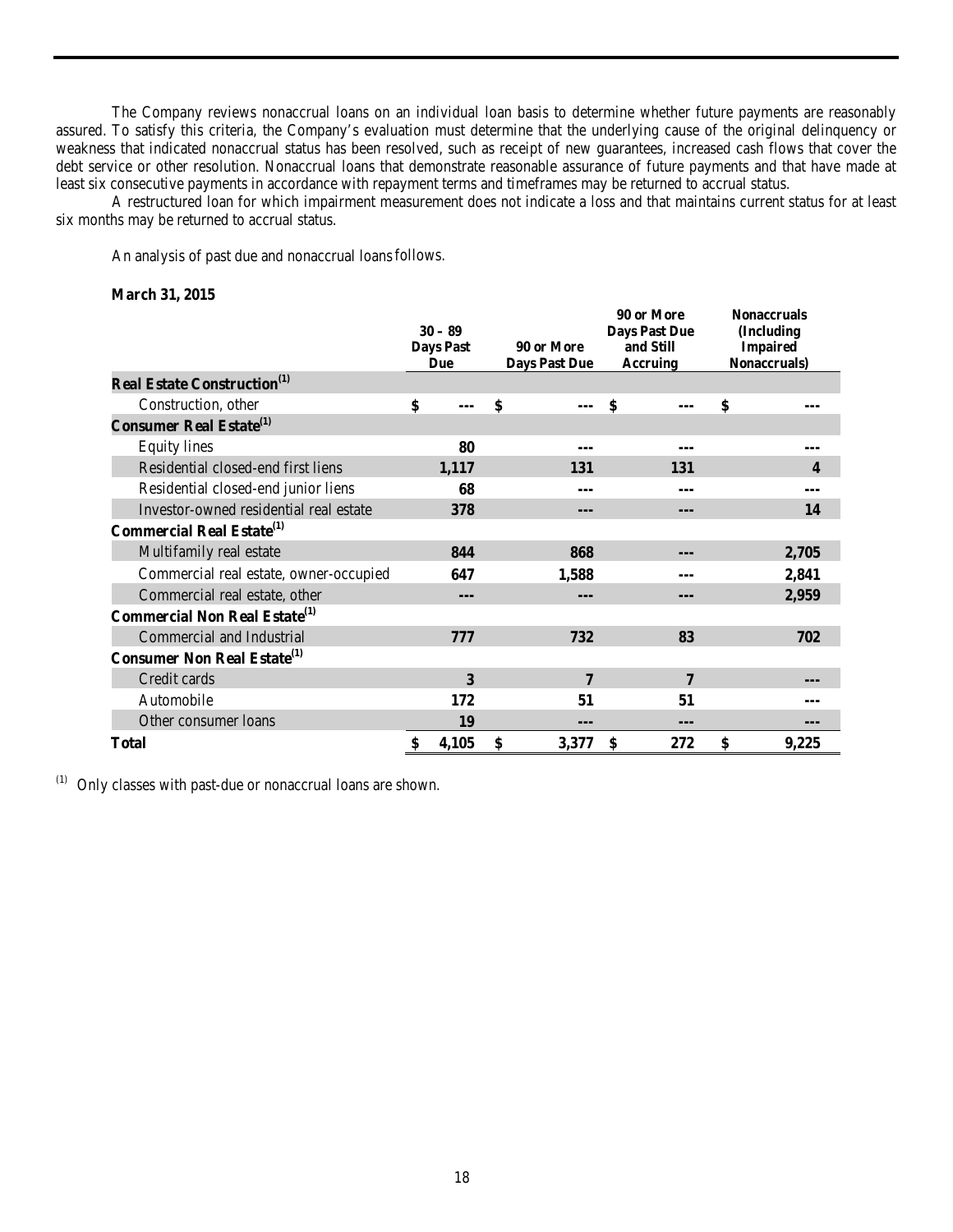The Company reviews nonaccrual loans on an individual loan basis to determine whether future payments are reasonably assured. To satisfy this criteria, the Company's evaluation must determine that the underlying cause of the original delinquency or weakness that indicated nonaccrual status has been resolved, such as receipt of new guarantees, increased cash flows that cover the debt service or other resolution. Nonaccrual loans that demonstrate reasonable assurance of future payments and that have made at least six consecutive payments in accordance with repayment terms and timeframes may be returned to accrual status.

A restructured loan for which impairment measurement does not indicate a loss and that maintains current status for at least six months may be returned to accrual status.

An analysis of past due and nonaccrual loans follows.

**March 31, 2015**

| | 30 – 89 Days Past Due | 90 or More Days Past Due | 90 or More Days Past Due and Still Accruing | Nonaccruals (Including Impaired Nonaccruals) |
|---|---|---|---|---|
| **Real Estate Construction**[1] | | | | |
| Construction, other | $ --- | $ --- | $ --- | $ --- |
| **Consumer Real Estate**[1] | | | | |
| Equity lines | 80 | --- | --- | --- |
| Residential closed-end first liens | 1,117 | 131 | 131 | 4 |
| Residential closed-end junior liens | 68 | --- | --- | --- |
| Investor-owned residential real estate | 378 | --- | --- | 14 |
| **Commercial Real Estate**[1] | | | | |
| Multifamily real estate | 844 | 868 | --- | 2,705 |
| Commercial real estate, owner-occupied | 647 | 1,588 | --- | 2,841 |
| Commercial real estate, other | --- | --- | --- | 2,959 |
| **Commercial Non Real Estate**[1] | | | | |
| Commercial and Industrial | 777 | 732 | 83 | 702 |
| **Consumer Non Real Estate**[1] | | | | |
| Credit cards | 3 | 7 | 7 | --- |
| Automobile | 172 | 51 | 51 | --- |
| Other consumer loans | 19 | --- | --- | --- |
| **Total** | $ 4,105 | $ 3,377 | $ 272 | $ 9,225 |

[1] Only classes with past-due or nonaccrual loans are shown.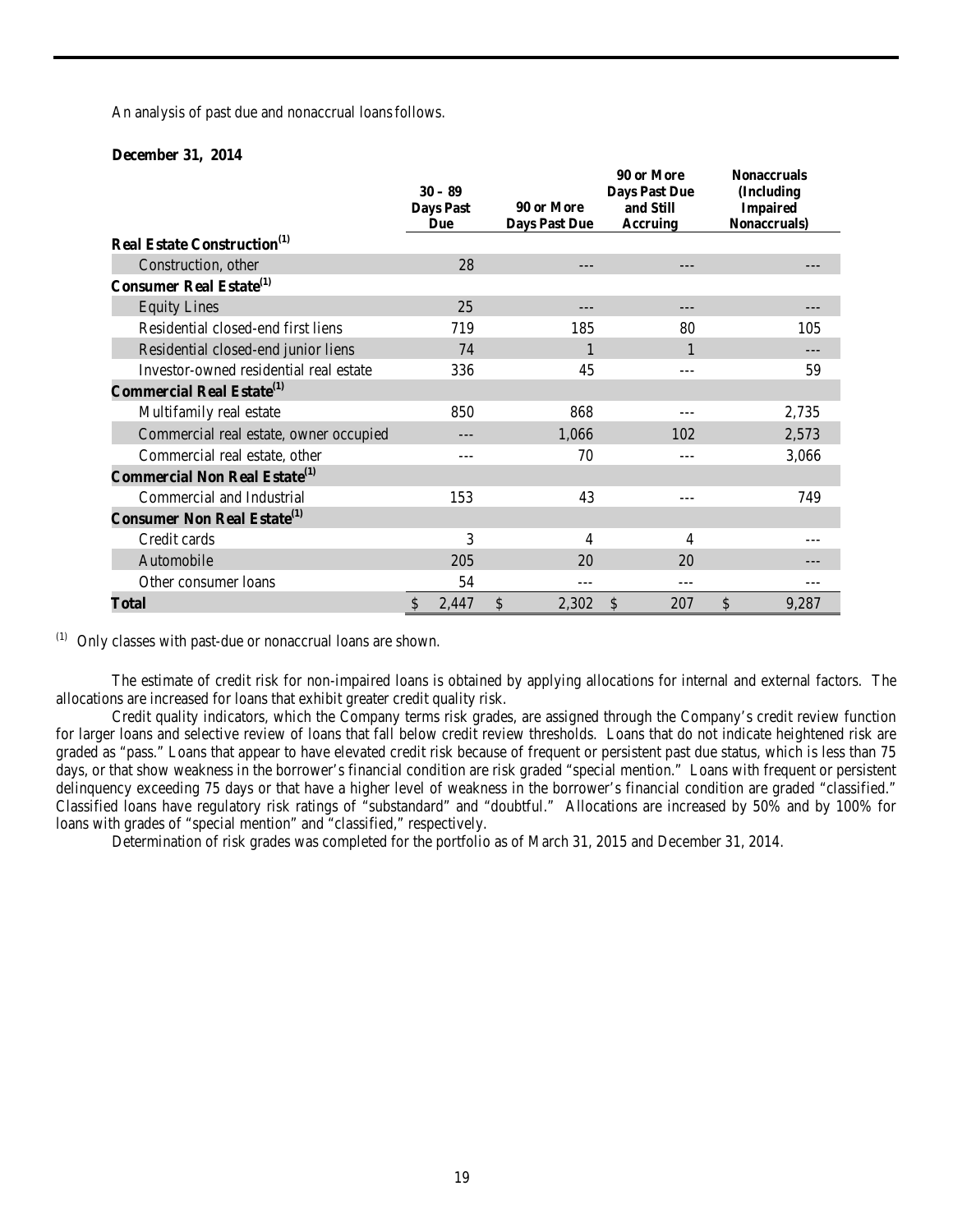An analysis of past due and nonaccrual loans follows.

**December 31, 2014**

| | 30 – 89 Days Past Due | 90 or More Days Past Due | 90 or More Days Past Due and Still Accruing | Nonaccruals (Including Impaired Nonaccruals) |
|---|---|---|---|---|
| **Real Estate Construction[1]** | | | | |
| Construction, other | 28 | --- | --- | --- |
| **Consumer Real Estate[1]** | | | | |
| Equity Lines | 25 | --- | --- | --- |
| Residential closed-end first liens | 719 | 185 | 80 | 105 |
| Residential closed-end junior liens | 74 | 1 | 1 | --- |
| Investor-owned residential real estate | 336 | 45 | --- | 59 |
| **Commercial Real Estate[1]** | | | | |
| Multifamily real estate | 850 | 868 | --- | 2,735 |
| Commercial real estate, owner occupied | --- | 1,066 | 102 | 2,573 |
| Commercial real estate, other | --- | 70 | --- | 3,066 |
| **Commercial Non Real Estate[1]** | | | | |
| Commercial and Industrial | 153 | 43 | --- | 749 |
| **Consumer Non Real Estate[1]** | | | | |
| Credit cards | 3 | 4 | 4 | --- |
| Automobile | 205 | 20 | 20 | --- |
| Other consumer loans | 54 | --- | --- | --- |
| **Total** | $ 2,447 | $ 2,302 | $ 207 | $ 9,287 |

[1] Only classes with past-due or nonaccrual loans are shown.

The estimate of credit risk for non-impaired loans is obtained by applying allocations for internal and external factors. The allocations are increased for loans that exhibit greater credit quality risk.

Credit quality indicators, which the Company terms risk grades, are assigned through the Company's credit review function for larger loans and selective review of loans that fall below credit review thresholds. Loans that do not indicate heightened risk are graded as "pass." Loans that appear to have elevated credit risk because of frequent or persistent past due status, which is less than 75 days, or that show weakness in the borrower's financial condition are risk graded "special mention." Loans with frequent or persistent delinquency exceeding 75 days or that have a higher level of weakness in the borrower's financial condition are graded "classified." Classified loans have regulatory risk ratings of "substandard" and "doubtful." Allocations are increased by 50% and by 100% for loans with grades of "special mention" and "classified," respectively.

Determination of risk grades was completed for the portfolio as of March 31, 2015 and December 31, 2014.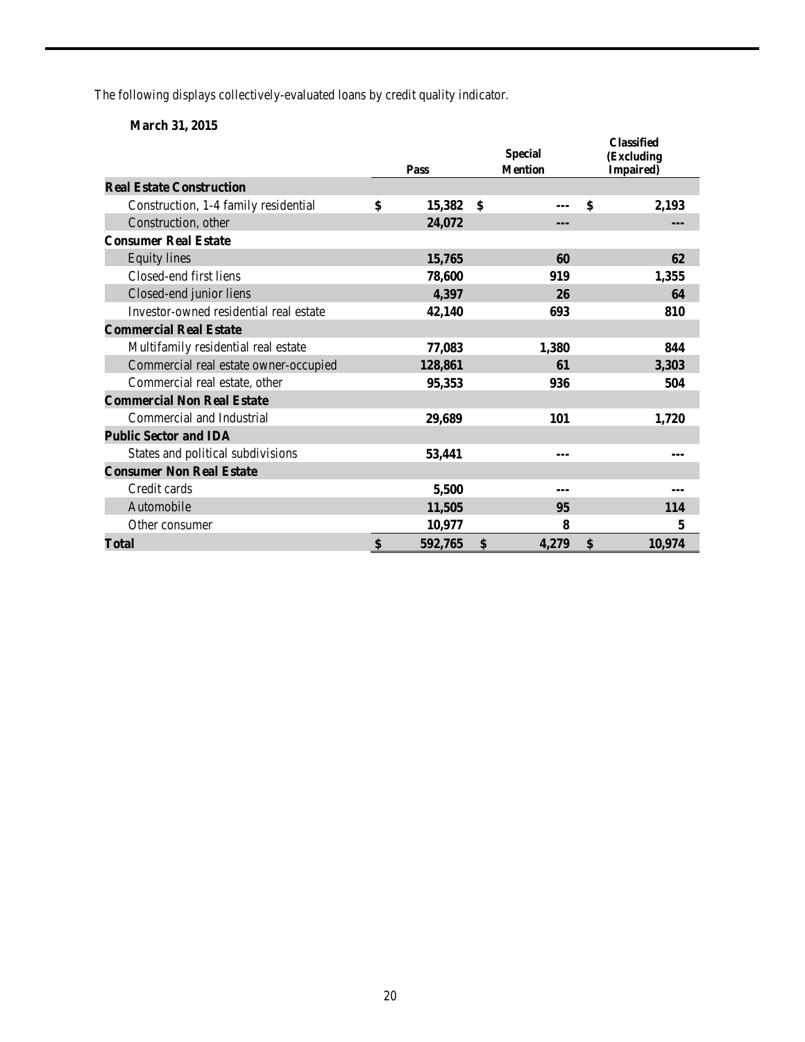The following displays collectively-evaluated loans by credit quality indicator.

**March 31, 2015**

| | Pass | Special Mention | Classified (Excluding Impaired) |
|---|---|---|---|
| **Real Estate Construction** | | | |
| Construction, 1-4 family residential | $ 15,382 | $ --- | $ 2,193 |
| Construction, other | 24,072 | --- | --- |
| **Consumer Real Estate** | | | |
| Equity lines | 15,765 | 60 | 62 |
| Closed-end first liens | 78,600 | 919 | 1,355 |
| Closed-end junior liens | 4,397 | 26 | 64 |
| Investor-owned residential real estate | 42,140 | 693 | 810 |
| **Commercial Real Estate** | | | |
| Multifamily residential real estate | 77,083 | 1,380 | 844 |
| Commercial real estate owner-occupied | 128,861 | 61 | 3,303 |
| Commercial real estate, other | 95,353 | 936 | 504 |
| **Commercial Non Real Estate** | | | |
| Commercial and Industrial | 29,689 | 101 | 1,720 |
| **Public Sector and IDA** | | | |
| States and political subdivisions | 53,441 | --- | --- |
| **Consumer Non Real Estate** | | | |
| Credit cards | 5,500 | --- | --- |
| Automobile | 11,505 | 95 | 114 |
| Other consumer | 10,977 | 8 | 5 |
| **Total** | $ 592,765 | $ 4,279 | $ 10,974 |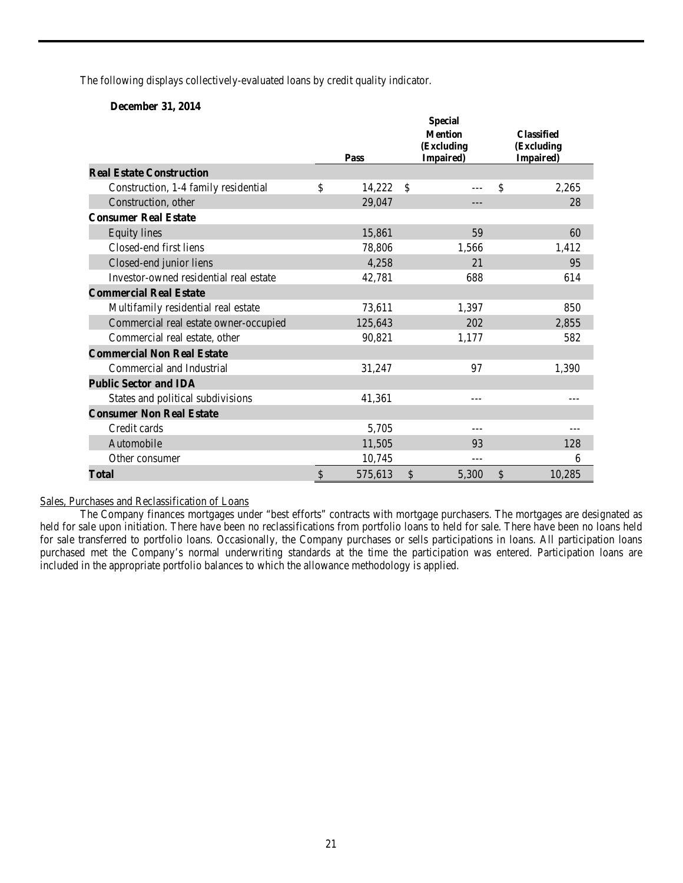The following displays collectively-evaluated loans by credit quality indicator.

**December 31, 2014**

| | Pass | Special Mention (Excluding Impaired) | Classified (Excluding Impaired) |
|---|---|---|---|
| **Real Estate Construction** | | | |
| Construction, 1-4 family residential | $ 14,222 | $ --- | $ 2,265 |
| Construction, other | 29,047 | --- | 28 |
| **Consumer Real Estate** | | | |
| Equity lines | 15,861 | 59 | 60 |
| Closed-end first liens | 78,806 | 1,566 | 1,412 |
| Closed-end junior liens | 4,258 | 21 | 95 |
| Investor-owned residential real estate | 42,781 | 688 | 614 |
| **Commercial Real Estate** | | | |
| Multifamily residential real estate | 73,611 | 1,397 | 850 |
| Commercial real estate owner-occupied | 125,643 | 202 | 2,855 |
| Commercial real estate, other | 90,821 | 1,177 | 582 |
| **Commercial Non Real Estate** | | | |
| Commercial and Industrial | 31,247 | 97 | 1,390 |
| **Public Sector and IDA** | | | |
| States and political subdivisions | 41,361 | --- | --- |
| **Consumer Non Real Estate** | | | |
| Credit cards | 5,705 | --- | --- |
| Automobile | 11,505 | 93 | 128 |
| Other consumer | 10,745 | --- | 6 |
| **Total** | $ 575,613 | $ 5,300 | $ 10,285 |

Sales, Purchases and Reclassification of Loans

The Company finances mortgages under "best efforts" contracts with mortgage purchasers. The mortgages are designated as held for sale upon initiation. There have been no reclassifications from portfolio loans to held for sale. There have been no loans held for sale transferred to portfolio loans. Occasionally, the Company purchases or sells participations in loans. All participation loans purchased met the Company's normal underwriting standards at the time the participation was entered. Participation loans are included in the appropriate portfolio balances to which the allowance methodology is applied.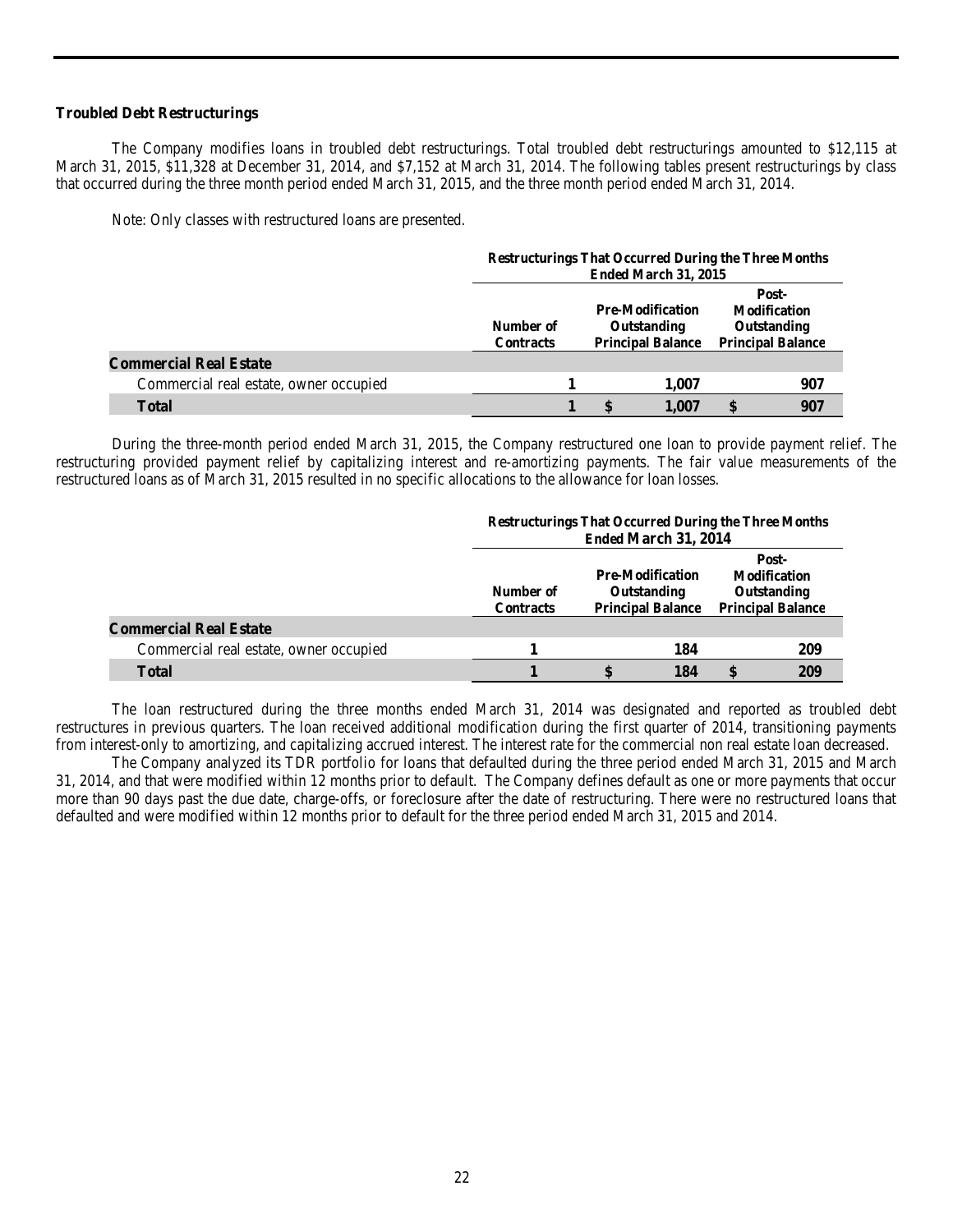**Troubled Debt Restructurings**

The Company modifies loans in troubled debt restructurings. Total troubled debt restructurings amounted to $12,115 at March 31, 2015, $11,328 at December 31, 2014, and $7,152 at March 31, 2014. The following tables present restructurings by class that occurred during the three month period ended March 31, 2015, and the three month period ended March 31, 2014.

Note: Only classes with restructured loans are presented.

| | Restructurings That Occurred During the Three Months Ended March 31, 2015 | | |
|---|---|---|---|
| | Number of Contracts | Pre-Modification Outstanding Principal Balance | Post-Modification Outstanding Principal Balance |
| **Commercial Real Estate** | | | |
| Commercial real estate, owner occupied | 1 | 1,007 | 907 |
| **Total** | **1** | **$ 1,007** | **$ 907** |

During the three-month period ended March 31, 2015, the Company restructured one loan to provide payment relief. The restructuring provided payment relief by capitalizing interest and re-amortizing payments. The fair value measurements of the restructured loans as of March 31, 2015 resulted in no specific allocations to the allowance for loan losses.

| | Restructurings That Occurred During the Three Months Ended March 31, 2014 | | |
|---|---|---|---|
| | Number of Contracts | Pre-Modification Outstanding Principal Balance | Post-Modification Outstanding Principal Balance |
| **Commercial Real Estate** | | | |
| Commercial real estate, owner occupied | 1 | 184 | 209 |
| **Total** | **1** | **$ 184** | **$ 209** |

The loan restructured during the three months ended March 31, 2014 was designated and reported as troubled debt restructures in previous quarters. The loan received additional modification during the first quarter of 2014, transitioning payments from interest-only to amortizing, and capitalizing accrued interest. The interest rate for the commercial non real estate loan decreased.

The Company analyzed its TDR portfolio for loans that defaulted during the three period ended March 31, 2015 and March 31, 2014, and that were modified within 12 months prior to default. The Company defines default as one or more payments that occur more than 90 days past the due date, charge-offs, or foreclosure after the date of restructuring. There were no restructured loans that defaulted and were modified within 12 months prior to default for the three period ended March 31, 2015 and 2014.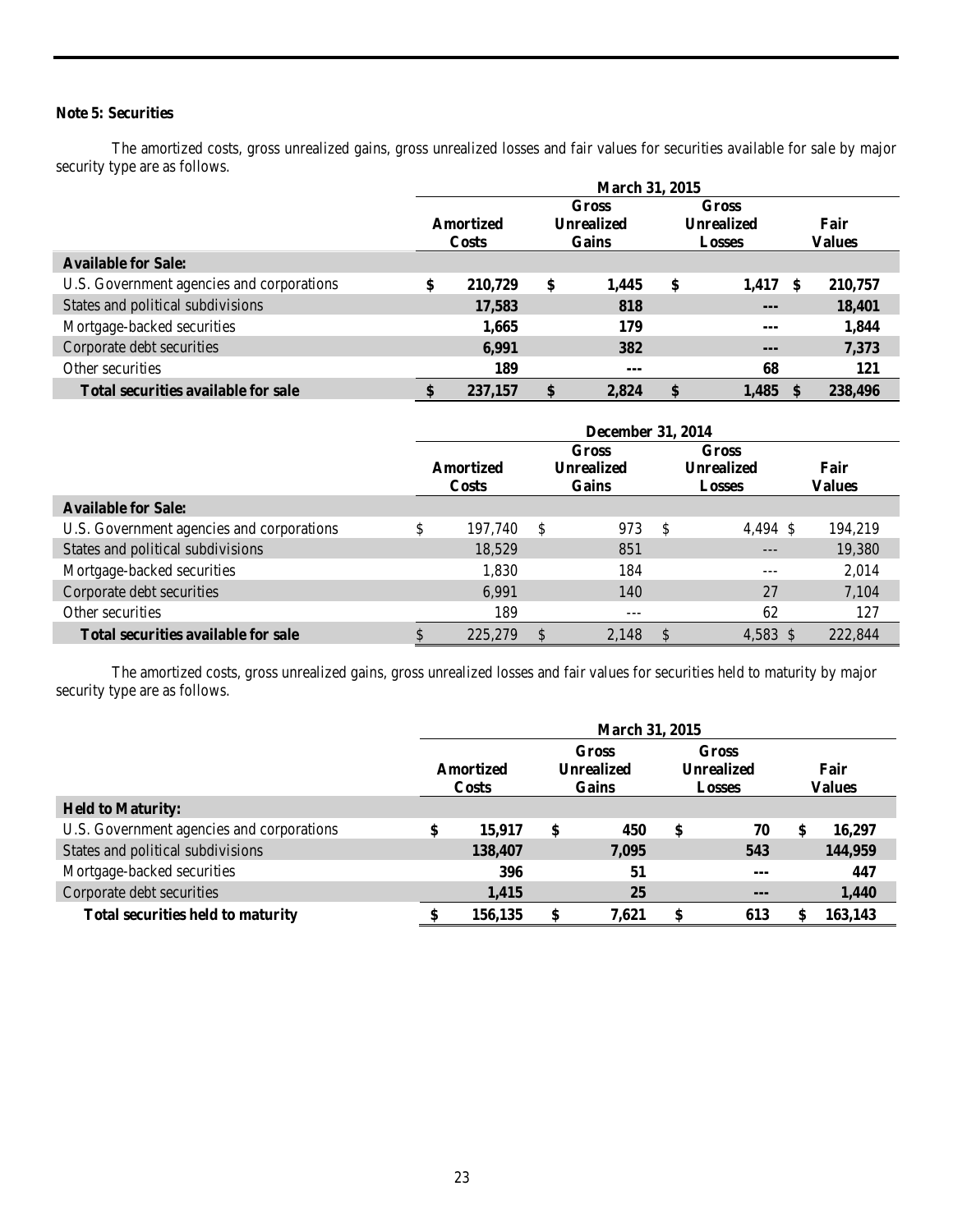**Note 5: Securities**

The amortized costs, gross unrealized gains, gross unrealized losses and fair values for securities available for sale by major security type are as follows.

| | March 31, 2015 | | | |
|---|---|---|---|---|
| | Amortized Costs | Gross Unrealized Gains | Gross Unrealized Losses | Fair Values |
| **Available for Sale:** | | | | |
| U.S. Government agencies and corporations | $ 210,729 | $ 1,445 | $ 1,417 | $ 210,757 |
| States and political subdivisions | 17,583 | 818 | --- | 18,401 |
| Mortgage-backed securities | 1,665 | 179 | --- | 1,844 |
| Corporate debt securities | 6,991 | 382 | --- | 7,373 |
| Other securities | 189 | --- | 68 | 121 |
| **Total securities available for sale** | $ 237,157 | $ 2,824 | $ 1,485 | $ 238,496 |

| | December 31, 2014 | | | |
|---|---|---|---|---|
| | Amortized Costs | Gross Unrealized Gains | Gross Unrealized Losses | Fair Values |
| **Available for Sale:** | | | | |
| U.S. Government agencies and corporations | $ 197,740 | $ 973 | $ 4,494 | $ 194,219 |
| States and political subdivisions | 18,529 | 851 | --- | 19,380 |
| Mortgage-backed securities | 1,830 | 184 | --- | 2,014 |
| Corporate debt securities | 6,991 | 140 | 27 | 7,104 |
| Other securities | 189 | --- | 62 | 127 |
| **Total securities available for sale** | $ 225,279 | $ 2,148 | $ 4,583 | $ 222,844 |

The amortized costs, gross unrealized gains, gross unrealized losses and fair values for securities held to maturity by major security type are as follows.

| | March 31, 2015 | | | |
|---|---|---|---|---|
| | Amortized Costs | Gross Unrealized Gains | Gross Unrealized Losses | Fair Values |
| **Held to Maturity:** | | | | |
| U.S. Government agencies and corporations | $ 15,917 | $ 450 | $ 70 | $ 16,297 |
| States and political subdivisions | 138,407 | 7,095 | 543 | 144,959 |
| Mortgage-backed securities | 396 | 51 | --- | 447 |
| Corporate debt securities | 1,415 | 25 | --- | 1,440 |
| **Total securities held to maturity** | $ 156,135 | $ 7,621 | $ 613 | $ 163,143 |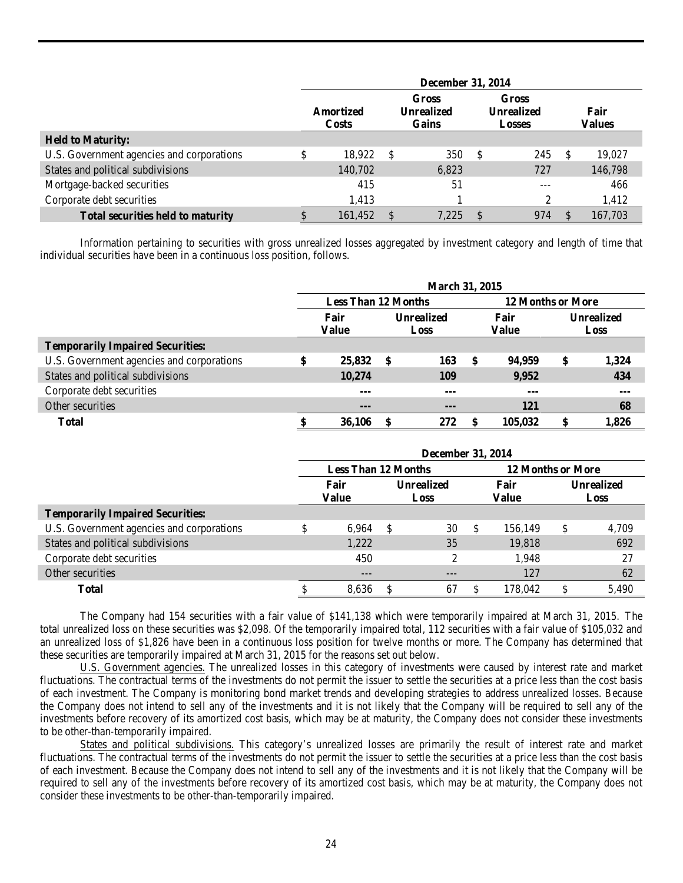| | December 31, 2014 | | | |
|---|---|---|---|---|
| | Amortized Costs | Gross Unrealized Gains | Gross Unrealized Losses | Fair Values |
| **Held to Maturity:** | | | | |
| U.S. Government agencies and corporations | $ 18,922 | $ 350 | $ 245 | $ 19,027 |
| States and political subdivisions | 140,702 | 6,823 | 727 | 146,798 |
| Mortgage-backed securities | 415 | 51 | --- | 466 |
| Corporate debt securities | 1,413 | 1 | 2 | 1,412 |
| **Total securities held to maturity** | $ 161,452 | $ 7,225 | $ 974 | $ 167,703 |

Information pertaining to securities with gross unrealized losses aggregated by investment category and length of time that individual securities have been in a continuous loss position, follows.

| | March 31, 2015 | | | |
|---|---|---|---|---|
| | Less Than 12 Months | | 12 Months or More | |
| | Fair Value | Unrealized Loss | Fair Value | Unrealized Loss |
| **Temporarily Impaired Securities:** | | | | |
| U.S. Government agencies and corporations | **$ 25,832** | **$ 163** | **$ 94,959** | **$ 1,324** |
| States and political subdivisions | **10,274** | **109** | **9,952** | **434** |
| Corporate debt securities | **---** | **---** | **---** | **---** |
| Other securities | **---** | **---** | **121** | **68** |
| **Total** | **$ 36,106** | **$ 272** | **$ 105,032** | **$ 1,826** |

| | December 31, 2014 | | | |
|---|---|---|---|---|
| | Less Than 12 Months | | 12 Months or More | |
| | Fair Value | Unrealized Loss | Fair Value | Unrealized Loss |
| **Temporarily Impaired Securities:** | | | | |
| U.S. Government agencies and corporations | $ 6,964 | $ 30 | $ 156,149 | $ 4,709 |
| States and political subdivisions | 1,222 | 35 | 19,818 | 692 |
| Corporate debt securities | 450 | 2 | 1,948 | 27 |
| Other securities | --- | --- | 127 | 62 |
| **Total** | $ 8,636 | $ 67 | $ 178,042 | $ 5,490 |

The Company had 154 securities with a fair value of $141,138 which were temporarily impaired at March 31, 2015. The total unrealized loss on these securities was $2,098. Of the temporarily impaired total, 112 securities with a fair value of $105,032 and an unrealized loss of $1,826 have been in a continuous loss position for twelve months or more. The Company has determined that these securities are temporarily impaired at March 31, 2015 for the reasons set out below.

U.S. Government agencies. The unrealized losses in this category of investments were caused by interest rate and market fluctuations. The contractual terms of the investments do not permit the issuer to settle the securities at a price less than the cost basis of each investment. The Company is monitoring bond market trends and developing strategies to address unrealized losses. Because the Company does not intend to sell any of the investments and it is not likely that the Company will be required to sell any of the investments before recovery of its amortized cost basis, which may be at maturity, the Company does not consider these investments to be other-than-temporarily impaired.

States and political subdivisions. This category's unrealized losses are primarily the result of interest rate and market fluctuations. The contractual terms of the investments do not permit the issuer to settle the securities at a price less than the cost basis of each investment. Because the Company does not intend to sell any of the investments and it is not likely that the Company will be required to sell any of the investments before recovery of its amortized cost basis, which may be at maturity, the Company does not consider these investments to be other-than-temporarily impaired.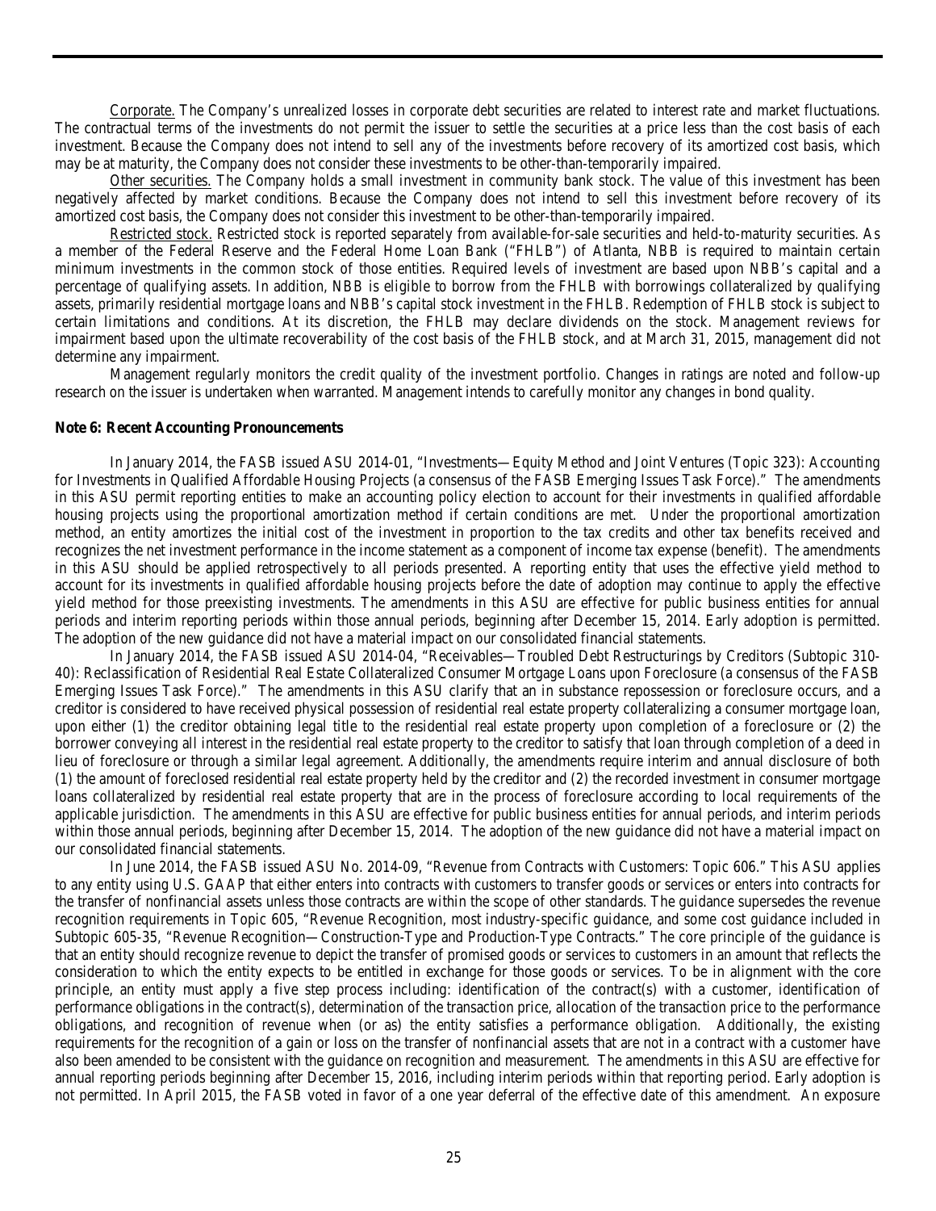Corporate. The Company's unrealized losses in corporate debt securities are related to interest rate and market fluctuations. The contractual terms of the investments do not permit the issuer to settle the securities at a price less than the cost basis of each investment. Because the Company does not intend to sell any of the investments before recovery of its amortized cost basis, which may be at maturity, the Company does not consider these investments to be other-than-temporarily impaired.

Other securities. The Company holds a small investment in community bank stock. The value of this investment has been negatively affected by market conditions. Because the Company does not intend to sell this investment before recovery of its amortized cost basis, the Company does not consider this investment to be other-than-temporarily impaired.

Restricted stock. Restricted stock is reported separately from available-for-sale securities and held-to-maturity securities. As a member of the Federal Reserve and the Federal Home Loan Bank ("FHLB") of Atlanta, NBB is required to maintain certain minimum investments in the common stock of those entities. Required levels of investment are based upon NBB's capital and a percentage of qualifying assets. In addition, NBB is eligible to borrow from the FHLB with borrowings collateralized by qualifying assets, primarily residential mortgage loans and NBB's capital stock investment in the FHLB. Redemption of FHLB stock is subject to certain limitations and conditions. At its discretion, the FHLB may declare dividends on the stock. Management reviews for impairment based upon the ultimate recoverability of the cost basis of the FHLB stock, and at March 31, 2015, management did not determine any impairment.

Management regularly monitors the credit quality of the investment portfolio. Changes in ratings are noted and follow-up research on the issuer is undertaken when warranted. Management intends to carefully monitor any changes in bond quality.

**Note 6: Recent Accounting Pronouncements**

In January 2014, the FASB issued ASU 2014-01, "Investments—Equity Method and Joint Ventures (Topic 323): Accounting for Investments in Qualified Affordable Housing Projects (a consensus of the FASB Emerging Issues Task Force)." The amendments in this ASU permit reporting entities to make an accounting policy election to account for their investments in qualified affordable housing projects using the proportional amortization method if certain conditions are met. Under the proportional amortization method, an entity amortizes the initial cost of the investment in proportion to the tax credits and other tax benefits received and recognizes the net investment performance in the income statement as a component of income tax expense (benefit). The amendments in this ASU should be applied retrospectively to all periods presented. A reporting entity that uses the effective yield method to account for its investments in qualified affordable housing projects before the date of adoption may continue to apply the effective yield method for those preexisting investments. The amendments in this ASU are effective for public business entities for annual periods and interim reporting periods within those annual periods, beginning after December 15, 2014. Early adoption is permitted. The adoption of the new guidance did not have a material impact on our consolidated financial statements.

In January 2014, the FASB issued ASU 2014-04, "Receivables—Troubled Debt Restructurings by Creditors (Subtopic 310-40): Reclassification of Residential Real Estate Collateralized Consumer Mortgage Loans upon Foreclosure (a consensus of the FASB Emerging Issues Task Force)." The amendments in this ASU clarify that an in substance repossession or foreclosure occurs, and a creditor is considered to have received physical possession of residential real estate property collateralizing a consumer mortgage loan, upon either (1) the creditor obtaining legal title to the residential real estate property upon completion of a foreclosure or (2) the borrower conveying all interest in the residential real estate property to the creditor to satisfy that loan through completion of a deed in lieu of foreclosure or through a similar legal agreement. Additionally, the amendments require interim and annual disclosure of both (1) the amount of foreclosed residential real estate property held by the creditor and (2) the recorded investment in consumer mortgage loans collateralized by residential real estate property that are in the process of foreclosure according to local requirements of the applicable jurisdiction. The amendments in this ASU are effective for public business entities for annual periods, and interim periods within those annual periods, beginning after December 15, 2014. The adoption of the new guidance did not have a material impact on our consolidated financial statements.

In June 2014, the FASB issued ASU No. 2014-09, "Revenue from Contracts with Customers: Topic 606." This ASU applies to any entity using U.S. GAAP that either enters into contracts with customers to transfer goods or services or enters into contracts for the transfer of nonfinancial assets unless those contracts are within the scope of other standards. The guidance supersedes the revenue recognition requirements in Topic 605, "Revenue Recognition, most industry-specific guidance, and some cost guidance included in Subtopic 605-35, "Revenue Recognition—Construction-Type and Production-Type Contracts." The core principle of the guidance is that an entity should recognize revenue to depict the transfer of promised goods or services to customers in an amount that reflects the consideration to which the entity expects to be entitled in exchange for those goods or services. To be in alignment with the core principle, an entity must apply a five step process including: identification of the contract(s) with a customer, identification of performance obligations in the contract(s), determination of the transaction price, allocation of the transaction price to the performance obligations, and recognition of revenue when (or as) the entity satisfies a performance obligation. Additionally, the existing requirements for the recognition of a gain or loss on the transfer of nonfinancial assets that are not in a contract with a customer have also been amended to be consistent with the guidance on recognition and measurement. The amendments in this ASU are effective for annual reporting periods beginning after December 15, 2016, including interim periods within that reporting period. Early adoption is not permitted. In April 2015, the FASB voted in favor of a one year deferral of the effective date of this amendment. An exposure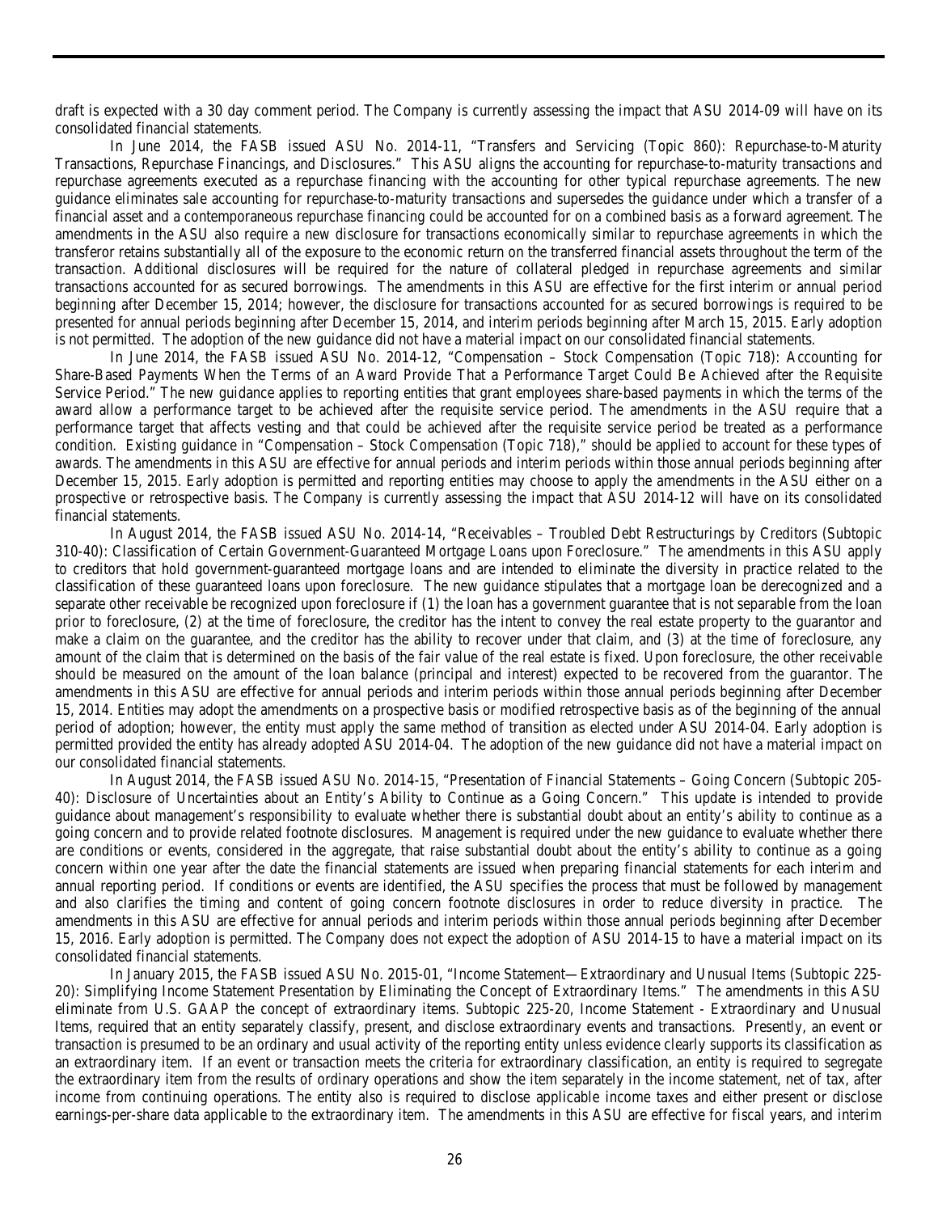draft is expected with a 30 day comment period. The Company is currently assessing the impact that ASU 2014-09 will have on its consolidated financial statements.

In June 2014, the FASB issued ASU No. 2014-11, "Transfers and Servicing (Topic 860): Repurchase-to-Maturity Transactions, Repurchase Financings, and Disclosures." This ASU aligns the accounting for repurchase-to-maturity transactions and repurchase agreements executed as a repurchase financing with the accounting for other typical repurchase agreements. The new guidance eliminates sale accounting for repurchase-to-maturity transactions and supersedes the guidance under which a transfer of a financial asset and a contemporaneous repurchase financing could be accounted for on a combined basis as a forward agreement. The amendments in the ASU also require a new disclosure for transactions economically similar to repurchase agreements in which the transferor retains substantially all of the exposure to the economic return on the transferred financial assets throughout the term of the transaction. Additional disclosures will be required for the nature of collateral pledged in repurchase agreements and similar transactions accounted for as secured borrowings. The amendments in this ASU are effective for the first interim or annual period beginning after December 15, 2014; however, the disclosure for transactions accounted for as secured borrowings is required to be presented for annual periods beginning after December 15, 2014, and interim periods beginning after March 15, 2015. Early adoption is not permitted. The adoption of the new guidance did not have a material impact on our consolidated financial statements.

In June 2014, the FASB issued ASU No. 2014-12, "Compensation – Stock Compensation (Topic 718): Accounting for Share-Based Payments When the Terms of an Award Provide That a Performance Target Could Be Achieved after the Requisite Service Period." The new guidance applies to reporting entities that grant employees share-based payments in which the terms of the award allow a performance target to be achieved after the requisite service period. The amendments in the ASU require that a performance target that affects vesting and that could be achieved after the requisite service period be treated as a performance condition. Existing guidance in "Compensation – Stock Compensation (Topic 718)," should be applied to account for these types of awards. The amendments in this ASU are effective for annual periods and interim periods within those annual periods beginning after December 15, 2015. Early adoption is permitted and reporting entities may choose to apply the amendments in the ASU either on a prospective or retrospective basis. The Company is currently assessing the impact that ASU 2014-12 will have on its consolidated financial statements.

In August 2014, the FASB issued ASU No. 2014-14, "Receivables – Troubled Debt Restructurings by Creditors (Subtopic 310-40): Classification of Certain Government-Guaranteed Mortgage Loans upon Foreclosure." The amendments in this ASU apply to creditors that hold government-guaranteed mortgage loans and are intended to eliminate the diversity in practice related to the classification of these guaranteed loans upon foreclosure. The new guidance stipulates that a mortgage loan be derecognized and a separate other receivable be recognized upon foreclosure if (1) the loan has a government guarantee that is not separable from the loan prior to foreclosure, (2) at the time of foreclosure, the creditor has the intent to convey the real estate property to the guarantor and make a claim on the guarantee, and the creditor has the ability to recover under that claim, and (3) at the time of foreclosure, any amount of the claim that is determined on the basis of the fair value of the real estate is fixed. Upon foreclosure, the other receivable should be measured on the amount of the loan balance (principal and interest) expected to be recovered from the guarantor. The amendments in this ASU are effective for annual periods and interim periods within those annual periods beginning after December 15, 2014. Entities may adopt the amendments on a prospective basis or modified retrospective basis as of the beginning of the annual period of adoption; however, the entity must apply the same method of transition as elected under ASU 2014-04. Early adoption is permitted provided the entity has already adopted ASU 2014-04. The adoption of the new guidance did not have a material impact on our consolidated financial statements.

In August 2014, the FASB issued ASU No. 2014-15, "Presentation of Financial Statements – Going Concern (Subtopic 205-40): Disclosure of Uncertainties about an Entity's Ability to Continue as a Going Concern." This update is intended to provide guidance about management's responsibility to evaluate whether there is substantial doubt about an entity's ability to continue as a going concern and to provide related footnote disclosures. Management is required under the new guidance to evaluate whether there are conditions or events, considered in the aggregate, that raise substantial doubt about the entity's ability to continue as a going concern within one year after the date the financial statements are issued when preparing financial statements for each interim and annual reporting period. If conditions or events are identified, the ASU specifies the process that must be followed by management and also clarifies the timing and content of going concern footnote disclosures in order to reduce diversity in practice. The amendments in this ASU are effective for annual periods and interim periods within those annual periods beginning after December 15, 2016. Early adoption is permitted. The Company does not expect the adoption of ASU 2014-15 to have a material impact on its consolidated financial statements.

In January 2015, the FASB issued ASU No. 2015-01, "Income Statement—Extraordinary and Unusual Items (Subtopic 225-20): Simplifying Income Statement Presentation by Eliminating the Concept of Extraordinary Items." The amendments in this ASU eliminate from U.S. GAAP the concept of extraordinary items. Subtopic 225-20, Income Statement - Extraordinary and Unusual Items, required that an entity separately classify, present, and disclose extraordinary events and transactions. Presently, an event or transaction is presumed to be an ordinary and usual activity of the reporting entity unless evidence clearly supports its classification as an extraordinary item. If an event or transaction meets the criteria for extraordinary classification, an entity is required to segregate the extraordinary item from the results of ordinary operations and show the item separately in the income statement, net of tax, after income from continuing operations. The entity also is required to disclose applicable income taxes and either present or disclose earnings-per-share data applicable to the extraordinary item. The amendments in this ASU are effective for fiscal years, and interim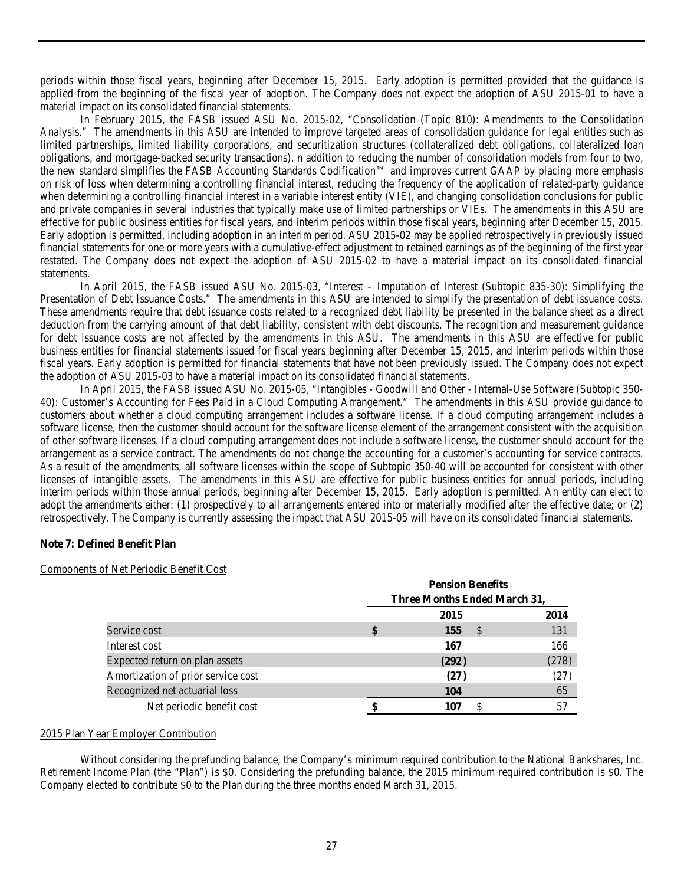periods within those fiscal years, beginning after December 15, 2015. Early adoption is permitted provided that the guidance is applied from the beginning of the fiscal year of adoption. The Company does not expect the adoption of ASU 2015-01 to have a material impact on its consolidated financial statements.

In February 2015, the FASB issued ASU No. 2015-02, "Consolidation (Topic 810): Amendments to the Consolidation Analysis." The amendments in this ASU are intended to improve targeted areas of consolidation guidance for legal entities such as limited partnerships, limited liability corporations, and securitization structures (collateralized debt obligations, collateralized loan obligations, and mortgage-backed security transactions). n addition to reducing the number of consolidation models from four to two, the new standard simplifies the FASB Accounting Standards Codification™ and improves current GAAP by placing more emphasis on risk of loss when determining a controlling financial interest, reducing the frequency of the application of related-party guidance when determining a controlling financial interest in a variable interest entity (VIE), and changing consolidation conclusions for public and private companies in several industries that typically make use of limited partnerships or VIEs. The amendments in this ASU are effective for public business entities for fiscal years, and interim periods within those fiscal years, beginning after December 15, 2015. Early adoption is permitted, including adoption in an interim period. ASU 2015-02 may be applied retrospectively in previously issued financial statements for one or more years with a cumulative-effect adjustment to retained earnings as of the beginning of the first year restated. The Company does not expect the adoption of ASU 2015-02 to have a material impact on its consolidated financial statements.

In April 2015, the FASB issued ASU No. 2015-03, "Interest – Imputation of Interest (Subtopic 835-30): Simplifying the Presentation of Debt Issuance Costs." The amendments in this ASU are intended to simplify the presentation of debt issuance costs. These amendments require that debt issuance costs related to a recognized debt liability be presented in the balance sheet as a direct deduction from the carrying amount of that debt liability, consistent with debt discounts. The recognition and measurement guidance for debt issuance costs are not affected by the amendments in this ASU. The amendments in this ASU are effective for public business entities for financial statements issued for fiscal years beginning after December 15, 2015, and interim periods within those fiscal years. Early adoption is permitted for financial statements that have not been previously issued. The Company does not expect the adoption of ASU 2015-03 to have a material impact on its consolidated financial statements.

In April 2015, the FASB issued ASU No. 2015-05, "Intangibles - Goodwill and Other - Internal-Use Software (Subtopic 350-40): Customer's Accounting for Fees Paid in a Cloud Computing Arrangement." The amendments in this ASU provide guidance to customers about whether a cloud computing arrangement includes a software license. If a cloud computing arrangement includes a software license, then the customer should account for the software license element of the arrangement consistent with the acquisition of other software licenses. If a cloud computing arrangement does not include a software license, the customer should account for the arrangement as a service contract. The amendments do not change the accounting for a customer's accounting for service contracts. As a result of the amendments, all software licenses within the scope of Subtopic 350-40 will be accounted for consistent with other licenses of intangible assets. The amendments in this ASU are effective for public business entities for annual periods, including interim periods within those annual periods, beginning after December 15, 2015. Early adoption is permitted. An entity can elect to adopt the amendments either: (1) prospectively to all arrangements entered into or materially modified after the effective date; or (2) retrospectively. The Company is currently assessing the impact that ASU 2015-05 will have on its consolidated financial statements.

**Note 7: Defined Benefit Plan**

Components of Net Periodic Benefit Cost

| | Pension Benefits | |
|---|---|---|
| | Three Months Ended March 31, | |
| | **2015** | 2014 |
| Service cost | **$ 155** | $ 131 |
| Interest cost | **167** | 166 |
| Expected return on plan assets | **(292)** | (278) |
| Amortization of prior service cost | **(27)** | (27) |
| Recognized net actuarial loss | **104** | 65 |
| Net periodic benefit cost | **$ 107** | $ 57 |

2015 Plan Year Employer Contribution

Without considering the prefunding balance, the Company's minimum required contribution to the National Bankshares, Inc. Retirement Income Plan (the "Plan") is $0. Considering the prefunding balance, the 2015 minimum required contribution is $0. The Company elected to contribute $0 to the Plan during the three months ended March 31, 2015.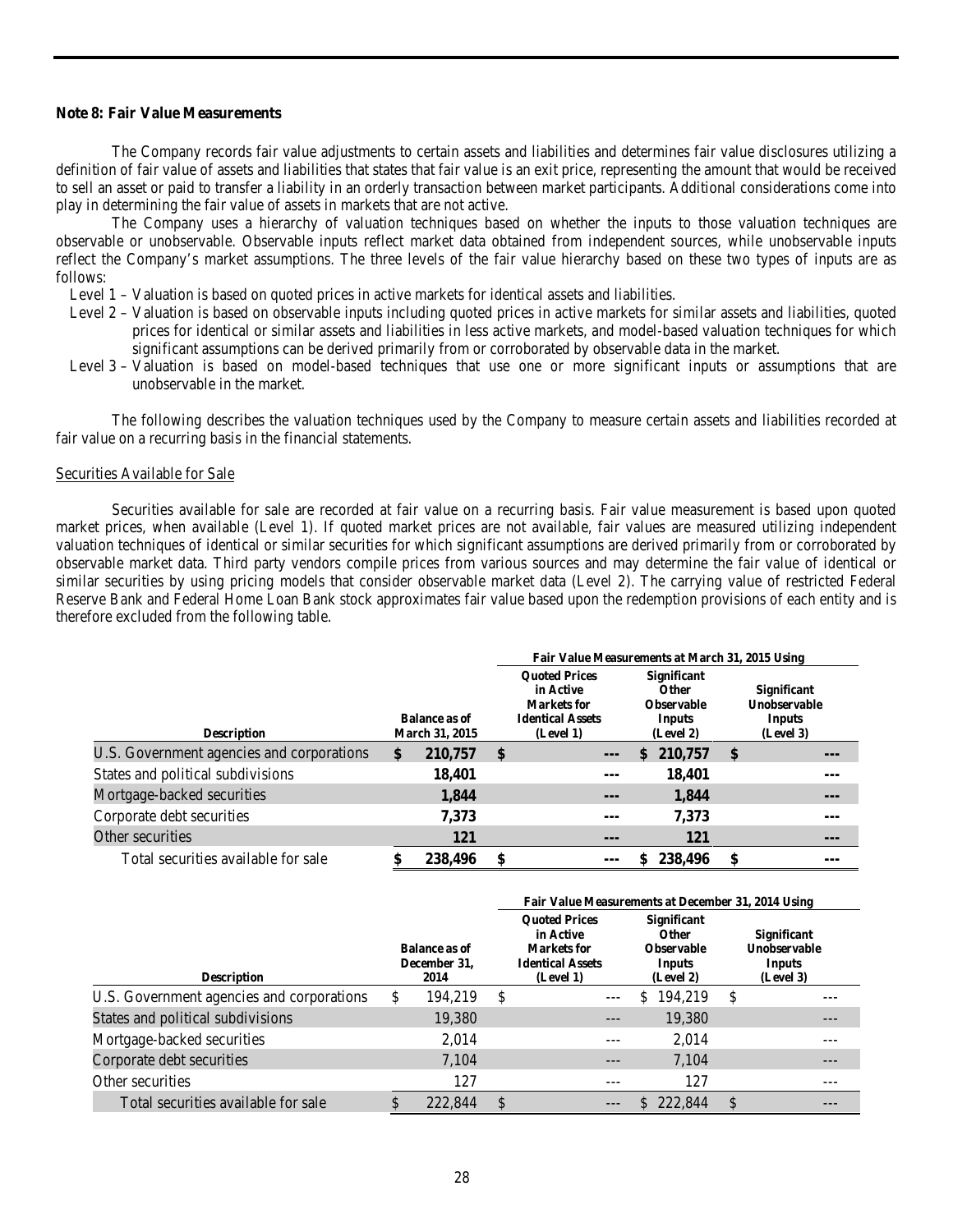### Note 8: Fair Value Measurements

The Company records fair value adjustments to certain assets and liabilities and determines fair value disclosures utilizing a definition of fair value of assets and liabilities that states that fair value is an exit price, representing the amount that would be received to sell an asset or paid to transfer a liability in an orderly transaction between market participants. Additional considerations come into play in determining the fair value of assets in markets that are not active.

The Company uses a hierarchy of valuation techniques based on whether the inputs to those valuation techniques are observable or unobservable. Observable inputs reflect market data obtained from independent sources, while unobservable inputs reflect the Company's market assumptions. The three levels of the fair value hierarchy based on these two types of inputs are as follows:

- Level 1 – Valuation is based on quoted prices in active markets for identical assets and liabilities.
- Level 2 – Valuation is based on observable inputs including quoted prices in active markets for similar assets and liabilities, quoted prices for identical or similar assets and liabilities in less active markets, and model-based valuation techniques for which significant assumptions can be derived primarily from or corroborated by observable data in the market.
- Level 3 – Valuation is based on model-based techniques that use one or more significant inputs or assumptions that are unobservable in the market.

The following describes the valuation techniques used by the Company to measure certain assets and liabilities recorded at fair value on a recurring basis in the financial statements.

Securities Available for Sale

Securities available for sale are recorded at fair value on a recurring basis. Fair value measurement is based upon quoted market prices, when available (Level 1). If quoted market prices are not available, fair values are measured utilizing independent valuation techniques of identical or similar securities for which significant assumptions are derived primarily from or corroborated by observable market data. Third party vendors compile prices from various sources and may determine the fair value of identical or similar securities by using pricing models that consider observable market data (Level 2). The carrying value of restricted Federal Reserve Bank and Federal Home Loan Bank stock approximates fair value based upon the redemption provisions of each entity and is therefore excluded from the following table.

| | | Fair Value Measurements at March 31, 2015 Using | | |
|---|---|---|---|---|
| **Description** | **Balance as of March 31, 2015** | **Quoted Prices in Active Markets for Identical Assets (Level 1)** | **Significant Other Observable Inputs (Level 2)** | **Significant Unobservable Inputs (Level 3)** |
| U.S. Government agencies and corporations | **$ 210,757** | **$ ---** | **$ 210,757** | **$ ---** |
| States and political subdivisions | **18,401** | **---** | **18,401** | **---** |
| Mortgage-backed securities | **1,844** | **---** | **1,844** | **---** |
| Corporate debt securities | **7,373** | **---** | **7,373** | **---** |
| Other securities | **121** | **---** | **121** | **---** |
| Total securities available for sale | **$ 238,496** | **$ ---** | **$ 238,496** | **$ ---** |

| | | Fair Value Measurements at December 31, 2014 Using | | |
|---|---|---|---|---|
| **Description** | **Balance as of December 31, 2014** | **Quoted Prices in Active Markets for Identical Assets (Level 1)** | **Significant Other Observable Inputs (Level 2)** | **Significant Unobservable Inputs (Level 3)** |
| U.S. Government agencies and corporations | $ 194,219 | $ --- | $ 194,219 | $ --- |
| States and political subdivisions | 19,380 | --- | 19,380 | --- |
| Mortgage-backed securities | 2,014 | --- | 2,014 | --- |
| Corporate debt securities | 7,104 | --- | 7,104 | --- |
| Other securities | 127 | --- | 127 | --- |
| Total securities available for sale | $ 222,844 | $ --- | $ 222,844 | $ --- |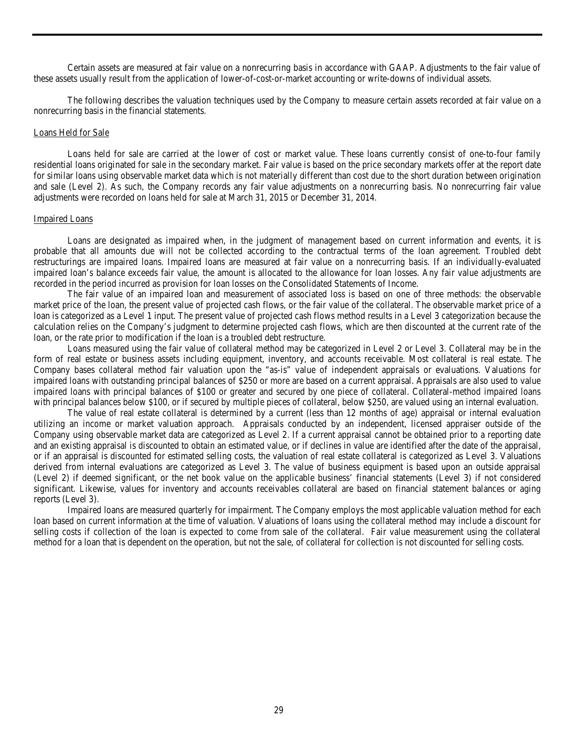Certain assets are measured at fair value on a nonrecurring basis in accordance with GAAP. Adjustments to the fair value of these assets usually result from the application of lower-of-cost-or-market accounting or write-downs of individual assets.

The following describes the valuation techniques used by the Company to measure certain assets recorded at fair value on a nonrecurring basis in the financial statements.

Loans Held for Sale

Loans held for sale are carried at the lower of cost or market value. These loans currently consist of one-to-four family residential loans originated for sale in the secondary market. Fair value is based on the price secondary markets offer at the report date for similar loans using observable market data which is not materially different than cost due to the short duration between origination and sale (Level 2). As such, the Company records any fair value adjustments on a nonrecurring basis. No nonrecurring fair value adjustments were recorded on loans held for sale at March 31, 2015 or December 31, 2014.

Impaired Loans

Loans are designated as impaired when, in the judgment of management based on current information and events, it is probable that all amounts due will not be collected according to the contractual terms of the loan agreement. Troubled debt restructurings are impaired loans. Impaired loans are measured at fair value on a nonrecurring basis. If an individually-evaluated impaired loan's balance exceeds fair value, the amount is allocated to the allowance for loan losses. Any fair value adjustments are recorded in the period incurred as provision for loan losses on the Consolidated Statements of Income.

The fair value of an impaired loan and measurement of associated loss is based on one of three methods: the observable market price of the loan, the present value of projected cash flows, or the fair value of the collateral. The observable market price of a loan is categorized as a Level 1 input. The present value of projected cash flows method results in a Level 3 categorization because the calculation relies on the Company's judgment to determine projected cash flows, which are then discounted at the current rate of the loan, or the rate prior to modification if the loan is a troubled debt restructure.

Loans measured using the fair value of collateral method may be categorized in Level 2 or Level 3. Collateral may be in the form of real estate or business assets including equipment, inventory, and accounts receivable. Most collateral is real estate. The Company bases collateral method fair valuation upon the "as-is" value of independent appraisals or evaluations. Valuations for impaired loans with outstanding principal balances of $250 or more are based on a current appraisal. Appraisals are also used to value impaired loans with principal balances of $100 or greater and secured by one piece of collateral. Collateral-method impaired loans with principal balances below $100, or if secured by multiple pieces of collateral, below $250, are valued using an internal evaluation.

The value of real estate collateral is determined by a current (less than 12 months of age) appraisal or internal evaluation utilizing an income or market valuation approach. Appraisals conducted by an independent, licensed appraiser outside of the Company using observable market data are categorized as Level 2. If a current appraisal cannot be obtained prior to a reporting date and an existing appraisal is discounted to obtain an estimated value, or if declines in value are identified after the date of the appraisal, or if an appraisal is discounted for estimated selling costs, the valuation of real estate collateral is categorized as Level 3. Valuations derived from internal evaluations are categorized as Level 3. The value of business equipment is based upon an outside appraisal (Level 2) if deemed significant, or the net book value on the applicable business' financial statements (Level 3) if not considered significant. Likewise, values for inventory and accounts receivables collateral are based on financial statement balances or aging reports (Level 3).

Impaired loans are measured quarterly for impairment. The Company employs the most applicable valuation method for each loan based on current information at the time of valuation. Valuations of loans using the collateral method may include a discount for selling costs if collection of the loan is expected to come from sale of the collateral. Fair value measurement using the collateral method for a loan that is dependent on the operation, but not the sale, of collateral for collection is not discounted for selling costs.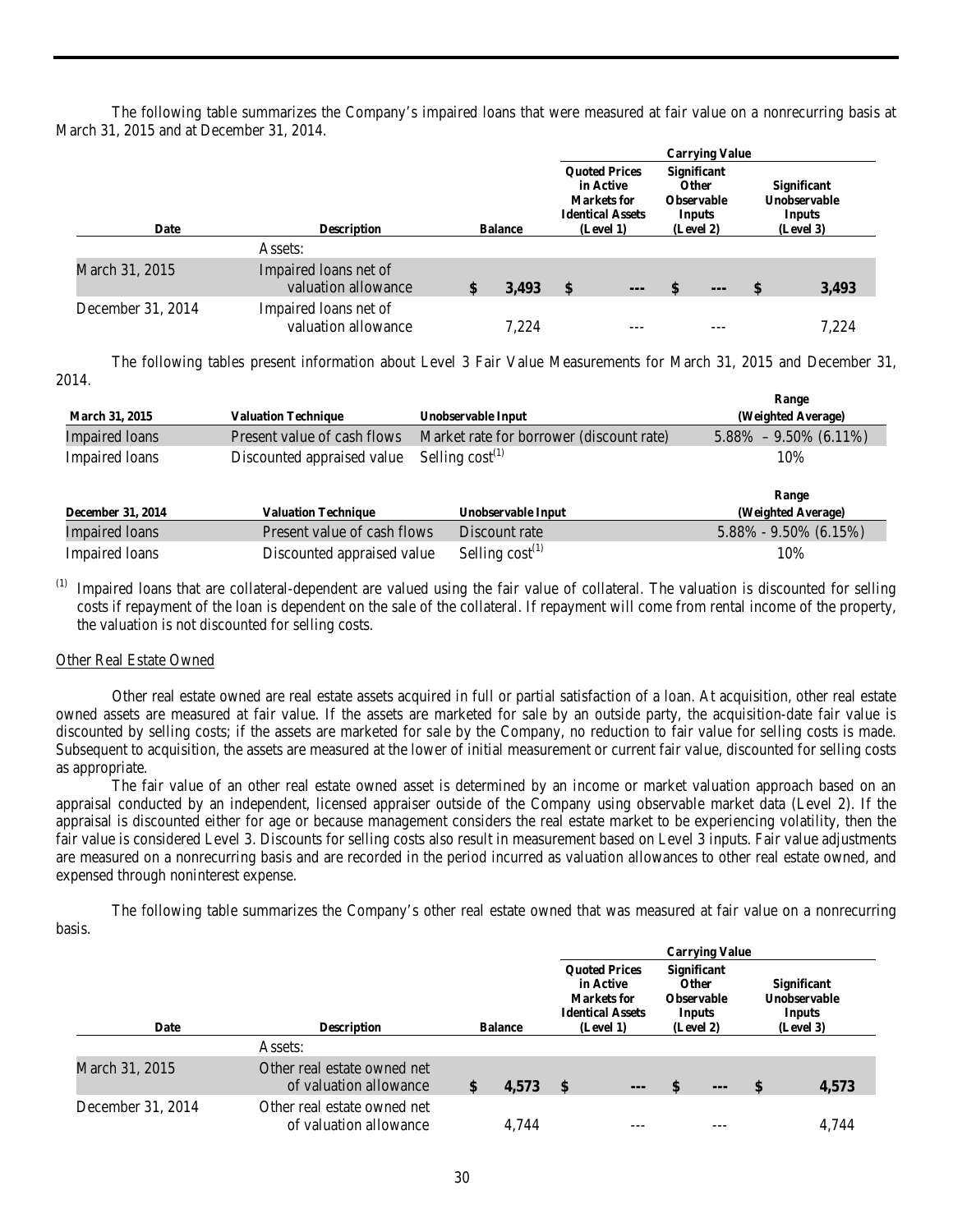The following table summarizes the Company's impaired loans that were measured at fair value on a nonrecurring basis at March 31, 2015 and at December 31, 2014.

| | | | Carrying Value | | |
|---|---|---|---|---|---|
| Date | Description | Balance | Quoted Prices in Active Markets for Identical Assets (Level 1) | Significant Other Observable Inputs (Level 2) | Significant Unobservable Inputs (Level 3) |
| | Assets: | | | | |
| March 31, 2015 | Impaired loans net of valuation allowance | $ 3,493 | $ --- | $ --- | $ 3,493 |
| December 31, 2014 | Impaired loans net of valuation allowance | 7,224 | --- | --- | 7,224 |

The following tables present information about Level 3 Fair Value Measurements for March 31, 2015 and December 31, 2014.

| March 31, 2015 | Valuation Technique | Unobservable Input | Range (Weighted Average) |
|---|---|---|---|
| Impaired loans | Present value of cash flows | Market rate for borrower (discount rate) | 5.88% – 9.50% (6.11%) |
| Impaired loans | Discounted appraised value | Selling cost[1] | 10% |

| December 31, 2014 | Valuation Technique | Unobservable Input | Range (Weighted Average) |
|---|---|---|---|
| Impaired loans | Present value of cash flows | Discount rate | 5.88% - 9.50% (6.15%) |
| Impaired loans | Discounted appraised value | Selling cost[1] | 10% |

[1] Impaired loans that are collateral-dependent are valued using the fair value of collateral. The valuation is discounted for selling costs if repayment of the loan is dependent on the sale of the collateral. If repayment will come from rental income of the property, the valuation is not discounted for selling costs.

Other Real Estate Owned

Other real estate owned are real estate assets acquired in full or partial satisfaction of a loan. At acquisition, other real estate owned assets are measured at fair value. If the assets are marketed for sale by an outside party, the acquisition-date fair value is discounted by selling costs; if the assets are marketed for sale by the Company, no reduction to fair value for selling costs is made. Subsequent to acquisition, the assets are measured at the lower of initial measurement or current fair value, discounted for selling costs as appropriate.

The fair value of an other real estate owned asset is determined by an income or market valuation approach based on an appraisal conducted by an independent, licensed appraiser outside of the Company using observable market data (Level 2). If the appraisal is discounted either for age or because management considers the real estate market to be experiencing volatility, then the fair value is considered Level 3. Discounts for selling costs also result in measurement based on Level 3 inputs. Fair value adjustments are measured on a nonrecurring basis and are recorded in the period incurred as valuation allowances to other real estate owned, and expensed through noninterest expense.

The following table summarizes the Company's other real estate owned that was measured at fair value on a nonrecurring basis.

| | | | Carrying Value | | |
|---|---|---|---|---|---|
| Date | Description | Balance | Quoted Prices in Active Markets for Identical Assets (Level 1) | Significant Other Observable Inputs (Level 2) | Significant Unobservable Inputs (Level 3) |
| | Assets: | | | | |
| March 31, 2015 | Other real estate owned net of valuation allowance | $ 4,573 | $ --- | $ --- | $ 4,573 |
| December 31, 2014 | Other real estate owned net of valuation allowance | 4,744 | --- | --- | 4,744 |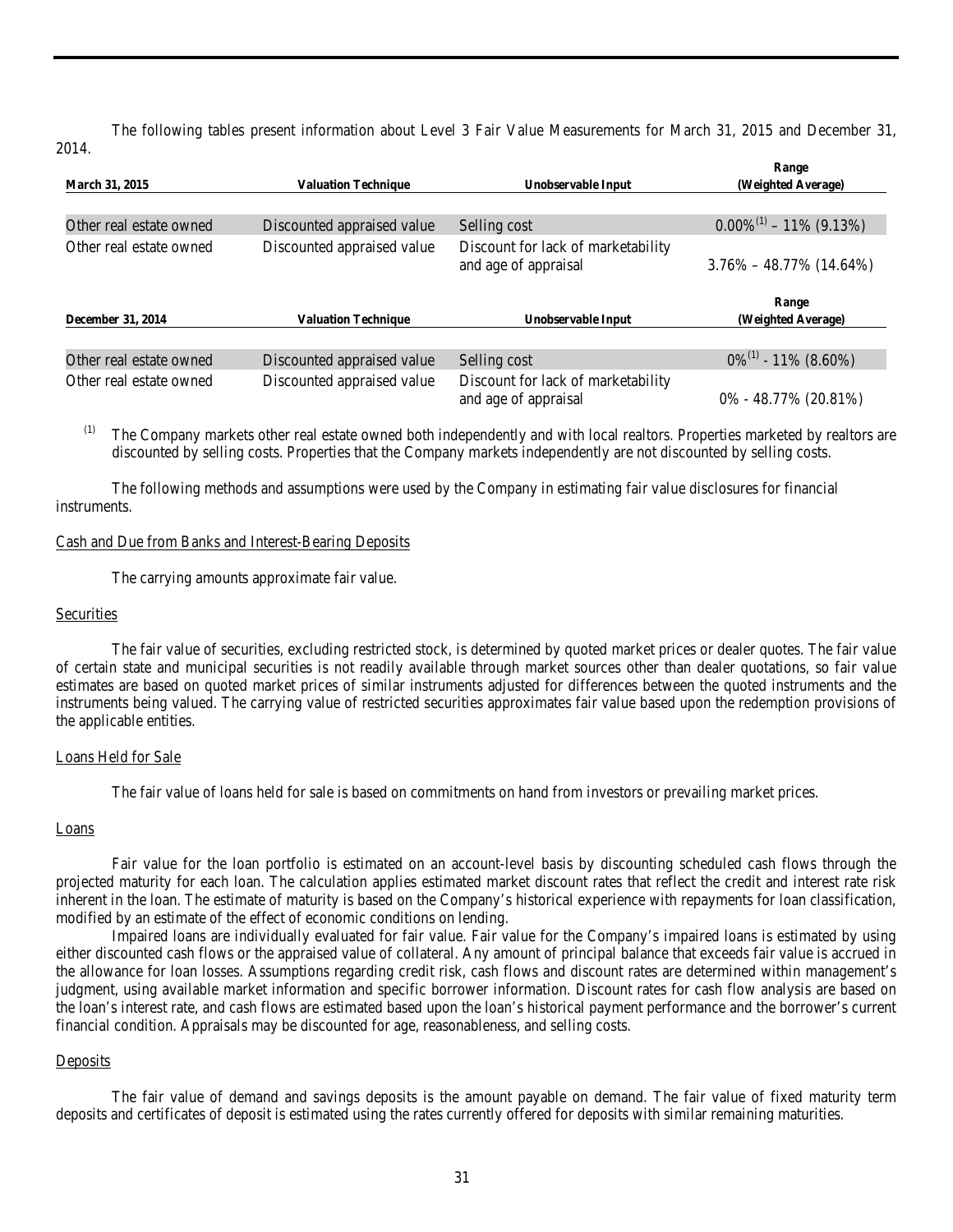The following tables present information about Level 3 Fair Value Measurements for March 31, 2015 and December 31, 2014.

| March 31, 2015 | Valuation Technique | Unobservable Input | Range (Weighted Average) |
|---|---|---|---|
| Other real estate owned | Discounted appraised value | Selling cost | 0.00%[1] – 11% (9.13%) |
| Other real estate owned | Discounted appraised value | Discount for lack of marketability and age of appraisal | 3.76% – 48.77% (14.64%) |

| December 31, 2014 | Valuation Technique | Unobservable Input | Range (Weighted Average) |
|---|---|---|---|
| Other real estate owned | Discounted appraised value | Selling cost | 0%[1] - 11% (8.60%) |
| Other real estate owned | Discounted appraised value | Discount for lack of marketability and age of appraisal | 0% - 48.77% (20.81%) |

[1] The Company markets other real estate owned both independently and with local realtors. Properties marketed by realtors are discounted by selling costs. Properties that the Company markets independently are not discounted by selling costs.

The following methods and assumptions were used by the Company in estimating fair value disclosures for financial instruments.

Cash and Due from Banks and Interest-Bearing Deposits

The carrying amounts approximate fair value.

Securities

The fair value of securities, excluding restricted stock, is determined by quoted market prices or dealer quotes. The fair value of certain state and municipal securities is not readily available through market sources other than dealer quotations, so fair value estimates are based on quoted market prices of similar instruments adjusted for differences between the quoted instruments and the instruments being valued. The carrying value of restricted securities approximates fair value based upon the redemption provisions of the applicable entities.

Loans Held for Sale

The fair value of loans held for sale is based on commitments on hand from investors or prevailing market prices.

Loans

Fair value for the loan portfolio is estimated on an account-level basis by discounting scheduled cash flows through the projected maturity for each loan. The calculation applies estimated market discount rates that reflect the credit and interest rate risk inherent in the loan. The estimate of maturity is based on the Company's historical experience with repayments for loan classification, modified by an estimate of the effect of economic conditions on lending.

Impaired loans are individually evaluated for fair value. Fair value for the Company's impaired loans is estimated by using either discounted cash flows or the appraised value of collateral. Any amount of principal balance that exceeds fair value is accrued in the allowance for loan losses. Assumptions regarding credit risk, cash flows and discount rates are determined within management's judgment, using available market information and specific borrower information. Discount rates for cash flow analysis are based on the loan's interest rate, and cash flows are estimated based upon the loan's historical payment performance and the borrower's current financial condition. Appraisals may be discounted for age, reasonableness, and selling costs.

Deposits

The fair value of demand and savings deposits is the amount payable on demand. The fair value of fixed maturity term deposits and certificates of deposit is estimated using the rates currently offered for deposits with similar remaining maturities.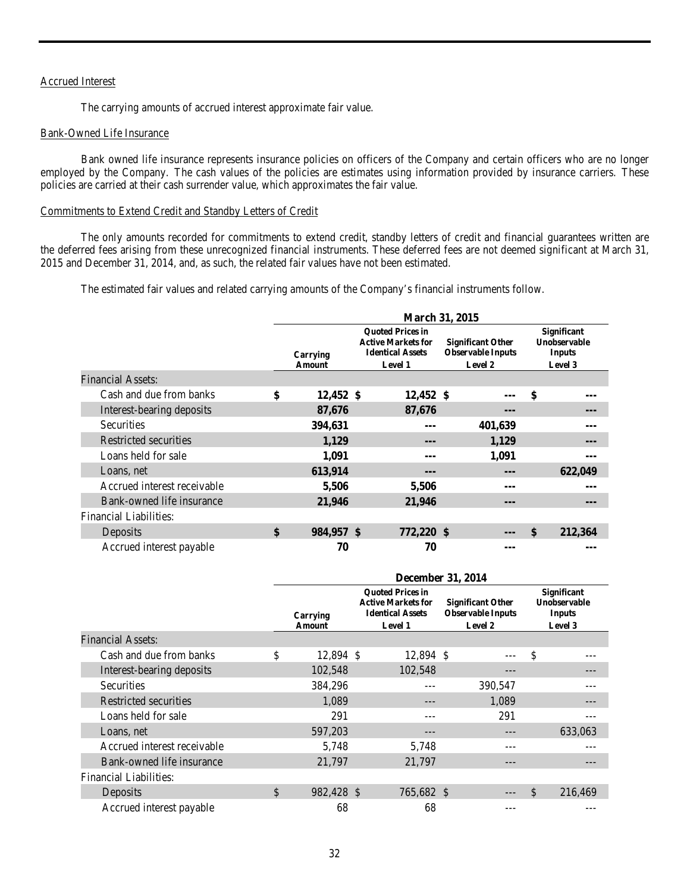Accrued Interest

The carrying amounts of accrued interest approximate fair value.

Bank-Owned Life Insurance

Bank owned life insurance represents insurance policies on officers of the Company and certain officers who are no longer employed by the Company. The cash values of the policies are estimates using information provided by insurance carriers. These policies are carried at their cash surrender value, which approximates the fair value.

Commitments to Extend Credit and Standby Letters of Credit

The only amounts recorded for commitments to extend credit, standby letters of credit and financial guarantees written are the deferred fees arising from these unrecognized financial instruments. These deferred fees are not deemed significant at March 31, 2015 and December 31, 2014, and, as such, the related fair values have not been estimated.

The estimated fair values and related carrying amounts of the Company's financial instruments follow.

| | March 31, 2015 | | | |
|---|---|---|---|---|
| | Carrying Amount | Quoted Prices in Active Markets for Identical Assets Level 1 | Significant Other Observable Inputs Level 2 | Significant Unobservable Inputs Level 3 |
| Financial Assets: | | | | |
| Cash and due from banks | $ 12,452 | $ 12,452 | $ --- | $ --- |
| Interest-bearing deposits | 87,676 | 87,676 | --- | --- |
| Securities | 394,631 | --- | 401,639 | --- |
| Restricted securities | 1,129 | --- | 1,129 | --- |
| Loans held for sale | 1,091 | --- | 1,091 | --- |
| Loans, net | 613,914 | --- | --- | 622,049 |
| Accrued interest receivable | 5,506 | 5,506 | --- | --- |
| Bank-owned life insurance | 21,946 | 21,946 | --- | --- |
| Financial Liabilities: | | | | |
| Deposits | $ 984,957 | $ 772,220 | $ --- | $ 212,364 |
| Accrued interest payable | 70 | 70 | --- | --- |

| | December 31, 2014 | | | |
|---|---|---|---|---|
| | Carrying Amount | Quoted Prices in Active Markets for Identical Assets Level 1 | Significant Other Observable Inputs Level 2 | Significant Unobservable Inputs Level 3 |
| Financial Assets: | | | | |
| Cash and due from banks | $ 12,894 | $ 12,894 | $ --- | $ --- |
| Interest-bearing deposits | 102,548 | 102,548 | --- | --- |
| Securities | 384,296 | --- | 390,547 | --- |
| Restricted securities | 1,089 | --- | 1,089 | --- |
| Loans held for sale | 291 | --- | 291 | --- |
| Loans, net | 597,203 | --- | --- | 633,063 |
| Accrued interest receivable | 5,748 | 5,748 | --- | --- |
| Bank-owned life insurance | 21,797 | 21,797 | --- | --- |
| Financial Liabilities: | | | | |
| Deposits | $ 982,428 | $ 765,682 | $ --- | $ 216,469 |
| Accrued interest payable | 68 | 68 | --- | --- |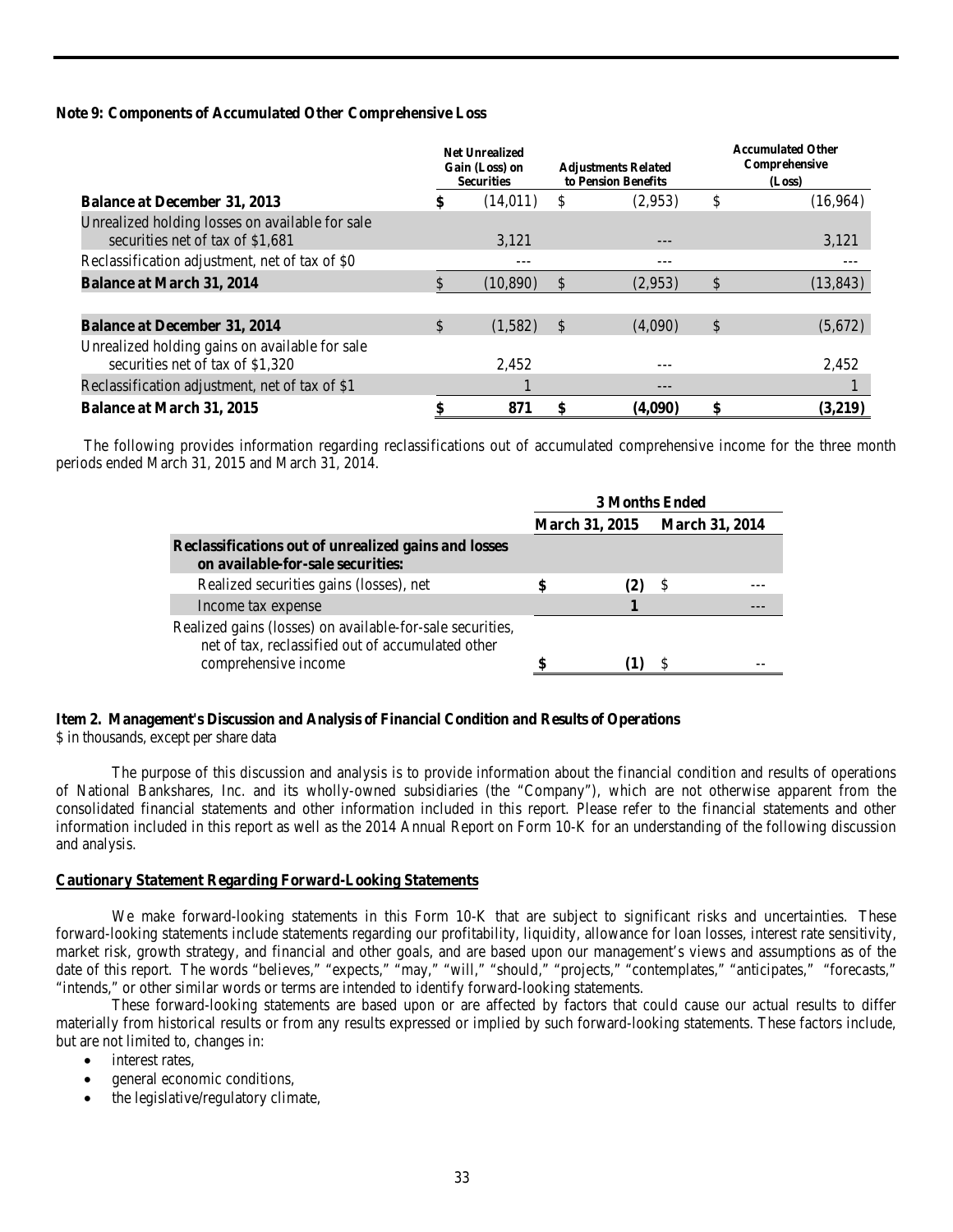**Note 9: Components of Accumulated Other Comprehensive Loss**

| | Net Unrealized Gain (Loss) on Securities | Adjustments Related to Pension Benefits | Accumulated Other Comprehensive (Loss) |
|---|---|---|---|
| **Balance at December 31, 2013** | $ (14,011) | $ (2,953) | $ (16,964) |
| Unrealized holding losses on available for sale securities net of tax of $1,681 | 3,121 | --- | 3,121 |
| Reclassification adjustment, net of tax of $0 | --- | --- | --- |
| **Balance at March 31, 2014** | $ (10,890) | $ (2,953) | $ (13,843) |
| | | | |
| **Balance at December 31, 2014** | $ (1,582) | $ (4,090) | $ (5,672) |
| Unrealized holding gains on available for sale securities net of tax of $1,320 | 2,452 | --- | 2,452 |
| Reclassification adjustment, net of tax of $1 | 1 | --- | 1 |
| **Balance at March 31, 2015** | **$ 871** | **$ (4,090)** | **$ (3,219)** |

The following provides information regarding reclassifications out of accumulated comprehensive income for the three month periods ended March 31, 2015 and March 31, 2014.

| | 3 Months Ended | |
|---|---|---|
| | March 31, 2015 | March 31, 2014 |
| **Reclassifications out of unrealized gains and losses on available-for-sale securities:** | | |
| Realized securities gains (losses), net | **$ (2)** | $ --- |
| Income tax expense | **1** | --- |
| Realized gains (losses) on available-for-sale securities, net of tax, reclassified out of accumulated other comprehensive income | **$ (1)** | $ -- |

**Item 2. Management's Discussion and Analysis of Financial Condition and Results of Operations**

$ in thousands, except per share data

The purpose of this discussion and analysis is to provide information about the financial condition and results of operations of National Bankshares, Inc. and its wholly-owned subsidiaries (the "Company"), which are not otherwise apparent from the consolidated financial statements and other information included in this report. Please refer to the financial statements and other information included in this report as well as the 2014 Annual Report on Form 10-K for an understanding of the following discussion and analysis.

**Cautionary Statement Regarding Forward-Looking Statements**

We make forward-looking statements in this Form 10-K that are subject to significant risks and uncertainties. These forward-looking statements include statements regarding our profitability, liquidity, allowance for loan losses, interest rate sensitivity, market risk, growth strategy, and financial and other goals, and are based upon our management's views and assumptions as of the date of this report. The words "believes," "expects," "may," "will," "should," "projects," "contemplates," "anticipates," "forecasts," "intends," or other similar words or terms are intended to identify forward-looking statements.

These forward-looking statements are based upon or are affected by factors that could cause our actual results to differ materially from historical results or from any results expressed or implied by such forward-looking statements. These factors include, but are not limited to, changes in:

- interest rates,
- general economic conditions,
- the legislative/regulatory climate,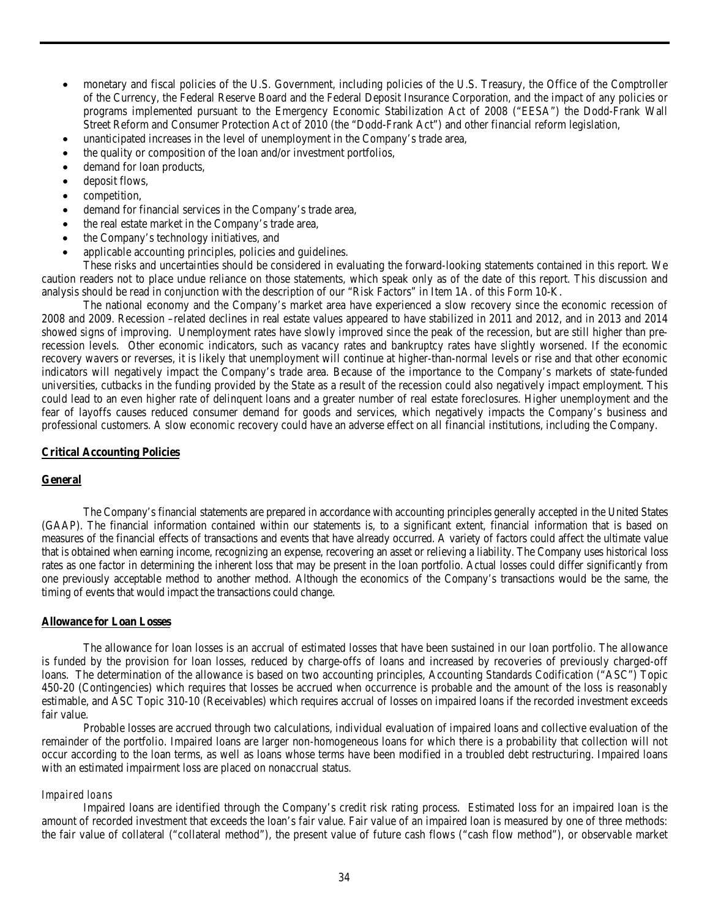- monetary and fiscal policies of the U.S. Government, including policies of the U.S. Treasury, the Office of the Comptroller of the Currency, the Federal Reserve Board and the Federal Deposit Insurance Corporation, and the impact of any policies or programs implemented pursuant to the Emergency Economic Stabilization Act of 2008 ("EESA") the Dodd-Frank Wall Street Reform and Consumer Protection Act of 2010 (the "Dodd-Frank Act") and other financial reform legislation,
- unanticipated increases in the level of unemployment in the Company's trade area,
- the quality or composition of the loan and/or investment portfolios,
- demand for loan products,
- deposit flows,
- competition,
- demand for financial services in the Company's trade area,
- the real estate market in the Company's trade area,
- the Company's technology initiatives, and
- applicable accounting principles, policies and guidelines.

These risks and uncertainties should be considered in evaluating the forward-looking statements contained in this report. We caution readers not to place undue reliance on those statements, which speak only as of the date of this report. This discussion and analysis should be read in conjunction with the description of our "Risk Factors" in Item 1A. of this Form 10-K.

The national economy and the Company's market area have experienced a slow recovery since the economic recession of 2008 and 2009. Recession –related declines in real estate values appeared to have stabilized in 2011 and 2012, and in 2013 and 2014 showed signs of improving. Unemployment rates have slowly improved since the peak of the recession, but are still higher than pre-recession levels. Other economic indicators, such as vacancy rates and bankruptcy rates have slightly worsened. If the economic recovery wavers or reverses, it is likely that unemployment will continue at higher-than-normal levels or rise and that other economic indicators will negatively impact the Company's trade area. Because of the importance to the Company's markets of state-funded universities, cutbacks in the funding provided by the State as a result of the recession could also negatively impact employment. This could lead to an even higher rate of delinquent loans and a greater number of real estate foreclosures. Higher unemployment and the fear of layoffs causes reduced consumer demand for goods and services, which negatively impacts the Company's business and professional customers. A slow economic recovery could have an adverse effect on all financial institutions, including the Company.

## Critical Accounting Policies

### General

The Company's financial statements are prepared in accordance with accounting principles generally accepted in the United States (GAAP). The financial information contained within our statements is, to a significant extent, financial information that is based on measures of the financial effects of transactions and events that have already occurred. A variety of factors could affect the ultimate value that is obtained when earning income, recognizing an expense, recovering an asset or relieving a liability. The Company uses historical loss rates as one factor in determining the inherent loss that may be present in the loan portfolio. Actual losses could differ significantly from one previously acceptable method to another method. Although the economics of the Company's transactions would be the same, the timing of events that would impact the transactions could change.

### Allowance for Loan Losses

The allowance for loan losses is an accrual of estimated losses that have been sustained in our loan portfolio. The allowance is funded by the provision for loan losses, reduced by charge-offs of loans and increased by recoveries of previously charged-off loans. The determination of the allowance is based on two accounting principles, Accounting Standards Codification ("ASC") Topic 450-20 (Contingencies) which requires that losses be accrued when occurrence is probable and the amount of the loss is reasonably estimable, and ASC Topic 310-10 (Receivables) which requires accrual of losses on impaired loans if the recorded investment exceeds fair value.

Probable losses are accrued through two calculations, individual evaluation of impaired loans and collective evaluation of the remainder of the portfolio. Impaired loans are larger non-homogeneous loans for which there is a probability that collection will not occur according to the loan terms, as well as loans whose terms have been modified in a troubled debt restructuring. Impaired loans with an estimated impairment loss are placed on nonaccrual status.

*Impaired loans*

Impaired loans are identified through the Company's credit risk rating process. Estimated loss for an impaired loan is the amount of recorded investment that exceeds the loan's fair value. Fair value of an impaired loan is measured by one of three methods: the fair value of collateral ("collateral method"), the present value of future cash flows ("cash flow method"), or observable market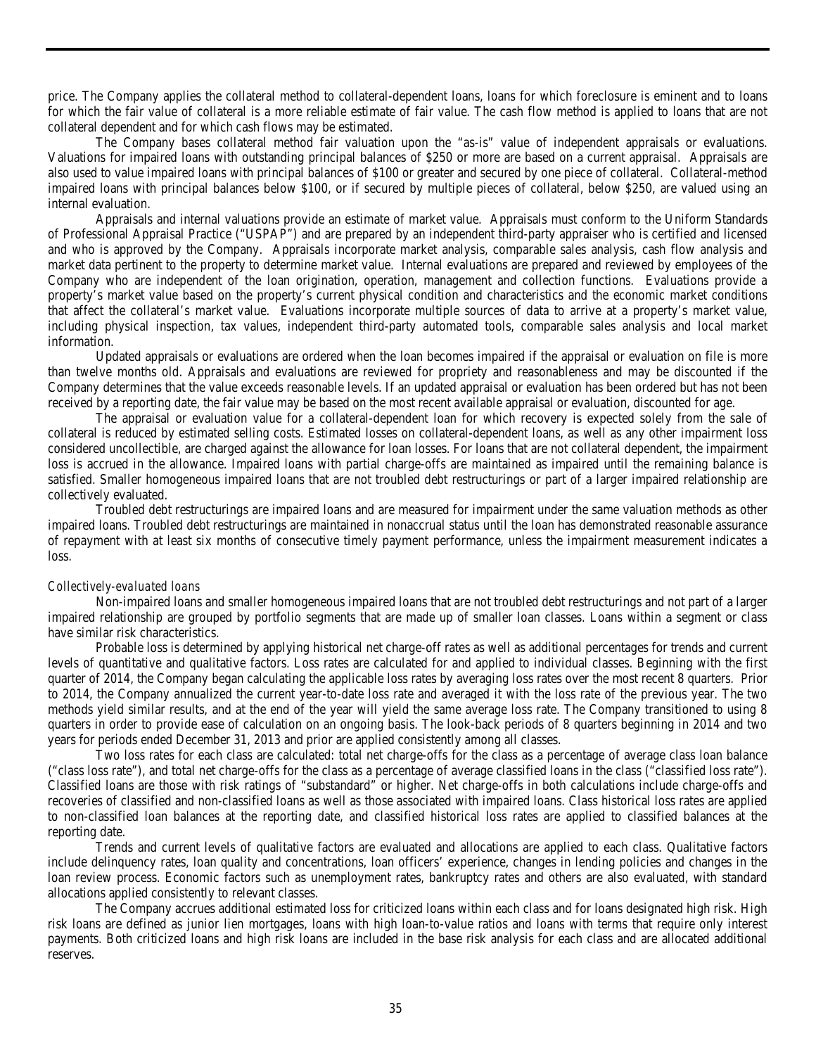price. The Company applies the collateral method to collateral-dependent loans, loans for which foreclosure is eminent and to loans for which the fair value of collateral is a more reliable estimate of fair value. The cash flow method is applied to loans that are not collateral dependent and for which cash flows may be estimated.

The Company bases collateral method fair valuation upon the "as-is" value of independent appraisals or evaluations. Valuations for impaired loans with outstanding principal balances of $250 or more are based on a current appraisal. Appraisals are also used to value impaired loans with principal balances of $100 or greater and secured by one piece of collateral. Collateral-method impaired loans with principal balances below $100, or if secured by multiple pieces of collateral, below $250, are valued using an internal evaluation.

Appraisals and internal valuations provide an estimate of market value. Appraisals must conform to the Uniform Standards of Professional Appraisal Practice ("USPAP") and are prepared by an independent third-party appraiser who is certified and licensed and who is approved by the Company. Appraisals incorporate market analysis, comparable sales analysis, cash flow analysis and market data pertinent to the property to determine market value. Internal evaluations are prepared and reviewed by employees of the Company who are independent of the loan origination, operation, management and collection functions. Evaluations provide a property's market value based on the property's current physical condition and characteristics and the economic market conditions that affect the collateral's market value. Evaluations incorporate multiple sources of data to arrive at a property's market value, including physical inspection, tax values, independent third-party automated tools, comparable sales analysis and local market information.

Updated appraisals or evaluations are ordered when the loan becomes impaired if the appraisal or evaluation on file is more than twelve months old. Appraisals and evaluations are reviewed for propriety and reasonableness and may be discounted if the Company determines that the value exceeds reasonable levels. If an updated appraisal or evaluation has been ordered but has not been received by a reporting date, the fair value may be based on the most recent available appraisal or evaluation, discounted for age.

The appraisal or evaluation value for a collateral-dependent loan for which recovery is expected solely from the sale of collateral is reduced by estimated selling costs. Estimated losses on collateral-dependent loans, as well as any other impairment loss considered uncollectible, are charged against the allowance for loan losses. For loans that are not collateral dependent, the impairment loss is accrued in the allowance. Impaired loans with partial charge-offs are maintained as impaired until the remaining balance is satisfied. Smaller homogeneous impaired loans that are not troubled debt restructurings or part of a larger impaired relationship are collectively evaluated.

Troubled debt restructurings are impaired loans and are measured for impairment under the same valuation methods as other impaired loans. Troubled debt restructurings are maintained in nonaccrual status until the loan has demonstrated reasonable assurance of repayment with at least six months of consecutive timely payment performance, unless the impairment measurement indicates a loss.

*Collectively-evaluated loans*

Non-impaired loans and smaller homogeneous impaired loans that are not troubled debt restructurings and not part of a larger impaired relationship are grouped by portfolio segments that are made up of smaller loan classes. Loans within a segment or class have similar risk characteristics.

Probable loss is determined by applying historical net charge-off rates as well as additional percentages for trends and current levels of quantitative and qualitative factors. Loss rates are calculated for and applied to individual classes. Beginning with the first quarter of 2014, the Company began calculating the applicable loss rates by averaging loss rates over the most recent 8 quarters. Prior to 2014, the Company annualized the current year-to-date loss rate and averaged it with the loss rate of the previous year. The two methods yield similar results, and at the end of the year will yield the same average loss rate. The Company transitioned to using 8 quarters in order to provide ease of calculation on an ongoing basis. The look-back periods of 8 quarters beginning in 2014 and two years for periods ended December 31, 2013 and prior are applied consistently among all classes.

Two loss rates for each class are calculated: total net charge-offs for the class as a percentage of average class loan balance ("class loss rate"), and total net charge-offs for the class as a percentage of average classified loans in the class ("classified loss rate"). Classified loans are those with risk ratings of "substandard" or higher. Net charge-offs in both calculations include charge-offs and recoveries of classified and non-classified loans as well as those associated with impaired loans. Class historical loss rates are applied to non-classified loan balances at the reporting date, and classified historical loss rates are applied to classified balances at the reporting date.

Trends and current levels of qualitative factors are evaluated and allocations are applied to each class. Qualitative factors include delinquency rates, loan quality and concentrations, loan officers' experience, changes in lending policies and changes in the loan review process. Economic factors such as unemployment rates, bankruptcy rates and others are also evaluated, with standard allocations applied consistently to relevant classes.

The Company accrues additional estimated loss for criticized loans within each class and for loans designated high risk. High risk loans are defined as junior lien mortgages, loans with high loan-to-value ratios and loans with terms that require only interest payments. Both criticized loans and high risk loans are included in the base risk analysis for each class and are allocated additional reserves.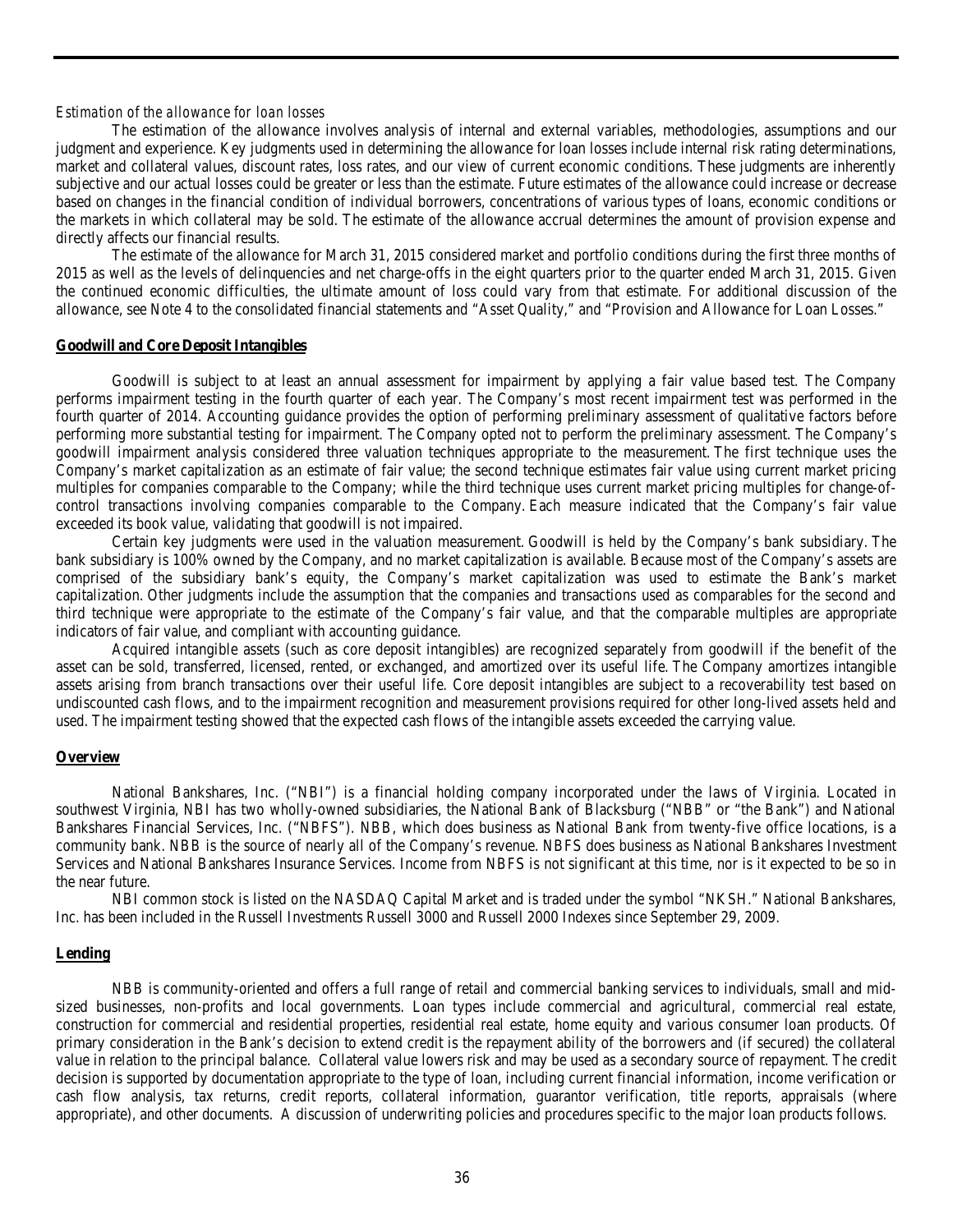*Estimation of the allowance for loan losses*

The estimation of the allowance involves analysis of internal and external variables, methodologies, assumptions and our judgment and experience. Key judgments used in determining the allowance for loan losses include internal risk rating determinations, market and collateral values, discount rates, loss rates, and our view of current economic conditions. These judgments are inherently subjective and our actual losses could be greater or less than the estimate. Future estimates of the allowance could increase or decrease based on changes in the financial condition of individual borrowers, concentrations of various types of loans, economic conditions or the markets in which collateral may be sold. The estimate of the allowance accrual determines the amount of provision expense and directly affects our financial results.

The estimate of the allowance for March 31, 2015 considered market and portfolio conditions during the first three months of 2015 as well as the levels of delinquencies and net charge-offs in the eight quarters prior to the quarter ended March 31, 2015. Given the continued economic difficulties, the ultimate amount of loss could vary from that estimate. For additional discussion of the allowance, see Note 4 to the consolidated financial statements and "Asset Quality," and "Provision and Allowance for Loan Losses."

**Goodwill and Core Deposit Intangibles**

Goodwill is subject to at least an annual assessment for impairment by applying a fair value based test. The Company performs impairment testing in the fourth quarter of each year. The Company's most recent impairment test was performed in the fourth quarter of 2014. Accounting guidance provides the option of performing preliminary assessment of qualitative factors before performing more substantial testing for impairment. The Company opted not to perform the preliminary assessment. The Company's goodwill impairment analysis considered three valuation techniques appropriate to the measurement. The first technique uses the Company's market capitalization as an estimate of fair value; the second technique estimates fair value using current market pricing multiples for companies comparable to the Company; while the third technique uses current market pricing multiples for change-of-control transactions involving companies comparable to the Company. Each measure indicated that the Company's fair value exceeded its book value, validating that goodwill is not impaired.

Certain key judgments were used in the valuation measurement. Goodwill is held by the Company's bank subsidiary. The bank subsidiary is 100% owned by the Company, and no market capitalization is available. Because most of the Company's assets are comprised of the subsidiary bank's equity, the Company's market capitalization was used to estimate the Bank's market capitalization. Other judgments include the assumption that the companies and transactions used as comparables for the second and third technique were appropriate to the estimate of the Company's fair value, and that the comparable multiples are appropriate indicators of fair value, and compliant with accounting guidance.

Acquired intangible assets (such as core deposit intangibles) are recognized separately from goodwill if the benefit of the asset can be sold, transferred, licensed, rented, or exchanged, and amortized over its useful life. The Company amortizes intangible assets arising from branch transactions over their useful life. Core deposit intangibles are subject to a recoverability test based on undiscounted cash flows, and to the impairment recognition and measurement provisions required for other long-lived assets held and used. The impairment testing showed that the expected cash flows of the intangible assets exceeded the carrying value.

**Overview**

National Bankshares, Inc. ("NBI") is a financial holding company incorporated under the laws of Virginia. Located in southwest Virginia, NBI has two wholly-owned subsidiaries, the National Bank of Blacksburg ("NBB" or "the Bank") and National Bankshares Financial Services, Inc. ("NBFS"). NBB, which does business as National Bank from twenty-five office locations, is a community bank. NBB is the source of nearly all of the Company's revenue. NBFS does business as National Bankshares Investment Services and National Bankshares Insurance Services. Income from NBFS is not significant at this time, nor is it expected to be so in the near future.

NBI common stock is listed on the NASDAQ Capital Market and is traded under the symbol "NKSH." National Bankshares, Inc. has been included in the Russell Investments Russell 3000 and Russell 2000 Indexes since September 29, 2009.

**Lending**

NBB is community-oriented and offers a full range of retail and commercial banking services to individuals, small and mid-sized businesses, non-profits and local governments. Loan types include commercial and agricultural, commercial real estate, construction for commercial and residential properties, residential real estate, home equity and various consumer loan products. Of primary consideration in the Bank's decision to extend credit is the repayment ability of the borrowers and (if secured) the collateral value in relation to the principal balance. Collateral value lowers risk and may be used as a secondary source of repayment. The credit decision is supported by documentation appropriate to the type of loan, including current financial information, income verification or cash flow analysis, tax returns, credit reports, collateral information, guarantor verification, title reports, appraisals (where appropriate), and other documents. A discussion of underwriting policies and procedures specific to the major loan products follows.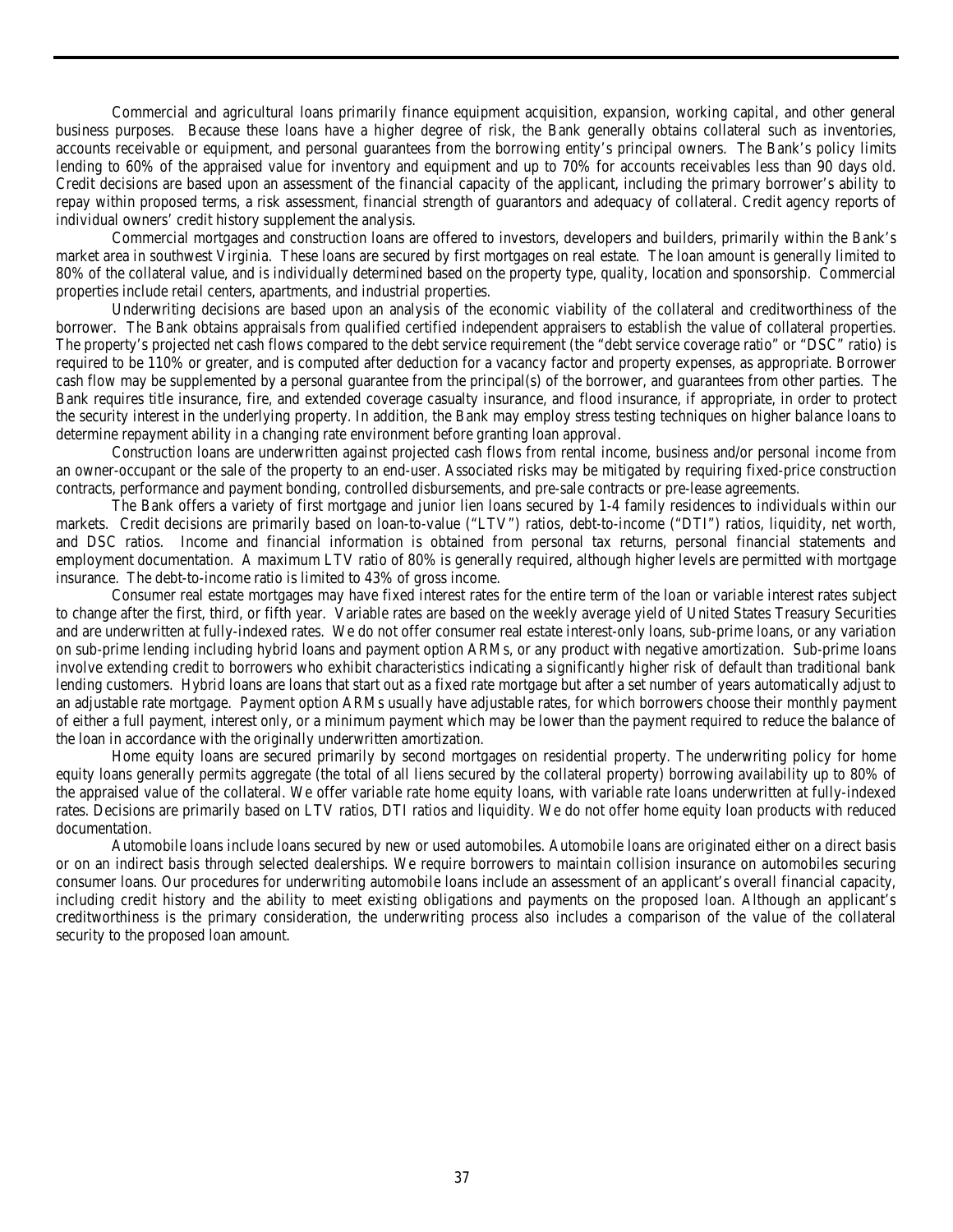Commercial and agricultural loans primarily finance equipment acquisition, expansion, working capital, and other general business purposes. Because these loans have a higher degree of risk, the Bank generally obtains collateral such as inventories, accounts receivable or equipment, and personal guarantees from the borrowing entity's principal owners. The Bank's policy limits lending to 60% of the appraised value for inventory and equipment and up to 70% for accounts receivables less than 90 days old. Credit decisions are based upon an assessment of the financial capacity of the applicant, including the primary borrower's ability to repay within proposed terms, a risk assessment, financial strength of guarantors and adequacy of collateral. Credit agency reports of individual owners' credit history supplement the analysis.

Commercial mortgages and construction loans are offered to investors, developers and builders, primarily within the Bank's market area in southwest Virginia. These loans are secured by first mortgages on real estate. The loan amount is generally limited to 80% of the collateral value, and is individually determined based on the property type, quality, location and sponsorship. Commercial properties include retail centers, apartments, and industrial properties.

Underwriting decisions are based upon an analysis of the economic viability of the collateral and creditworthiness of the borrower. The Bank obtains appraisals from qualified certified independent appraisers to establish the value of collateral properties. The property's projected net cash flows compared to the debt service requirement (the "debt service coverage ratio" or "DSC" ratio) is required to be 110% or greater, and is computed after deduction for a vacancy factor and property expenses, as appropriate. Borrower cash flow may be supplemented by a personal guarantee from the principal(s) of the borrower, and guarantees from other parties. The Bank requires title insurance, fire, and extended coverage casualty insurance, and flood insurance, if appropriate, in order to protect the security interest in the underlying property. In addition, the Bank may employ stress testing techniques on higher balance loans to determine repayment ability in a changing rate environment before granting loan approval.

Construction loans are underwritten against projected cash flows from rental income, business and/or personal income from an owner-occupant or the sale of the property to an end-user. Associated risks may be mitigated by requiring fixed-price construction contracts, performance and payment bonding, controlled disbursements, and pre-sale contracts or pre-lease agreements.

The Bank offers a variety of first mortgage and junior lien loans secured by 1-4 family residences to individuals within our markets. Credit decisions are primarily based on loan-to-value ("LTV") ratios, debt-to-income ("DTI") ratios, liquidity, net worth, and DSC ratios. Income and financial information is obtained from personal tax returns, personal financial statements and employment documentation. A maximum LTV ratio of 80% is generally required, although higher levels are permitted with mortgage insurance. The debt-to-income ratio is limited to 43% of gross income.

Consumer real estate mortgages may have fixed interest rates for the entire term of the loan or variable interest rates subject to change after the first, third, or fifth year. Variable rates are based on the weekly average yield of United States Treasury Securities and are underwritten at fully-indexed rates. We do not offer consumer real estate interest-only loans, sub-prime loans, or any variation on sub-prime lending including hybrid loans and payment option ARMs, or any product with negative amortization. Sub-prime loans involve extending credit to borrowers who exhibit characteristics indicating a significantly higher risk of default than traditional bank lending customers. Hybrid loans are loans that start out as a fixed rate mortgage but after a set number of years automatically adjust to an adjustable rate mortgage. Payment option ARMs usually have adjustable rates, for which borrowers choose their monthly payment of either a full payment, interest only, or a minimum payment which may be lower than the payment required to reduce the balance of the loan in accordance with the originally underwritten amortization.

Home equity loans are secured primarily by second mortgages on residential property. The underwriting policy for home equity loans generally permits aggregate (the total of all liens secured by the collateral property) borrowing availability up to 80% of the appraised value of the collateral. We offer variable rate home equity loans, with variable rate loans underwritten at fully-indexed rates. Decisions are primarily based on LTV ratios, DTI ratios and liquidity. We do not offer home equity loan products with reduced documentation.

Automobile loans include loans secured by new or used automobiles. Automobile loans are originated either on a direct basis or on an indirect basis through selected dealerships. We require borrowers to maintain collision insurance on automobiles securing consumer loans. Our procedures for underwriting automobile loans include an assessment of an applicant's overall financial capacity, including credit history and the ability to meet existing obligations and payments on the proposed loan. Although an applicant's creditworthiness is the primary consideration, the underwriting process also includes a comparison of the value of the collateral security to the proposed loan amount.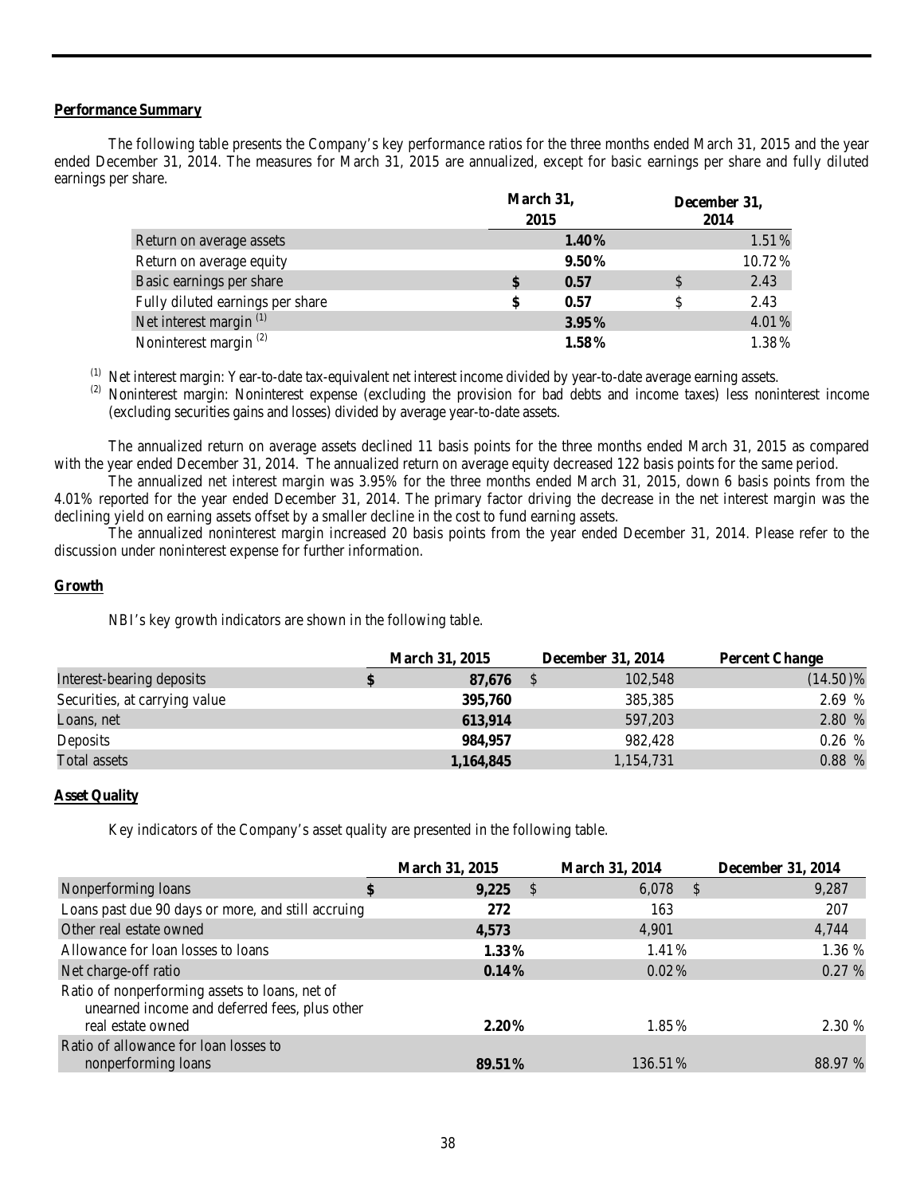## Performance Summary

The following table presents the Company's key performance ratios for the three months ended March 31, 2015 and the year ended December 31, 2014. The measures for March 31, 2015 are annualized, except for basic earnings per share and fully diluted earnings per share.

| | March 31, 2015 | December 31, 2014 |
|---|---|---|
| Return on average assets | **1.40%** | 1.51% |
| Return on average equity | **9.50%** | 10.72% |
| Basic earnings per share | **$ 0.57** | $ 2.43 |
| Fully diluted earnings per share | **$ 0.57** | $ 2.43 |
| Net interest margin [(1)] | **3.95%** | 4.01% |
| Noninterest margin [(2)] | **1.58%** | 1.38% |

[(1)] Net interest margin: Year-to-date tax-equivalent net interest income divided by year-to-date average earning assets.

[(2)] Noninterest margin: Noninterest expense (excluding the provision for bad debts and income taxes) less noninterest income (excluding securities gains and losses) divided by average year-to-date assets.

The annualized return on average assets declined 11 basis points for the three months ended March 31, 2015 as compared with the year ended December 31, 2014. The annualized return on average equity decreased 122 basis points for the same period.

The annualized net interest margin was 3.95% for the three months ended March 31, 2015, down 6 basis points from the 4.01% reported for the year ended December 31, 2014. The primary factor driving the decrease in the net interest margin was the declining yield on earning assets offset by a smaller decline in the cost to fund earning assets.

The annualized noninterest margin increased 20 basis points from the year ended December 31, 2014. Please refer to the discussion under noninterest expense for further information.

## Growth

NBI's key growth indicators are shown in the following table.

| | March 31, 2015 | December 31, 2014 | Percent Change |
|---|---|---|---|
| Interest-bearing deposits | **$ 87,676** | $ 102,548 | (14.50)% |
| Securities, at carrying value | **395,760** | 385,385 | 2.69 % |
| Loans, net | **613,914** | 597,203 | 2.80 % |
| Deposits | **984,957** | 982,428 | 0.26 % |
| Total assets | **1,164,845** | 1,154,731 | 0.88 % |

## Asset Quality

Key indicators of the Company's asset quality are presented in the following table.

| | March 31, 2015 | March 31, 2014 | December 31, 2014 |
|---|---|---|---|
| Nonperforming loans | **$ 9,225** | $ 6,078 | $ 9,287 |
| Loans past due 90 days or more, and still accruing | **272** | 163 | 207 |
| Other real estate owned | **4,573** | 4,901 | 4,744 |
| Allowance for loan losses to loans | **1.33%** | 1.41% | 1.36 % |
| Net charge-off ratio | **0.14%** | 0.02% | 0.27 % |
| Ratio of nonperforming assets to loans, net of unearned income and deferred fees, plus other real estate owned | **2.20%** | 1.85% | 2.30 % |
| Ratio of allowance for loan losses to nonperforming loans | **89.51%** | 136.51% | 88.97 % |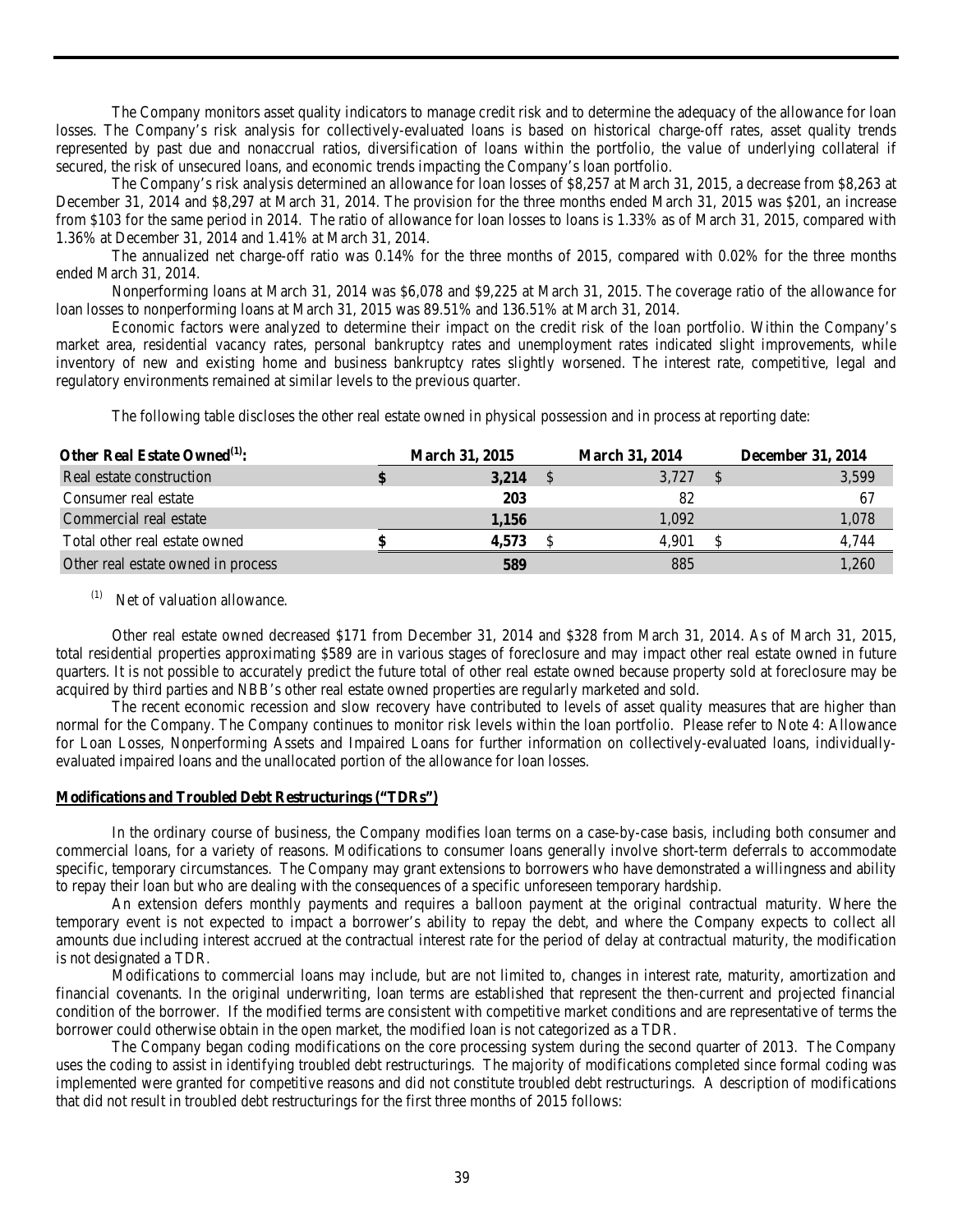The Company monitors asset quality indicators to manage credit risk and to determine the adequacy of the allowance for loan losses. The Company's risk analysis for collectively-evaluated loans is based on historical charge-off rates, asset quality trends represented by past due and nonaccrual ratios, diversification of loans within the portfolio, the value of underlying collateral if secured, the risk of unsecured loans, and economic trends impacting the Company's loan portfolio.

The Company's risk analysis determined an allowance for loan losses of $8,257 at March 31, 2015, a decrease from $8,263 at December 31, 2014 and $8,297 at March 31, 2014. The provision for the three months ended March 31, 2015 was $201, an increase from $103 for the same period in 2014. The ratio of allowance for loan losses to loans is 1.33% as of March 31, 2015, compared with 1.36% at December 31, 2014 and 1.41% at March 31, 2014.

The annualized net charge-off ratio was 0.14% for the three months of 2015, compared with 0.02% for the three months ended March 31, 2014.

Nonperforming loans at March 31, 2014 was $6,078 and $9,225 at March 31, 2015. The coverage ratio of the allowance for loan losses to nonperforming loans at March 31, 2015 was 89.51% and 136.51% at March 31, 2014.

Economic factors were analyzed to determine their impact on the credit risk of the loan portfolio. Within the Company's market area, residential vacancy rates, personal bankruptcy rates and unemployment rates indicated slight improvements, while inventory of new and existing home and business bankruptcy rates slightly worsened. The interest rate, competitive, legal and regulatory environments remained at similar levels to the previous quarter.

The following table discloses the other real estate owned in physical possession and in process at reporting date:

| **Other Real Estate Owned[(1)]:** | **March 31, 2015** | **March 31, 2014** | **December 31, 2014** |
|---|---|---|---|
| Real estate construction | **$ 3,214** | $ 3,727 | $ 3,599 |
| Consumer real estate | **203** | 82 | 67 |
| Commercial real estate | **1,156** | 1,092 | 1,078 |
| Total other real estate owned | **$ 4,573** | $ 4,901 | $ 4,744 |
| Other real estate owned in process | **589** | 885 | 1,260 |

(1) Net of valuation allowance.

Other real estate owned decreased $171 from December 31, 2014 and $328 from March 31, 2014. As of March 31, 2015, total residential properties approximating $589 are in various stages of foreclosure and may impact other real estate owned in future quarters. It is not possible to accurately predict the future total of other real estate owned because property sold at foreclosure may be acquired by third parties and NBB's other real estate owned properties are regularly marketed and sold.

The recent economic recession and slow recovery have contributed to levels of asset quality measures that are higher than normal for the Company. The Company continues to monitor risk levels within the loan portfolio. Please refer to Note 4: Allowance for Loan Losses, Nonperforming Assets and Impaired Loans for further information on collectively-evaluated loans, individually-evaluated impaired loans and the unallocated portion of the allowance for loan losses.

**Modifications and Troubled Debt Restructurings ("TDRs")**

In the ordinary course of business, the Company modifies loan terms on a case-by-case basis, including both consumer and commercial loans, for a variety of reasons. Modifications to consumer loans generally involve short-term deferrals to accommodate specific, temporary circumstances. The Company may grant extensions to borrowers who have demonstrated a willingness and ability to repay their loan but who are dealing with the consequences of a specific unforeseen temporary hardship.

An extension defers monthly payments and requires a balloon payment at the original contractual maturity. Where the temporary event is not expected to impact a borrower's ability to repay the debt, and where the Company expects to collect all amounts due including interest accrued at the contractual interest rate for the period of delay at contractual maturity, the modification is not designated a TDR.

Modifications to commercial loans may include, but are not limited to, changes in interest rate, maturity, amortization and financial covenants. In the original underwriting, loan terms are established that represent the then-current and projected financial condition of the borrower. If the modified terms are consistent with competitive market conditions and are representative of terms the borrower could otherwise obtain in the open market, the modified loan is not categorized as a TDR.

The Company began coding modifications on the core processing system during the second quarter of 2013. The Company uses the coding to assist in identifying troubled debt restructurings. The majority of modifications completed since formal coding was implemented were granted for competitive reasons and did not constitute troubled debt restructurings. A description of modifications that did not result in troubled debt restructurings for the first three months of 2015 follows: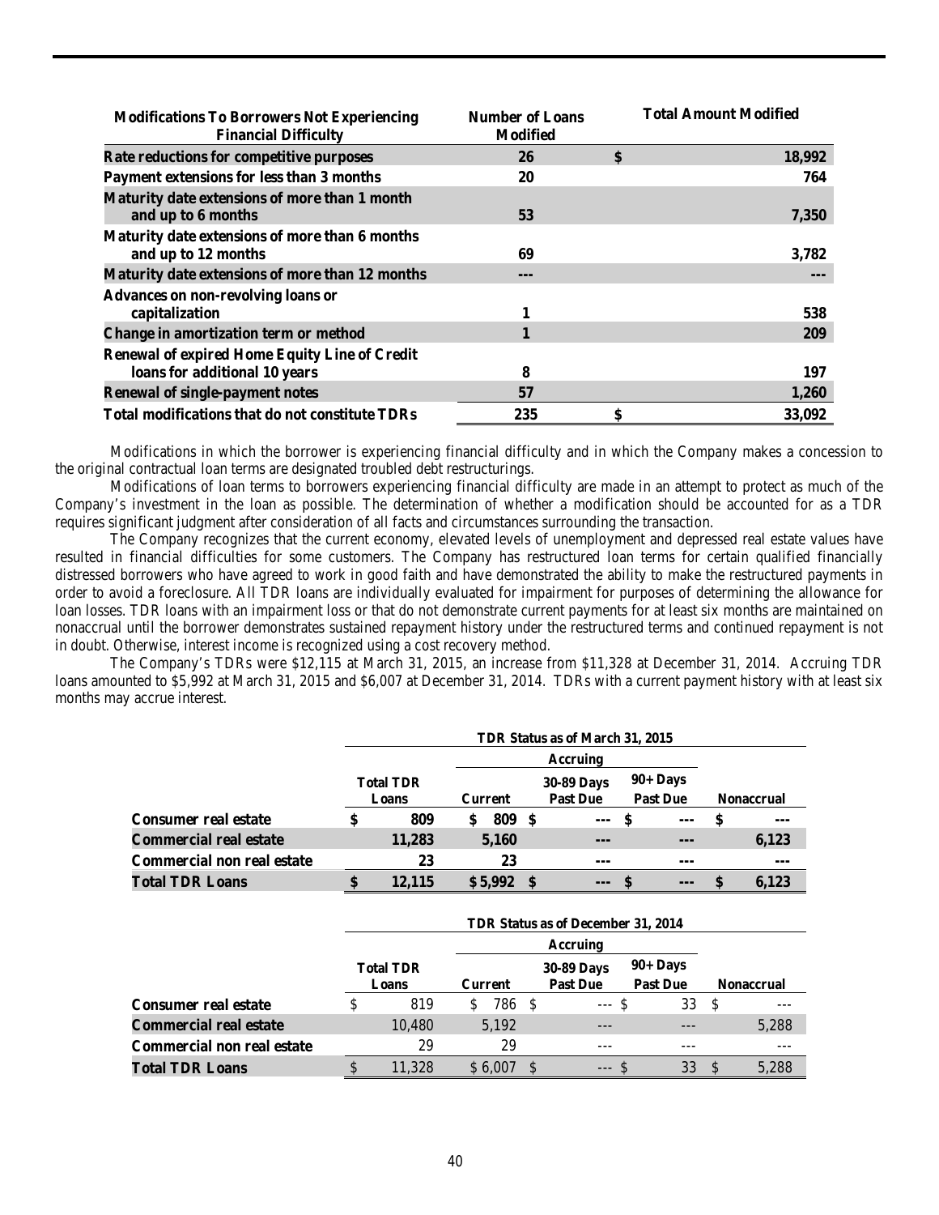| Modifications To Borrowers Not Experiencing Financial Difficulty | Number of Loans Modified | Total Amount Modified |
|---|---|---|
| Rate reductions for competitive purposes | 26 | $ 18,992 |
| Payment extensions for less than 3 months | 20 | 764 |
| Maturity date extensions of more than 1 month and up to 6 months | 53 | 7,350 |
| Maturity date extensions of more than 6 months and up to 12 months | 69 | 3,782 |
| Maturity date extensions of more than 12 months | --- | --- |
| Advances on non-revolving loans or capitalization | 1 | 538 |
| Change in amortization term or method | 1 | 209 |
| Renewal of expired Home Equity Line of Credit loans for additional 10 years | 8 | 197 |
| Renewal of single-payment notes | 57 | 1,260 |
| Total modifications that do not constitute TDRs | 235 | $ 33,092 |

Modifications in which the borrower is experiencing financial difficulty and in which the Company makes a concession to the original contractual loan terms are designated troubled debt restructurings.

Modifications of loan terms to borrowers experiencing financial difficulty are made in an attempt to protect as much of the Company's investment in the loan as possible. The determination of whether a modification should be accounted for as a TDR requires significant judgment after consideration of all facts and circumstances surrounding the transaction.

The Company recognizes that the current economy, elevated levels of unemployment and depressed real estate values have resulted in financial difficulties for some customers. The Company has restructured loan terms for certain qualified financially distressed borrowers who have agreed to work in good faith and have demonstrated the ability to make the restructured payments in order to avoid a foreclosure. All TDR loans are individually evaluated for impairment for purposes of determining the allowance for loan losses. TDR loans with an impairment loss or that do not demonstrate current payments for at least six months are maintained on nonaccrual until the borrower demonstrates sustained repayment history under the restructured terms and continued repayment is not in doubt. Otherwise, interest income is recognized using a cost recovery method.

The Company's TDRs were $12,115 at March 31, 2015, an increase from $11,328 at December 31, 2014. Accruing TDR loans amounted to $5,992 at March 31, 2015 and $6,007 at December 31, 2014. TDRs with a current payment history with at least six months may accrue interest.

| | TDR Status as of March 31, 2015 | | | | |
|---|---|---|---|---|---|
| | | Accruing | | | |
| | Total TDR Loans | Current | 30-89 Days Past Due | 90+ Days Past Due | Nonaccrual |
| Consumer real estate | $ 809 | $ 809 | $ --- | $ --- | $ --- |
| Commercial real estate | 11,283 | 5,160 | --- | --- | 6,123 |
| Commercial non real estate | 23 | 23 | --- | --- | --- |
| Total TDR Loans | $ 12,115 | $ 5,992 | $ --- | $ --- | $ 6,123 |

| | TDR Status as of December 31, 2014 | | | | |
|---|---|---|---|---|---|
| | | Accruing | | | |
| | Total TDR Loans | Current | 30-89 Days Past Due | 90+ Days Past Due | Nonaccrual |
| Consumer real estate | $ 819 | $ 786 | $ --- | $ 33 | $ --- |
| Commercial real estate | 10,480 | 5,192 | --- | --- | 5,288 |
| Commercial non real estate | 29 | 29 | --- | --- | --- |
| Total TDR Loans | $ 11,328 | $ 6,007 | $ --- | $ 33 | $ 5,288 |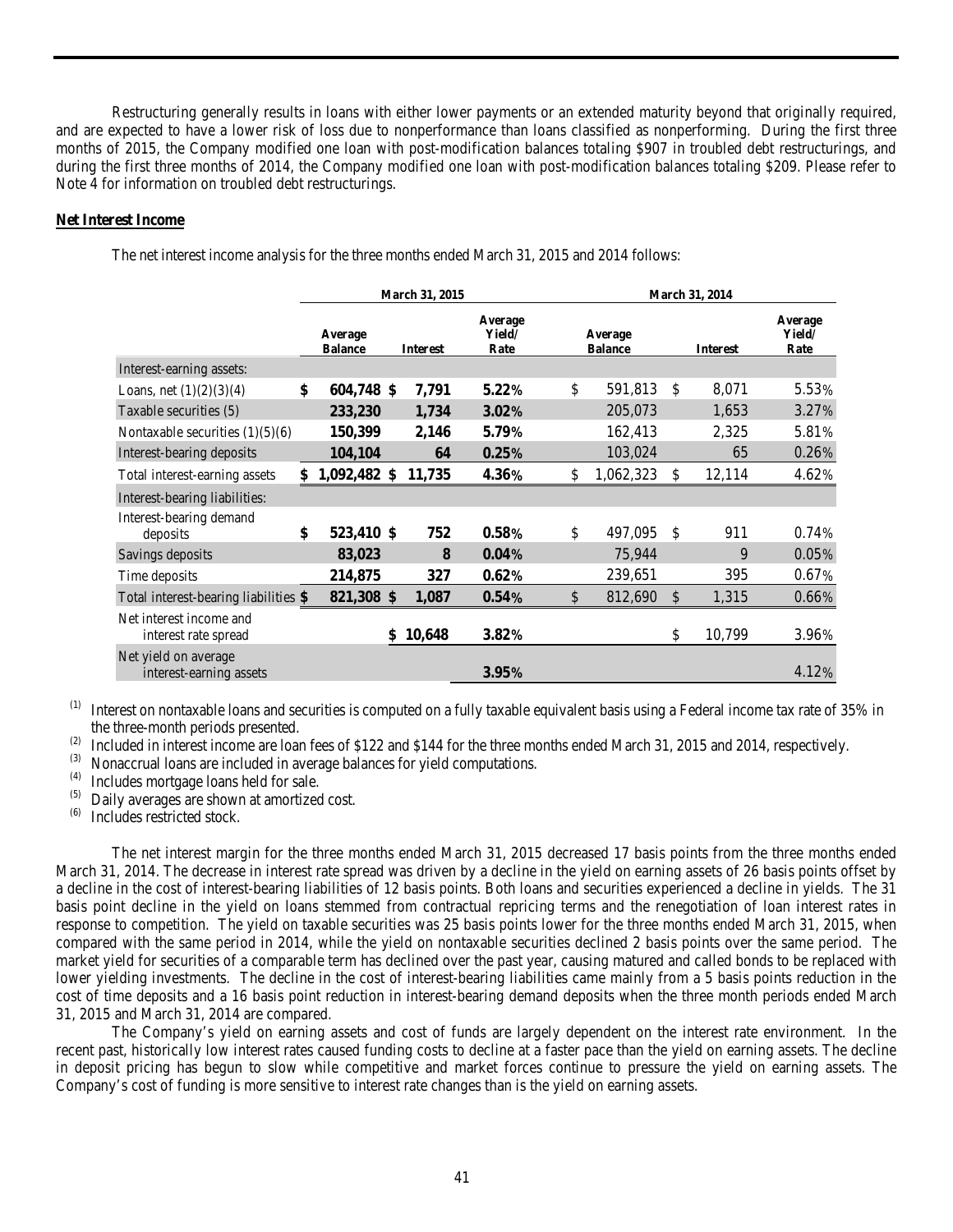Restructuring generally results in loans with either lower payments or an extended maturity beyond that originally required, and are expected to have a lower risk of loss due to nonperformance than loans classified as nonperforming. During the first three months of 2015, the Company modified one loan with post-modification balances totaling $907 in troubled debt restructurings, and during the first three months of 2014, the Company modified one loan with post-modification balances totaling $209. Please refer to Note 4 for information on troubled debt restructurings.

**Net Interest Income**

The net interest income analysis for the three months ended March 31, 2015 and 2014 follows:

| | March 31, 2015 | | | March 31, 2014 | | |
|---|---|---|---|---|---|---|
| | Average Balance | Interest | Average Yield/ Rate | Average Balance | Interest | Average Yield/ Rate |
| Interest-earning assets: | | | | | | |
| Loans, net (1)(2)(3)(4) | $ 604,748 | $ 7,791 | 5.22% | $ 591,813 | $ 8,071 | 5.53% |
| Taxable securities (5) | 233,230 | 1,734 | 3.02% | 205,073 | 1,653 | 3.27% |
| Nontaxable securities (1)(5)(6) | 150,399 | 2,146 | 5.79% | 162,413 | 2,325 | 5.81% |
| Interest-bearing deposits | 104,104 | 64 | 0.25% | 103,024 | 65 | 0.26% |
| Total interest-earning assets | $ 1,092,482 | $ 11,735 | 4.36% | $ 1,062,323 | $ 12,114 | 4.62% |
| Interest-bearing liabilities: | | | | | | |
| Interest-bearing demand deposits | $ 523,410 | $ 752 | 0.58% | $ 497,095 | $ 911 | 0.74% |
| Savings deposits | 83,023 | 8 | 0.04% | 75,944 | 9 | 0.05% |
| Time deposits | 214,875 | 327 | 0.62% | 239,651 | 395 | 0.67% |
| Total interest-bearing liabilities | $ 821,308 | $ 1,087 | 0.54% | $ 812,690 | $ 1,315 | 0.66% |
| Net interest income and interest rate spread | | $ 10,648 | 3.82% | | $ 10,799 | 3.96% |
| Net yield on average interest-earning assets | | | 3.95% | | | 4.12% |

(1) Interest on nontaxable loans and securities is computed on a fully taxable equivalent basis using a Federal income tax rate of 35% in the three-month periods presented.

(2) Included in interest income are loan fees of $122 and $144 for the three months ended March 31, 2015 and 2014, respectively.

(3) Nonaccrual loans are included in average balances for yield computations.

(4) Includes mortgage loans held for sale.

(5) Daily averages are shown at amortized cost.

(6) Includes restricted stock.

The net interest margin for the three months ended March 31, 2015 decreased 17 basis points from the three months ended March 31, 2014. The decrease in interest rate spread was driven by a decline in the yield on earning assets of 26 basis points offset by a decline in the cost of interest-bearing liabilities of 12 basis points. Both loans and securities experienced a decline in yields. The 31 basis point decline in the yield on loans stemmed from contractual repricing terms and the renegotiation of loan interest rates in response to competition. The yield on taxable securities was 25 basis points lower for the three months ended March 31, 2015, when compared with the same period in 2014, while the yield on nontaxable securities declined 2 basis points over the same period. The market yield for securities of a comparable term has declined over the past year, causing matured and called bonds to be replaced with lower yielding investments. The decline in the cost of interest-bearing liabilities came mainly from a 5 basis points reduction in the cost of time deposits and a 16 basis point reduction in interest-bearing demand deposits when the three month periods ended March 31, 2015 and March 31, 2014 are compared.

The Company's yield on earning assets and cost of funds are largely dependent on the interest rate environment. In the recent past, historically low interest rates caused funding costs to decline at a faster pace than the yield on earning assets. The decline in deposit pricing has begun to slow while competitive and market forces continue to pressure the yield on earning assets. The Company's cost of funding is more sensitive to interest rate changes than is the yield on earning assets.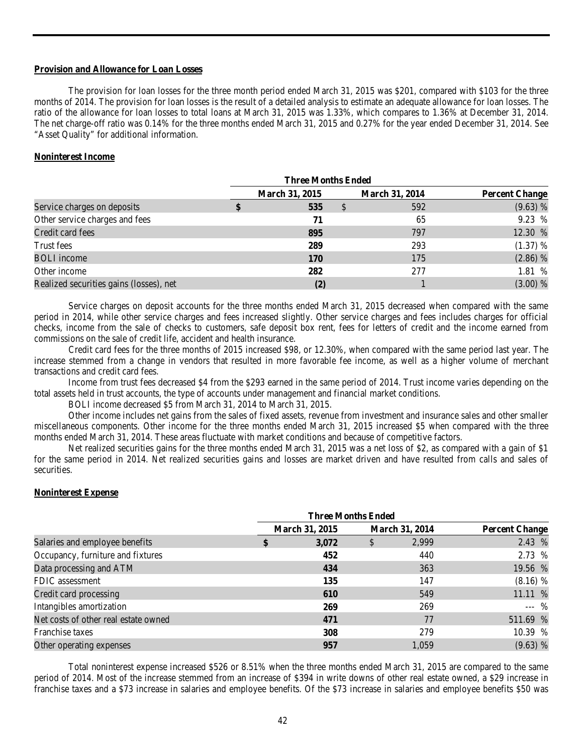**Provision and Allowance for Loan Losses**

The provision for loan losses for the three month period ended March 31, 2015 was $201, compared with $103 for the three months of 2014. The provision for loan losses is the result of a detailed analysis to estimate an adequate allowance for loan losses. The ratio of the allowance for loan losses to total loans at March 31, 2015 was 1.33%, which compares to 1.36% at December 31, 2014. The net charge-off ratio was 0.14% for the three months ended March 31, 2015 and 0.27% for the year ended December 31, 2014. See "Asset Quality" for additional information.

**Noninterest Income**

| | Three Months Ended | | |
|---|---|---|---|
| | March 31, 2015 | March 31, 2014 | Percent Change |
| Service charges on deposits | $ 535 | $ 592 | (9.63) % |
| Other service charges and fees | 71 | 65 | 9.23 % |
| Credit card fees | 895 | 797 | 12.30 % |
| Trust fees | 289 | 293 | (1.37) % |
| BOLI income | 170 | 175 | (2.86) % |
| Other income | 282 | 277 | 1.81 % |
| Realized securities gains (losses), net | (2) | 1 | (3.00) % |

Service charges on deposit accounts for the three months ended March 31, 2015 decreased when compared with the same period in 2014, while other service charges and fees increased slightly. Other service charges and fees includes charges for official checks, income from the sale of checks to customers, safe deposit box rent, fees for letters of credit and the income earned from commissions on the sale of credit life, accident and health insurance.

Credit card fees for the three months of 2015 increased $98, or 12.30%, when compared with the same period last year. The increase stemmed from a change in vendors that resulted in more favorable fee income, as well as a higher volume of merchant transactions and credit card fees.

Income from trust fees decreased $4 from the $293 earned in the same period of 2014. Trust income varies depending on the total assets held in trust accounts, the type of accounts under management and financial market conditions.

BOLI income decreased $5 from March 31, 2014 to March 31, 2015.

Other income includes net gains from the sales of fixed assets, revenue from investment and insurance sales and other smaller miscellaneous components. Other income for the three months ended March 31, 2015 increased $5 when compared with the three months ended March 31, 2014. These areas fluctuate with market conditions and because of competitive factors.

Net realized securities gains for the three months ended March 31, 2015 was a net loss of $2, as compared with a gain of $1 for the same period in 2014. Net realized securities gains and losses are market driven and have resulted from calls and sales of securities.

**Noninterest Expense**

| | Three Months Ended | | |
|---|---|---|---|
| | March 31, 2015 | March 31, 2014 | Percent Change |
| Salaries and employee benefits | $ 3,072 | $ 2,999 | 2.43 % |
| Occupancy, furniture and fixtures | 452 | 440 | 2.73 % |
| Data processing and ATM | 434 | 363 | 19.56 % |
| FDIC assessment | 135 | 147 | (8.16) % |
| Credit card processing | 610 | 549 | 11.11 % |
| Intangibles amortization | 269 | 269 | --- % |
| Net costs of other real estate owned | 471 | 77 | 511.69 % |
| Franchise taxes | 308 | 279 | 10.39 % |
| Other operating expenses | 957 | 1,059 | (9.63) % |

Total noninterest expense increased $526 or 8.51% when the three months ended March 31, 2015 are compared to the same period of 2014. Most of the increase stemmed from an increase of $394 in write downs of other real estate owned, a $29 increase in franchise taxes and a $73 increase in salaries and employee benefits. Of the $73 increase in salaries and employee benefits $50 was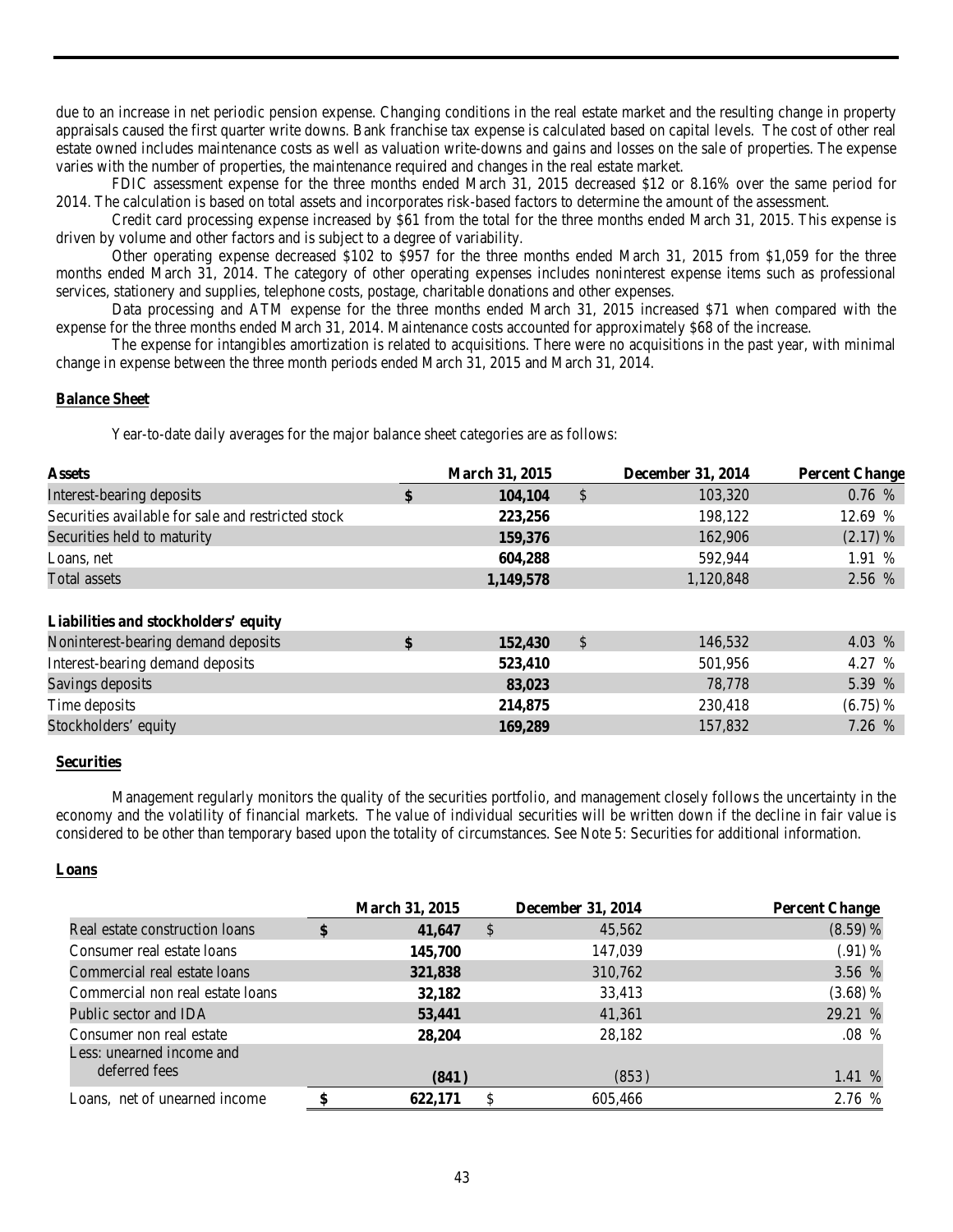due to an increase in net periodic pension expense. Changing conditions in the real estate market and the resulting change in property appraisals caused the first quarter write downs. Bank franchise tax expense is calculated based on capital levels. The cost of other real estate owned includes maintenance costs as well as valuation write-downs and gains and losses on the sale of properties. The expense varies with the number of properties, the maintenance required and changes in the real estate market.

FDIC assessment expense for the three months ended March 31, 2015 decreased $12 or 8.16% over the same period for 2014. The calculation is based on total assets and incorporates risk-based factors to determine the amount of the assessment.

Credit card processing expense increased by $61 from the total for the three months ended March 31, 2015. This expense is driven by volume and other factors and is subject to a degree of variability.

Other operating expense decreased $102 to $957 for the three months ended March 31, 2015 from $1,059 for the three months ended March 31, 2014. The category of other operating expenses includes noninterest expense items such as professional services, stationery and supplies, telephone costs, postage, charitable donations and other expenses.

Data processing and ATM expense for the three months ended March 31, 2015 increased $71 when compared with the expense for the three months ended March 31, 2014. Maintenance costs accounted for approximately $68 of the increase.

The expense for intangibles amortization is related to acquisitions. There were no acquisitions in the past year, with minimal change in expense between the three month periods ended March 31, 2015 and March 31, 2014.

**Balance Sheet**

Year-to-date daily averages for the major balance sheet categories are as follows:

| Assets | March 31, 2015 | December 31, 2014 | Percent Change |
|---|---|---|---|
| Interest-bearing deposits | $ 104,104 | $ 103,320 | 0.76 % |
| Securities available for sale and restricted stock | 223,256 | 198,122 | 12.69 % |
| Securities held to maturity | 159,376 | 162,906 | (2.17) % |
| Loans, net | 604,288 | 592,944 | 1.91 % |
| Total assets | 1,149,578 | 1,120,848 | 2.56 % |
| **Liabilities and stockholders' equity** | | | |
| Noninterest-bearing demand deposits | $ 152,430 | $ 146,532 | 4.03 % |
| Interest-bearing demand deposits | 523,410 | 501,956 | 4.27 % |
| Savings deposits | 83,023 | 78,778 | 5.39 % |
| Time deposits | 214,875 | 230,418 | (6.75) % |
| Stockholders' equity | 169,289 | 157,832 | 7.26 % |

**Securities**

Management regularly monitors the quality of the securities portfolio, and management closely follows the uncertainty in the economy and the volatility of financial markets. The value of individual securities will be written down if the decline in fair value is considered to be other than temporary based upon the totality of circumstances. See Note 5: Securities for additional information.

**Loans**

| | March 31, 2015 | December 31, 2014 | Percent Change |
|---|---|---|---|
| Real estate construction loans | $ 41,647 | $ 45,562 | (8.59) % |
| Consumer real estate loans | 145,700 | 147,039 | (.91) % |
| Commercial real estate loans | 321,838 | 310,762 | 3.56 % |
| Commercial non real estate loans | 32,182 | 33,413 | (3.68) % |
| Public sector and IDA | 53,441 | 41,361 | 29.21 % |
| Consumer non real estate | 28,204 | 28,182 | .08 % |
| Less: unearned income and deferred fees | (841) | (853) | 1.41 % |
| Loans, net of unearned income | $ 622,171 | $ 605,466 | 2.76 % |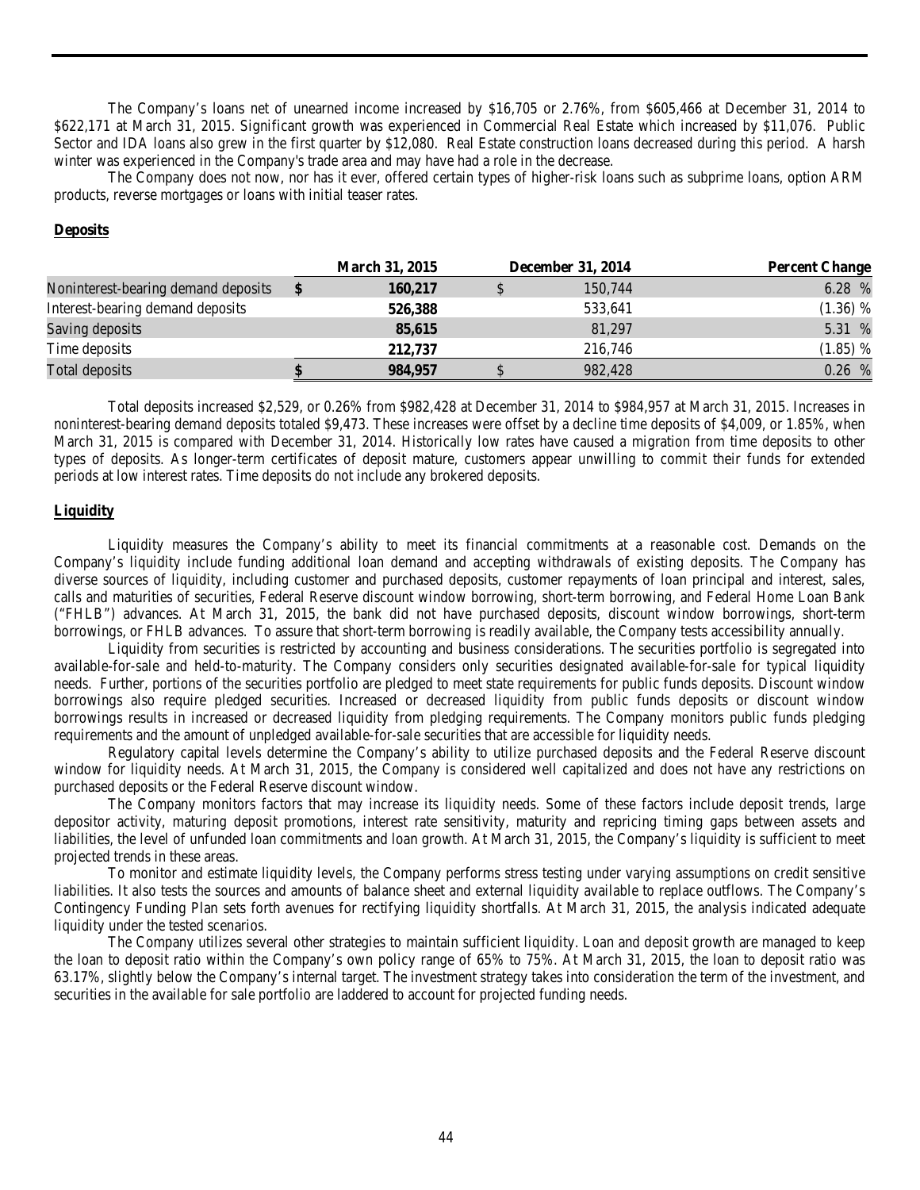The Company's loans net of unearned income increased by $16,705 or 2.76%, from $605,466 at December 31, 2014 to $622,171 at March 31, 2015. Significant growth was experienced in Commercial Real Estate which increased by $11,076. Public Sector and IDA loans also grew in the first quarter by $12,080. Real Estate construction loans decreased during this period. A harsh winter was experienced in the Company's trade area and may have had a role in the decrease.

The Company does not now, nor has it ever, offered certain types of higher-risk loans such as subprime loans, option ARM products, reverse mortgages or loans with initial teaser rates.

**Deposits**

| | March 31, 2015 | December 31, 2014 | Percent Change |
|---|---|---|---|
| Noninterest-bearing demand deposits | $ **160,217** | $ 150,744 | 6.28 % |
| Interest-bearing demand deposits | **526,388** | 533,641 | (1.36) % |
| Saving deposits | **85,615** | 81,297 | 5.31 % |
| Time deposits | **212,737** | 216,746 | (1.85) % |
| Total deposits | $ **984,957** | $ 982,428 | 0.26 % |

Total deposits increased $2,529, or 0.26% from $982,428 at December 31, 2014 to $984,957 at March 31, 2015. Increases in noninterest-bearing demand deposits totaled $9,473. These increases were offset by a decline time deposits of $4,009, or 1.85%, when March 31, 2015 is compared with December 31, 2014. Historically low rates have caused a migration from time deposits to other types of deposits. As longer-term certificates of deposit mature, customers appear unwilling to commit their funds for extended periods at low interest rates. Time deposits do not include any brokered deposits.

**Liquidity**

Liquidity measures the Company's ability to meet its financial commitments at a reasonable cost. Demands on the Company's liquidity include funding additional loan demand and accepting withdrawals of existing deposits. The Company has diverse sources of liquidity, including customer and purchased deposits, customer repayments of loan principal and interest, sales, calls and maturities of securities, Federal Reserve discount window borrowing, short-term borrowing, and Federal Home Loan Bank ("FHLB") advances. At March 31, 2015, the bank did not have purchased deposits, discount window borrowings, short-term borrowings, or FHLB advances. To assure that short-term borrowing is readily available, the Company tests accessibility annually.

Liquidity from securities is restricted by accounting and business considerations. The securities portfolio is segregated into available-for-sale and held-to-maturity. The Company considers only securities designated available-for-sale for typical liquidity needs. Further, portions of the securities portfolio are pledged to meet state requirements for public funds deposits. Discount window borrowings also require pledged securities. Increased or decreased liquidity from public funds deposits or discount window borrowings results in increased or decreased liquidity from pledging requirements. The Company monitors public funds pledging requirements and the amount of unpledged available-for-sale securities that are accessible for liquidity needs.

Regulatory capital levels determine the Company's ability to utilize purchased deposits and the Federal Reserve discount window for liquidity needs. At March 31, 2015, the Company is considered well capitalized and does not have any restrictions on purchased deposits or the Federal Reserve discount window.

The Company monitors factors that may increase its liquidity needs. Some of these factors include deposit trends, large depositor activity, maturing deposit promotions, interest rate sensitivity, maturity and repricing timing gaps between assets and liabilities, the level of unfunded loan commitments and loan growth. At March 31, 2015, the Company's liquidity is sufficient to meet projected trends in these areas.

To monitor and estimate liquidity levels, the Company performs stress testing under varying assumptions on credit sensitive liabilities. It also tests the sources and amounts of balance sheet and external liquidity available to replace outflows. The Company's Contingency Funding Plan sets forth avenues for rectifying liquidity shortfalls. At March 31, 2015, the analysis indicated adequate liquidity under the tested scenarios.

The Company utilizes several other strategies to maintain sufficient liquidity. Loan and deposit growth are managed to keep the loan to deposit ratio within the Company's own policy range of 65% to 75%. At March 31, 2015, the loan to deposit ratio was 63.17%, slightly below the Company's internal target. The investment strategy takes into consideration the term of the investment, and securities in the available for sale portfolio are laddered to account for projected funding needs.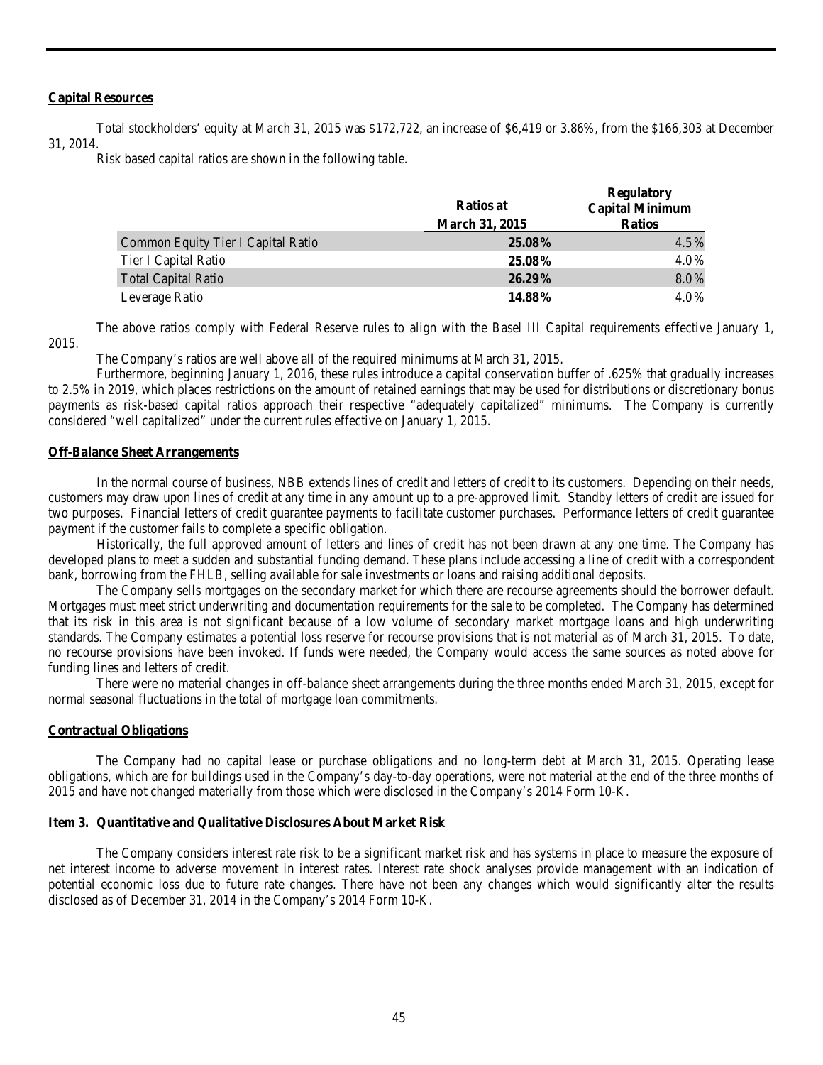**Capital Resources**

Total stockholders' equity at March 31, 2015 was $172,722, an increase of $6,419 or 3.86%, from the $166,303 at December 31, 2014.

Risk based capital ratios are shown in the following table.

| | Ratios at March 31, 2015 | Regulatory Capital Minimum Ratios |
|---|---|---|
| Common Equity Tier I Capital Ratio | **25.08%** | 4.5% |
| Tier I Capital Ratio | **25.08%** | 4.0% |
| Total Capital Ratio | **26.29%** | 8.0% |
| Leverage Ratio | **14.88%** | 4.0% |

The above ratios comply with Federal Reserve rules to align with the Basel III Capital requirements effective January 1, 2015.

The Company's ratios are well above all of the required minimums at March 31, 2015.

Furthermore, beginning January 1, 2016, these rules introduce a capital conservation buffer of .625% that gradually increases to 2.5% in 2019, which places restrictions on the amount of retained earnings that may be used for distributions or discretionary bonus payments as risk-based capital ratios approach their respective "adequately capitalized" minimums. The Company is currently considered "well capitalized" under the current rules effective on January 1, 2015.

**Off-Balance Sheet Arrangements**

In the normal course of business, NBB extends lines of credit and letters of credit to its customers. Depending on their needs, customers may draw upon lines of credit at any time in any amount up to a pre-approved limit. Standby letters of credit are issued for two purposes. Financial letters of credit guarantee payments to facilitate customer purchases. Performance letters of credit guarantee payment if the customer fails to complete a specific obligation.

Historically, the full approved amount of letters and lines of credit has not been drawn at any one time. The Company has developed plans to meet a sudden and substantial funding demand. These plans include accessing a line of credit with a correspondent bank, borrowing from the FHLB, selling available for sale investments or loans and raising additional deposits.

The Company sells mortgages on the secondary market for which there are recourse agreements should the borrower default. Mortgages must meet strict underwriting and documentation requirements for the sale to be completed. The Company has determined that its risk in this area is not significant because of a low volume of secondary market mortgage loans and high underwriting standards. The Company estimates a potential loss reserve for recourse provisions that is not material as of March 31, 2015. To date, no recourse provisions have been invoked. If funds were needed, the Company would access the same sources as noted above for funding lines and letters of credit.

There were no material changes in off-balance sheet arrangements during the three months ended March 31, 2015, except for normal seasonal fluctuations in the total of mortgage loan commitments.

**Contractual Obligations**

The Company had no capital lease or purchase obligations and no long-term debt at March 31, 2015. Operating lease obligations, which are for buildings used in the Company's day-to-day operations, were not material at the end of the three months of 2015 and have not changed materially from those which were disclosed in the Company's 2014 Form 10-K.

**Item 3. Quantitative and Qualitative Disclosures About Market Risk**

The Company considers interest rate risk to be a significant market risk and has systems in place to measure the exposure of net interest income to adverse movement in interest rates. Interest rate shock analyses provide management with an indication of potential economic loss due to future rate changes. There have not been any changes which would significantly alter the results disclosed as of December 31, 2014 in the Company's 2014 Form 10-K.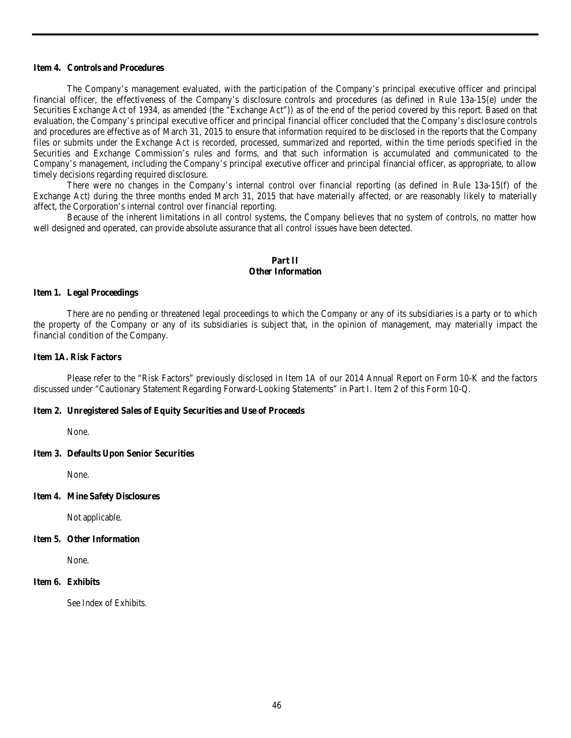**Item 4. Controls and Procedures**

The Company's management evaluated, with the participation of the Company's principal executive officer and principal financial officer, the effectiveness of the Company's disclosure controls and procedures (as defined in Rule 13a-15(e) under the Securities Exchange Act of 1934, as amended (the "Exchange Act")) as of the end of the period covered by this report. Based on that evaluation, the Company's principal executive officer and principal financial officer concluded that the Company's disclosure controls and procedures are effective as of March 31, 2015 to ensure that information required to be disclosed in the reports that the Company files or submits under the Exchange Act is recorded, processed, summarized and reported, within the time periods specified in the Securities and Exchange Commission's rules and forms, and that such information is accumulated and communicated to the Company's management, including the Company's principal executive officer and principal financial officer, as appropriate, to allow timely decisions regarding required disclosure.

There were no changes in the Company's internal control over financial reporting (as defined in Rule 13a-15(f) of the Exchange Act) during the three months ended March 31, 2015 that have materially affected, or are reasonably likely to materially affect, the Corporation's internal control over financial reporting.

Because of the inherent limitations in all control systems, the Company believes that no system of controls, no matter how well designed and operated, can provide absolute assurance that all control issues have been detected.

## Part II
## Other Information

**Item 1. Legal Proceedings**

There are no pending or threatened legal proceedings to which the Company or any of its subsidiaries is a party or to which the property of the Company or any of its subsidiaries is subject that, in the opinion of management, may materially impact the financial condition of the Company.

**Item 1A. Risk Factors**

Please refer to the "Risk Factors" previously disclosed in Item 1A of our 2014 Annual Report on Form 10-K and the factors discussed under "Cautionary Statement Regarding Forward-Looking Statements" in Part I. Item 2 of this Form 10-Q.

**Item 2. Unregistered Sales of Equity Securities and Use of Proceeds**

None.

**Item 3. Defaults Upon Senior Securities**

None.

**Item 4. Mine Safety Disclosures**

Not applicable.

**Item 5. Other Information**

None.

**Item 6. Exhibits**

See Index of Exhibits.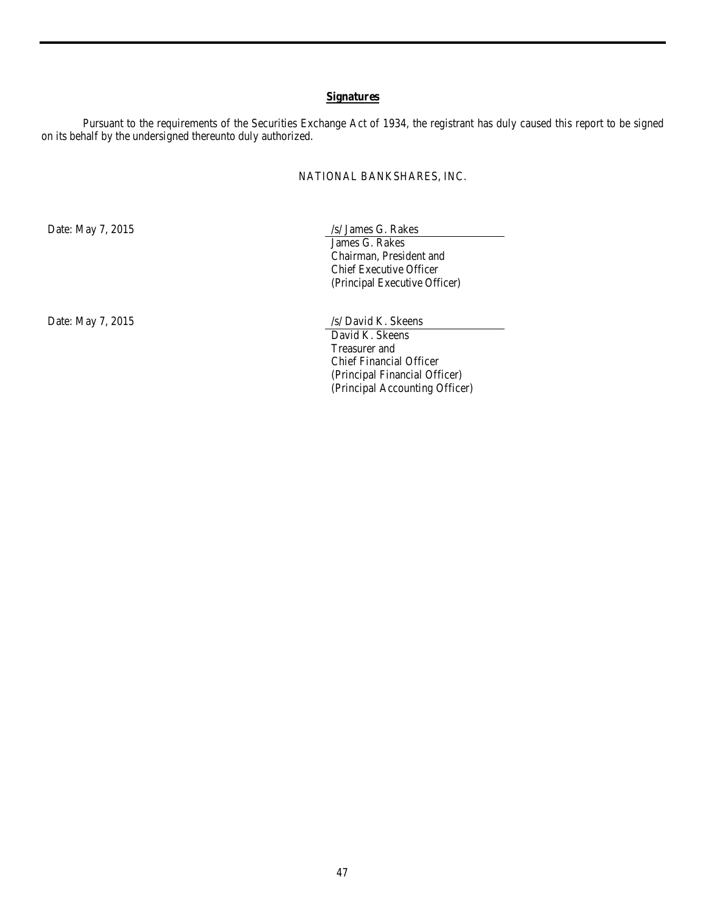## **Signatures**

Pursuant to the requirements of the Securities Exchange Act of 1934, the registrant has duly caused this report to be signed on its behalf by the undersigned thereunto duly authorized.

NATIONAL BANKSHARES, INC.

Date: May 7, 2015

/s/ James G. Reakes
James G. Rakes
Chairman, President and
Chief Executive Officer
(Principal Executive Officer)

Date: May 7, 2015

/s/ David K. Skeens
David K. Skeens
Treasurer and
Chief Financial Officer
(Principal Financial Officer)
(Principal Accounting Officer)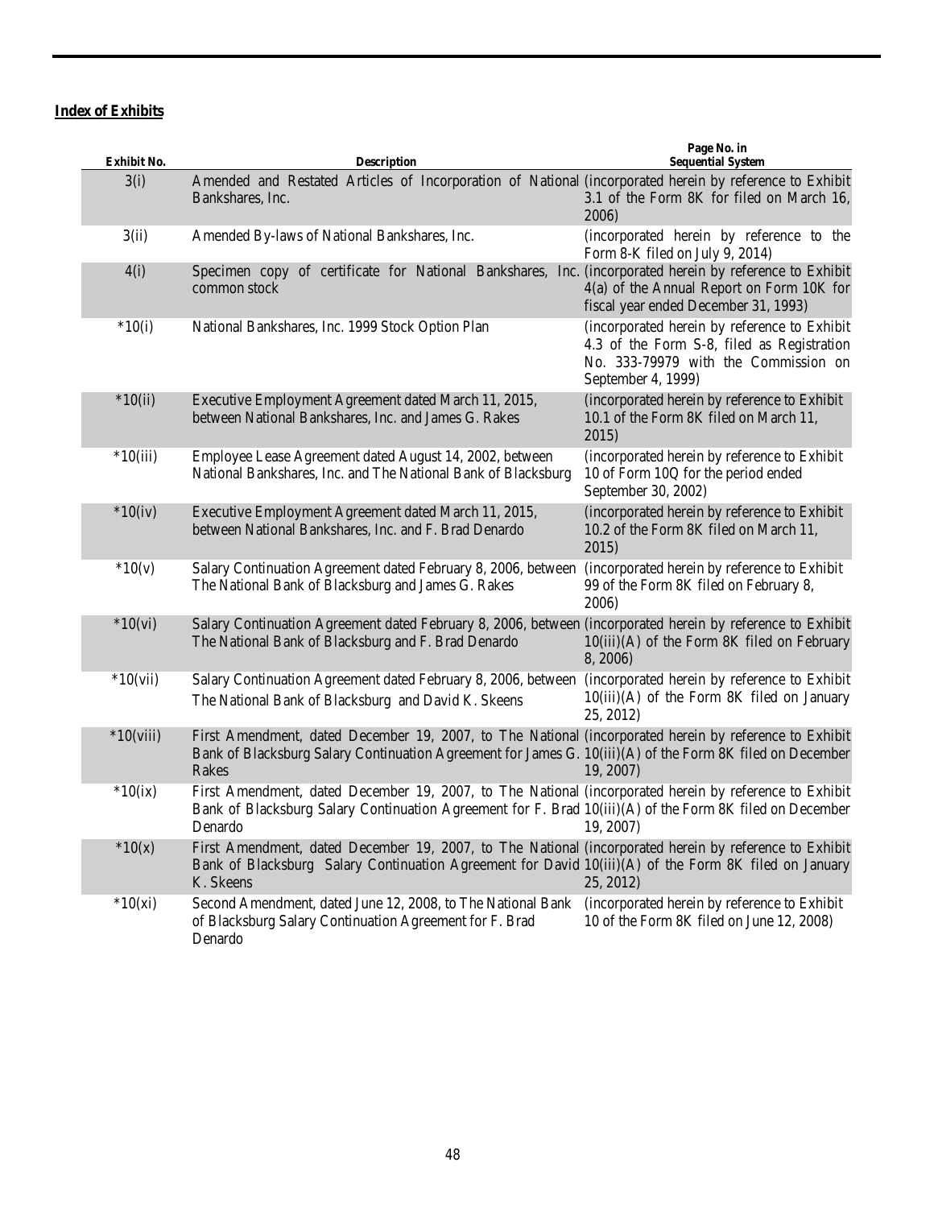**Index of Exhibits**

| Exhibit No. | Description | Page No. in Sequential System |
|---|---|---|
| 3(i) | Amended and Restated Articles of Incorporation of National Bankshares, Inc. | (incorporated herein by reference to Exhibit 3.1 of the Form 8K for filed on March 16, 2006) |
| 3(ii) | Amended By-laws of National Bankshares, Inc. | (incorporated herein by reference to the Form 8-K filed on July 9, 2014) |
| 4(i) | Specimen copy of certificate for National Bankshares, Inc. common stock | (incorporated herein by reference to Exhibit 4(a) of the Annual Report on Form 10K for fiscal year ended December 31, 1993) |
| *10(i) | National Bankshares, Inc. 1999 Stock Option Plan | (incorporated herein by reference to Exhibit 4.3 of the Form S-8, filed as Registration No. 333-79979 with the Commission on September 4, 1999) |
| *10(ii) | Executive Employment Agreement dated March 11, 2015, between National Bankshares, Inc. and James G. Rakes | (incorporated herein by reference to Exhibit 10.1 of the Form 8K filed on March 11, 2015) |
| *10(iii) | Employee Lease Agreement dated August 14, 2002, between National Bankshares, Inc. and The National Bank of Blacksburg | (incorporated herein by reference to Exhibit 10 of Form 10Q for the period ended September 30, 2002) |
| *10(iv) | Executive Employment Agreement dated March 11, 2015, between National Bankshares, Inc. and F. Brad Denardo | (incorporated herein by reference to Exhibit 10.2 of the Form 8K filed on March 11, 2015) |
| *10(v) | Salary Continuation Agreement dated February 8, 2006, between The National Bank of Blacksburg and James G. Rakes | (incorporated herein by reference to Exhibit 99 of the Form 8K filed on February 8, 2006) |
| *10(vi) | Salary Continuation Agreement dated February 8, 2006, between The National Bank of Blacksburg and F. Brad Denardo | (incorporated herein by reference to Exhibit 10(iii)(A) of the Form 8K filed on February 8, 2006) |
| *10(vii) | Salary Continuation Agreement dated February 8, 2006, between The National Bank of Blacksburg and David K. Skeens | (incorporated herein by reference to Exhibit 10(iii)(A) of the Form 8K filed on January 25, 2012) |
| *10(viii) | First Amendment, dated December 19, 2007, to The National Bank of Blacksburg Salary Continuation Agreement for James G. Rakes | (incorporated herein by reference to Exhibit 10(iii)(A) of the Form 8K filed on December 19, 2007) |
| *10(ix) | First Amendment, dated December 19, 2007, to The National Bank of Blacksburg Salary Continuation Agreement for F. Brad Denardo | (incorporated herein by reference to Exhibit 10(iii)(A) of the Form 8K filed on December 19, 2007) |
| *10(x) | First Amendment, dated December 19, 2007, to The National Bank of Blacksburg Salary Continuation Agreement for David K. Skeens | (incorporated herein by reference to Exhibit 10(iii)(A) of the Form 8K filed on January 25, 2012) |
| *10(xi) | Second Amendment, dated June 12, 2008, to The National Bank of Blacksburg Salary Continuation Agreement for F. Brad Denardo | (incorporated herein by reference to Exhibit 10 of the Form 8K filed on June 12, 2008) |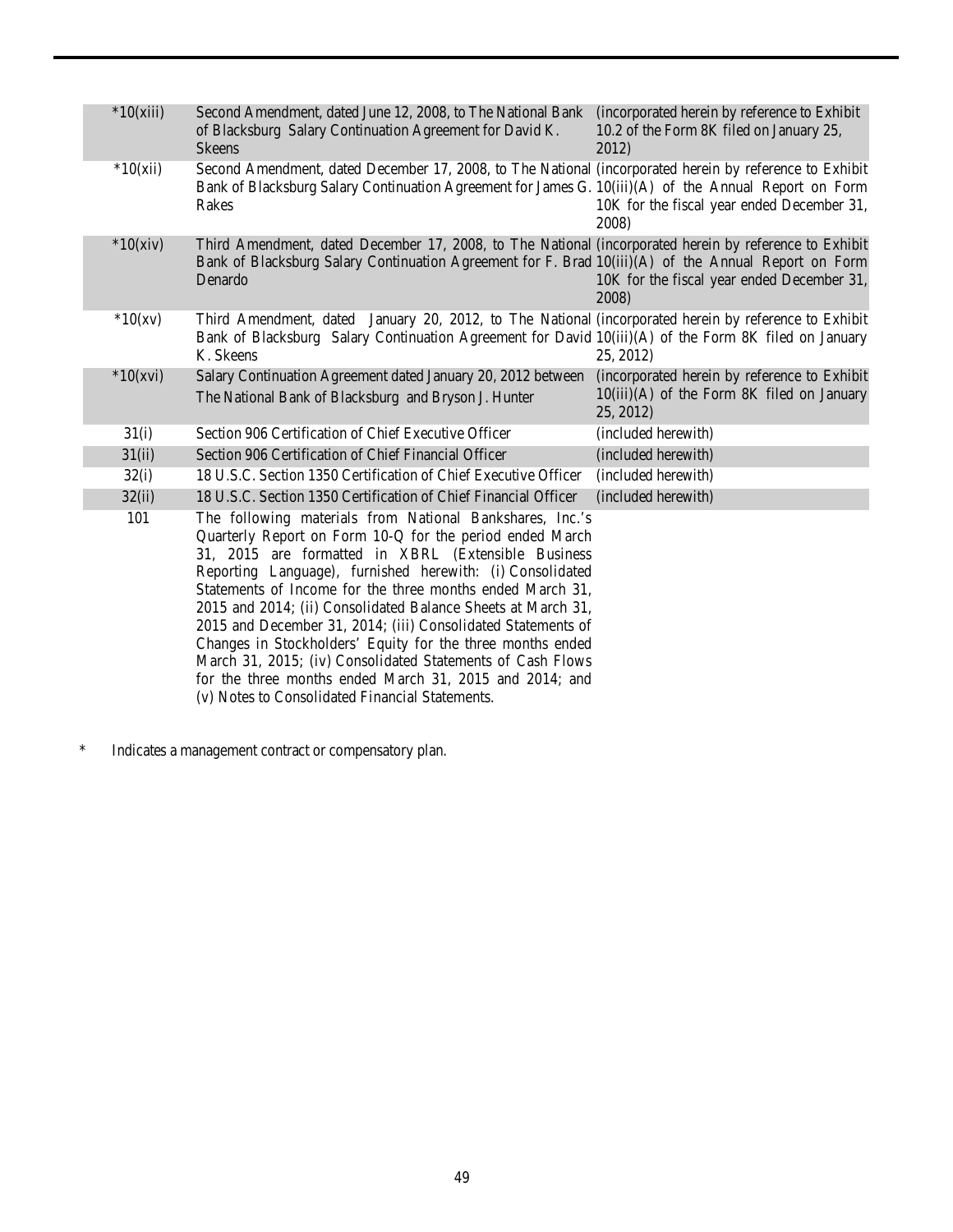| | | |
|---|---|---|
| *10(xiii) | Second Amendment, dated June 12, 2008, to The National Bank of Blacksburg Salary Continuation Agreement for David K. Skeens | (incorporated herein by reference to Exhibit 10.2 of the Form 8K filed on January 25, 2012) |
| *10(xii) | Second Amendment, dated December 17, 2008, to The National Bank of Blacksburg Salary Continuation Agreement for James G. Rakes | (incorporated herein by reference to Exhibit 10(iii)(A) of the Annual Report on Form 10K for the fiscal year ended December 31, 2008) |
| *10(xiv) | Third Amendment, dated December 17, 2008, to The National Bank of Blacksburg Salary Continuation Agreement for F. Brad Denardo | (incorporated herein by reference to Exhibit 10(iii)(A) of the Annual Report on Form 10K for the fiscal year ended December 31, 2008) |
| *10(xv) | Third Amendment, dated January 20, 2012, to The National Bank of Blacksburg Salary Continuation Agreement for David K. Skeens | (incorporated herein by reference to Exhibit 10(iii)(A) of the Form 8K filed on January 25, 2012) |
| *10(xvi) | Salary Continuation Agreement dated January 20, 2012 between The National Bank of Blacksburg and Bryson J. Hunter | (incorporated herein by reference to Exhibit 10(iii)(A) of the Form 8K filed on January 25, 2012) |
| 31(i) | Section 906 Certification of Chief Executive Officer | (included herewith) |
| 31(ii) | Section 906 Certification of Chief Financial Officer | (included herewith) |
| 32(i) | 18 U.S.C. Section 1350 Certification of Chief Executive Officer | (included herewith) |
| 32(ii) | 18 U.S.C. Section 1350 Certification of Chief Financial Officer | (included herewith) |
| 101 | The following materials from National Bankshares, Inc.'s Quarterly Report on Form 10-Q for the period ended March 31, 2015 are formatted in XBRL (Extensible Business Reporting Language), furnished herewith: (i) Consolidated Statements of Income for the three months ended March 31, 2015 and 2014; (ii) Consolidated Balance Sheets at March 31, 2015 and December 31, 2014; (iii) Consolidated Statements of Changes in Stockholders' Equity for the three months ended March 31, 2015; (iv) Consolidated Statements of Cash Flows for the three months ended March 31, 2015 and 2014; and (v) Notes to Consolidated Financial Statements. | |

\* Indicates a management contract or compensatory plan.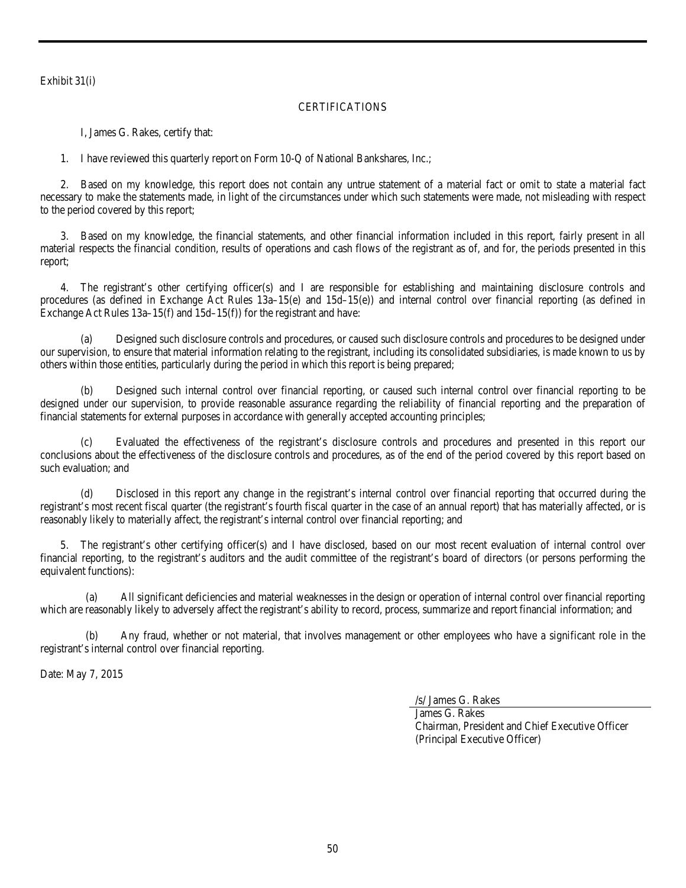Exhibit 31(i)

## CERTIFICATIONS

I, James G. Rakes, certify that:

1. I have reviewed this quarterly report on Form 10-Q of National Bankshares, Inc.;

2. Based on my knowledge, this report does not contain any untrue statement of a material fact or omit to state a material fact necessary to make the statements made, in light of the circumstances under which such statements were made, not misleading with respect to the period covered by this report;

3. Based on my knowledge, the financial statements, and other financial information included in this report, fairly present in all material respects the financial condition, results of operations and cash flows of the registrant as of, and for, the periods presented in this report;

4. The registrant's other certifying officer(s) and I are responsible for establishing and maintaining disclosure controls and procedures (as defined in Exchange Act Rules 13a–15(e) and 15d–15(e)) and internal control over financial reporting (as defined in Exchange Act Rules 13a–15(f) and 15d–15(f)) for the registrant and have:

(a) Designed such disclosure controls and procedures, or caused such disclosure controls and procedures to be designed under our supervision, to ensure that material information relating to the registrant, including its consolidated subsidiaries, is made known to us by others within those entities, particularly during the period in which this report is being prepared;

(b) Designed such internal control over financial reporting, or caused such internal control over financial reporting to be designed under our supervision, to provide reasonable assurance regarding the reliability of financial reporting and the preparation of financial statements for external purposes in accordance with generally accepted accounting principles;

(c) Evaluated the effectiveness of the registrant's disclosure controls and procedures and presented in this report our conclusions about the effectiveness of the disclosure controls and procedures, as of the end of the period covered by this report based on such evaluation; and

(d) Disclosed in this report any change in the registrant's internal control over financial reporting that occurred during the registrant's most recent fiscal quarter (the registrant's fourth fiscal quarter in the case of an annual report) that has materially affected, or is reasonably likely to materially affect, the registrant's internal control over financial reporting; and

5. The registrant's other certifying officer(s) and I have disclosed, based on our most recent evaluation of internal control over financial reporting, to the registrant's auditors and the audit committee of the registrant's board of directors (or persons performing the equivalent functions):

(a) All significant deficiencies and material weaknesses in the design or operation of internal control over financial reporting which are reasonably likely to adversely affect the registrant's ability to record, process, summarize and report financial information; and

(b) Any fraud, whether or not material, that involves management or other employees who have a significant role in the registrant's internal control over financial reporting.

Date: May 7, 2015

/s/ James G. Rakes

James G. Rakes
Chairman, President and Chief Executive Officer
(Principal Executive Officer)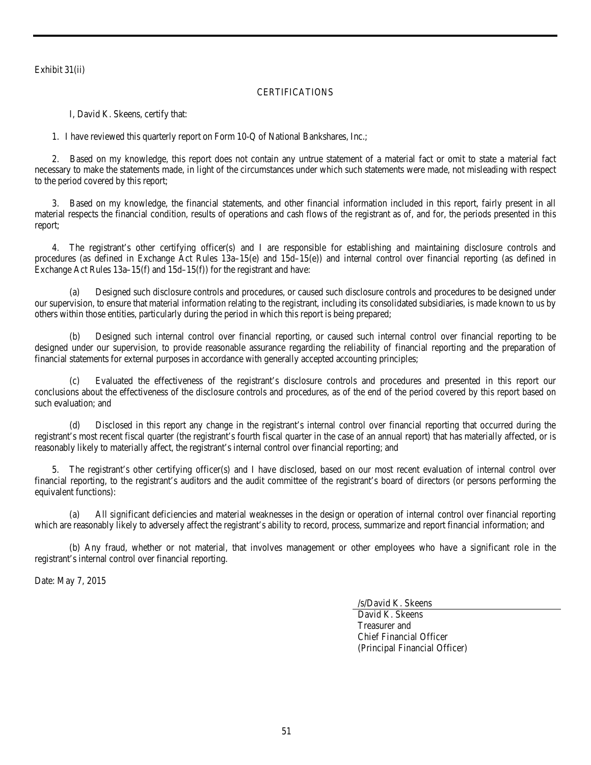Exhibit 31(ii)

CERTIFICATIONS

I, David K. Skeens, certify that:

1. I have reviewed this quarterly report on Form 10-Q of National Bankshares, Inc.;

2. Based on my knowledge, this report does not contain any untrue statement of a material fact or omit to state a material fact necessary to make the statements made, in light of the circumstances under which such statements were made, not misleading with respect to the period covered by this report;

3. Based on my knowledge, the financial statements, and other financial information included in this report, fairly present in all material respects the financial condition, results of operations and cash flows of the registrant as of, and for, the periods presented in this report;

4. The registrant's other certifying officer(s) and I are responsible for establishing and maintaining disclosure controls and procedures (as defined in Exchange Act Rules 13a–15(e) and 15d–15(e)) and internal control over financial reporting (as defined in Exchange Act Rules 13a–15(f) and 15d–15(f)) for the registrant and have:

(a) Designed such disclosure controls and procedures, or caused such disclosure controls and procedures to be designed under our supervision, to ensure that material information relating to the registrant, including its consolidated subsidiaries, is made known to us by others within those entities, particularly during the period in which this report is being prepared;

(b) Designed such internal control over financial reporting, or caused such internal control over financial reporting to be designed under our supervision, to provide reasonable assurance regarding the reliability of financial reporting and the preparation of financial statements for external purposes in accordance with generally accepted accounting principles;

(c) Evaluated the effectiveness of the registrant's disclosure controls and procedures and presented in this report our conclusions about the effectiveness of the disclosure controls and procedures, as of the end of the period covered by this report based on such evaluation; and

(d) Disclosed in this report any change in the registrant's internal control over financial reporting that occurred during the registrant's most recent fiscal quarter (the registrant's fourth fiscal quarter in the case of an annual report) that has materially affected, or is reasonably likely to materially affect, the registrant's internal control over financial reporting; and

5. The registrant's other certifying officer(s) and I have disclosed, based on our most recent evaluation of internal control over financial reporting, to the registrant's auditors and the audit committee of the registrant's board of directors (or persons performing the equivalent functions):

(a) All significant deficiencies and material weaknesses in the design or operation of internal control over financial reporting which are reasonably likely to adversely affect the registrant's ability to record, process, summarize and report financial information; and

(b) Any fraud, whether or not material, that involves management or other employees who have a significant role in the registrant's internal control over financial reporting.

Date: May 7, 2015

/s/David K. Skeens

David K. Skeens
Treasurer and
Chief Financial Officer
(Principal Financial Officer)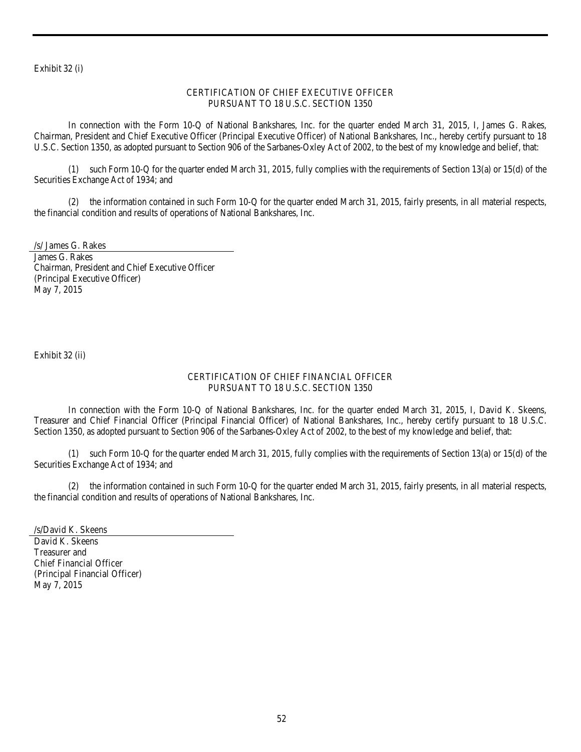Exhibit 32 (i)

## CERTIFICATION OF CHIEF EXECUTIVE OFFICER
## PURSUANT TO 18 U.S.C. SECTION 1350

In connection with the Form 10-Q of National Bankshares, Inc. for the quarter ended March 31, 2015, I, James G. Rakes, Chairman, President and Chief Executive Officer (Principal Executive Officer) of National Bankshares, Inc., hereby certify pursuant to 18 U.S.C. Section 1350, as adopted pursuant to Section 906 of the Sarbanes-Oxley Act of 2002, to the best of my knowledge and belief, that:

(1) such Form 10-Q for the quarter ended March 31, 2015, fully complies with the requirements of Section 13(a) or 15(d) of the Securities Exchange Act of 1934; and

(2) the information contained in such Form 10-Q for the quarter ended March 31, 2015, fairly presents, in all material respects, the financial condition and results of operations of National Bankshares, Inc.

/s/ James G. Rakes
James G. Rakes
Chairman, President and Chief Executive Officer
(Principal Executive Officer)
May 7, 2015

Exhibit 32 (ii)

## CERTIFICATION OF CHIEF FINANCIAL OFFICER
## PURSUANT TO 18 U.S.C. SECTION 1350

In connection with the Form 10-Q of National Bankshares, Inc. for the quarter ended March 31, 2015, I, David K. Skeens, Treasurer and Chief Financial Officer (Principal Financial Officer) of National Bankshares, Inc., hereby certify pursuant to 18 U.S.C. Section 1350, as adopted pursuant to Section 906 of the Sarbanes-Oxley Act of 2002, to the best of my knowledge and belief, that:

(1) such Form 10-Q for the quarter ended March 31, 2015, fully complies with the requirements of Section 13(a) or 15(d) of the Securities Exchange Act of 1934; and

(2) the information contained in such Form 10-Q for the quarter ended March 31, 2015, fairly presents, in all material respects, the financial condition and results of operations of National Bankshares, Inc.

/s/David K. Skeens
David K. Skeens
Treasurer and
Chief Financial Officer
(Principal Financial Officer)
May 7, 2015